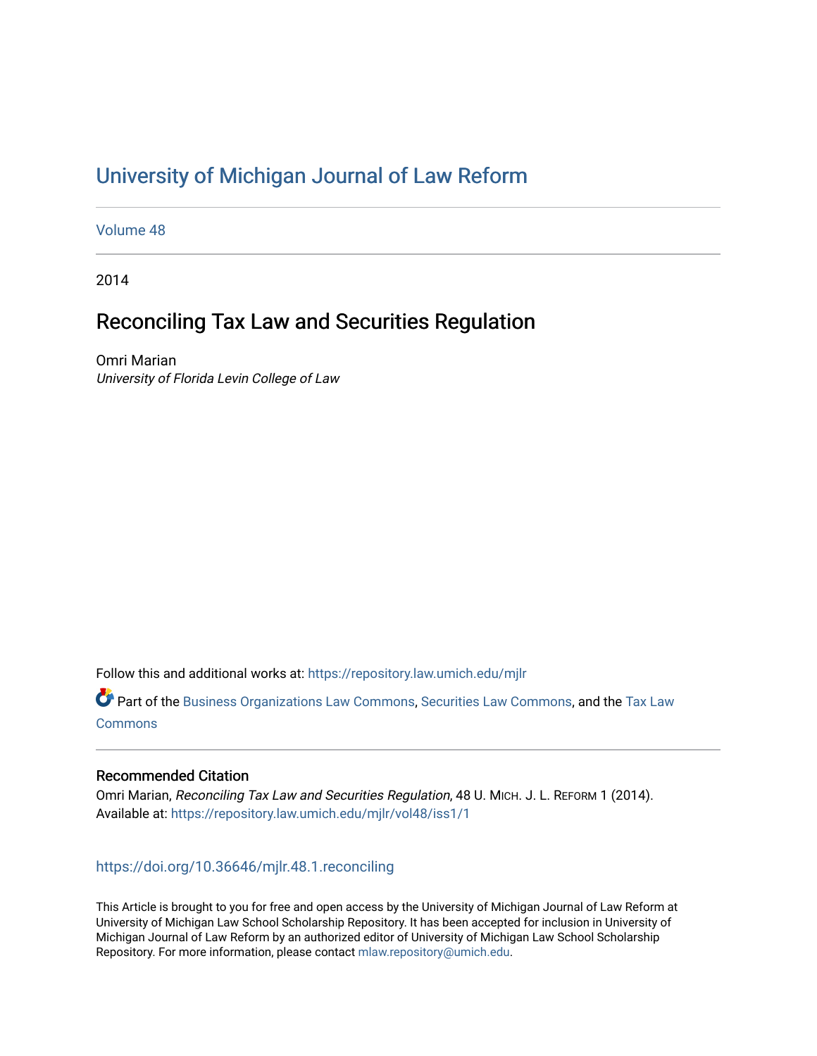# University of Michigan Journal of Law Reform

Volume 48

2014

## Reconciling Tax Law and Securities Regulation

Omri Marian
*University of Florida Levin College of Law*

Follow this and additional works at: https://repository.law.umich.edu/mjlr

Part of the Business Organizations Law Commons, Securities Law Commons, and the Tax Law Commons

### Recommended Citation

Omri Marian, *Reconciling Tax Law and Securities Regulation*, 48 U. MICH. J. L. REFORM 1 (2014).
Available at: https://repository.law.umich.edu/mjlr/vol48/iss1/1

https://doi.org/10.36646/mjlr.48.1.reconciling

This Article is brought to you for free and open access by the University of Michigan Journal of Law Reform at University of Michigan Law School Scholarship Repository. It has been accepted for inclusion in University of Michigan Journal of Law Reform by an authorized editor of University of Michigan Law School Scholarship Repository. For more information, please contact mlaw.repository@umich.edu.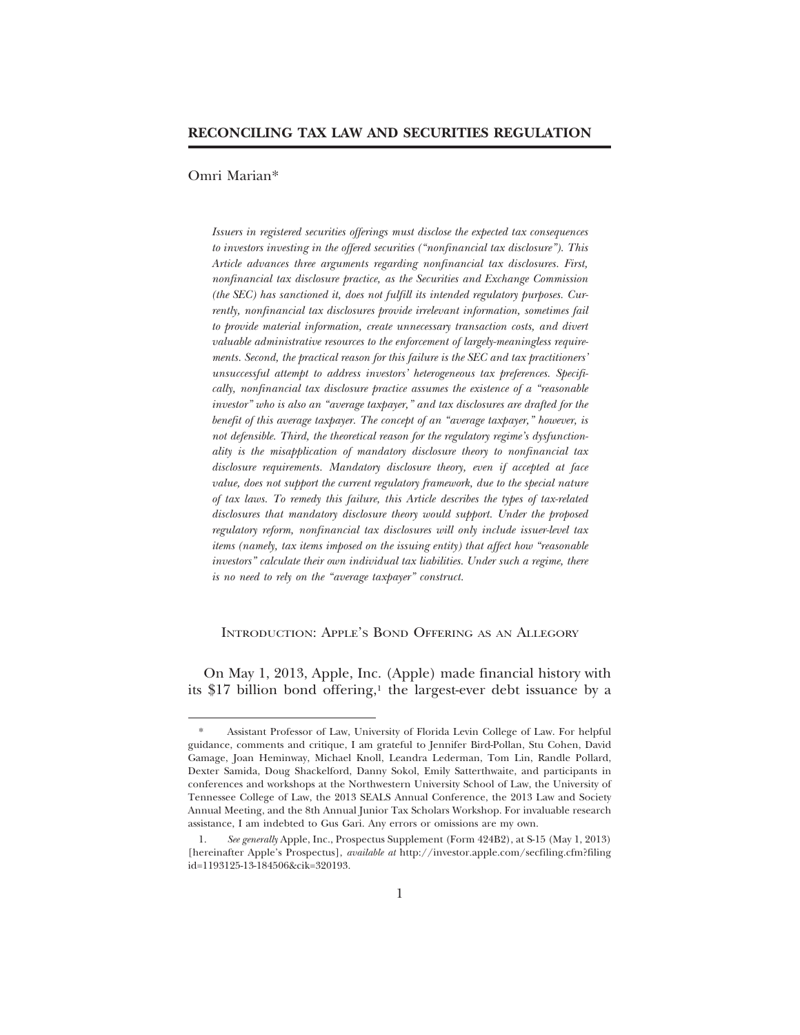## RECONCILING TAX LAW AND SECURITIES REGULATION

Omri Marian*

*Issuers in registered securities offerings must disclose the expected tax consequences to investors investing in the offered securities ("nonfinancial tax disclosure"). This Article advances three arguments regarding nonfinancial tax disclosures. First, nonfinancial tax disclosure practice, as the Securities and Exchange Commission (the SEC) has sanctioned it, does not fulfill its intended regulatory purposes. Currently, nonfinancial tax disclosures provide irrelevant information, sometimes fail to provide material information, create unnecessary transaction costs, and divert valuable administrative resources to the enforcement of largely-meaningless requirements. Second, the practical reason for this failure is the SEC and tax practitioners' unsuccessful attempt to address investors' heterogeneous tax preferences. Specifically, nonfinancial tax disclosure practice assumes the existence of a "reasonable investor" who is also an "average taxpayer," and tax disclosures are drafted for the benefit of this average taxpayer. The concept of an "average taxpayer," however, is not defensible. Third, the theoretical reason for the regulatory regime's dysfunctionality is the misapplication of mandatory disclosure theory to nonfinancial tax disclosure requirements. Mandatory disclosure theory, even if accepted at face value, does not support the current regulatory framework, due to the special nature of tax laws. To remedy this failure, this Article describes the types of tax-related disclosures that mandatory disclosure theory would support. Under the proposed regulatory reform, nonfinancial tax disclosures will only include issuer-level tax items (namely, tax items imposed on the issuing entity) that affect how "reasonable investors" calculate their own individual tax liabilities. Under such a regime, there is no need to rely on the "average taxpayer" construct.*

### Introduction: Apple's Bond Offering as an Allegory

On May 1, 2013, Apple, Inc. (Apple) made financial history with its $17 billion bond offering,[1] the largest-ever debt issuance by a

---

\* Assistant Professor of Law, University of Florida Levin College of Law. For helpful guidance, comments and critique, I am grateful to Jennifer Bird-Pollan, Stu Cohen, David Gamage, Joan Heminway, Michael Knoll, Leandra Lederman, Tom Lin, Randle Pollard, Dexter Samida, Doug Shackelford, Danny Sokol, Emily Satterthwaite, and participants in conferences and workshops at the Northwestern University School of Law, the University of Tennessee College of Law, the 2013 SEALS Annual Conference, the 2013 Law and Society Annual Meeting, and the 8th Annual Junior Tax Scholars Workshop. For invaluable research assistance, I am indebted to Gus Gari. Any errors or omissions are my own.

1. *See generally* Apple, Inc., Prospectus Supplement (Form 424B2), at S-15 (May 1, 2013) [hereinafter Apple's Prospectus], *available at* http://investor.apple.com/secfiling.cfm?filingid=1193125-13-184506&cik=320193.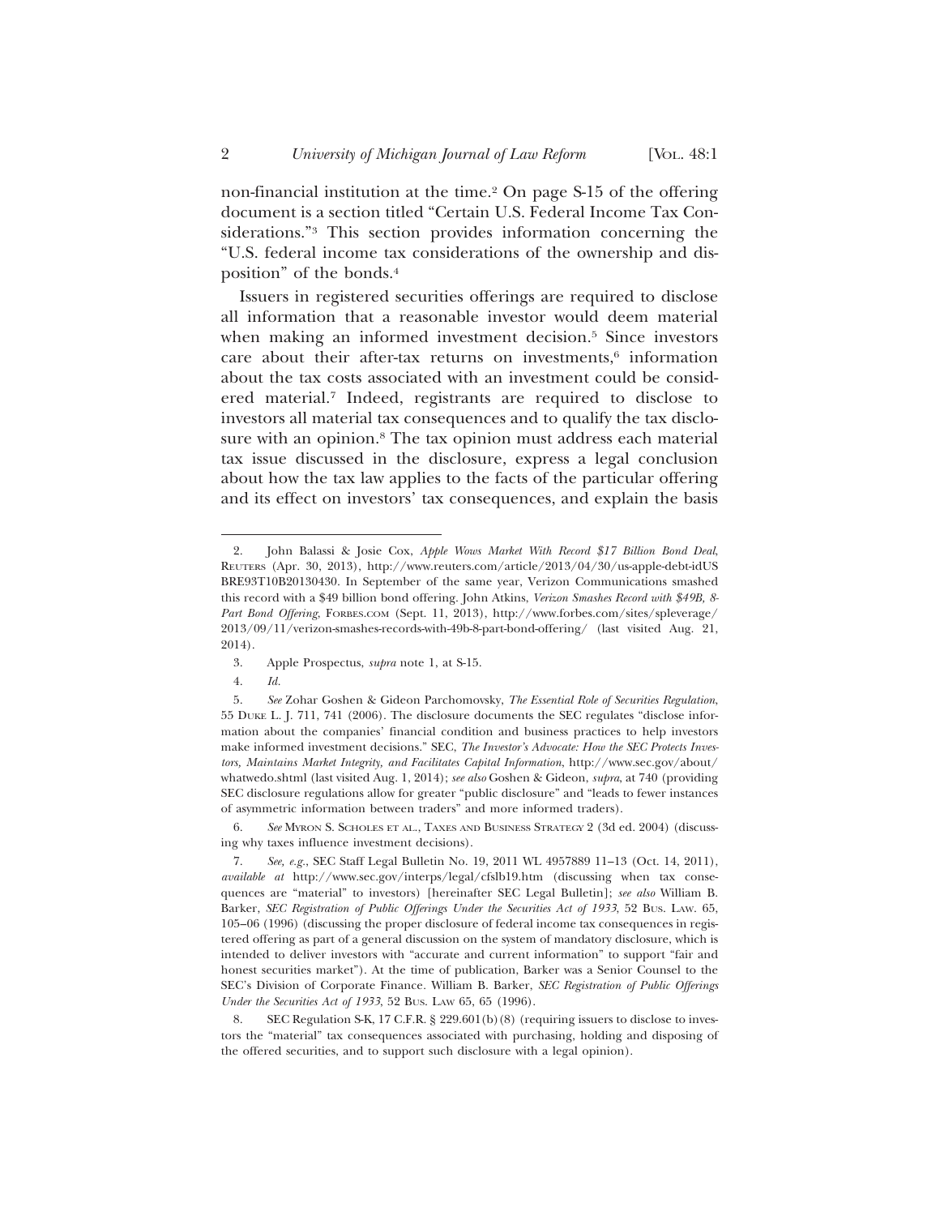non-financial institution at the time.[2] On page S-15 of the offering document is a section titled "Certain U.S. Federal Income Tax Considerations."[3] This section provides information concerning the "U.S. federal income tax considerations of the ownership and disposition" of the bonds.[4]

Issuers in registered securities offerings are required to disclose all information that a reasonable investor would deem material when making an informed investment decision.[5] Since investors care about their after-tax returns on investments,[6] information about the tax costs associated with an investment could be considered material.[7] Indeed, registrants are required to disclose to investors all material tax consequences and to qualify the tax disclosure with an opinion.[8] The tax opinion must address each material tax issue discussed in the disclosure, express a legal conclusion about how the tax law applies to the facts of the particular offering and its effect on investors' tax consequences, and explain the basis

---

2. John Balassi & Josie Cox, *Apple Wows Market With Record $17 Billion Bond Deal*, REUTERS (Apr. 30, 2013), http://www.reuters.com/article/2013/04/30/us-apple-debt-idUSBRE93T10B20130430. In September of the same year, Verizon Communications smashed this record with a $49 billion bond offering. John Atkins, *Verizon Smashes Record with $49B, 8-Part Bond Offering*, FORBES.COM (Sept. 11, 2013), http://www.forbes.com/sites/spleverage/2013/09/11/verizon-smashes-records-with-49b-8-part-bond-offering/ (last visited Aug. 21, 2014).

3. Apple Prospectus, *supra* note 1, at S-15.

4. *Id.*

5. *See* Zohar Goshen & Gideon Parchomovsky, *The Essential Role of Securities Regulation*, 55 DUKE L. J. 711, 741 (2006). The disclosure documents the SEC regulates "disclose information about the companies' financial condition and business practices to help investors make informed investment decisions." SEC, *The Investor's Advocate: How the SEC Protects Investors, Maintains Market Integrity, and Facilitates Capital Information*, http://www.sec.gov/about/whatwedo.shtml (last visited Aug. 1, 2014); *see also* Goshen & Gideon, *supra*, at 740 (providing SEC disclosure regulations allow for greater "public disclosure" and "leads to fewer instances of asymmetric information between traders" and more informed traders).

6. *See* MYRON S. SCHOLES ET AL., TAXES AND BUSINESS STRATEGY 2 (3d ed. 2004) (discussing why taxes influence investment decisions).

7. *See, e.g.*, SEC Staff Legal Bulletin No. 19, 2011 WL 4957889 11–13 (Oct. 14, 2011), *available at* http://www.sec.gov/interps/legal/cfslb19.htm (discussing when tax consequences are "material" to investors) [hereinafter SEC Legal Bulletin]; *see also* William B. Barker, *SEC Registration of Public Offerings Under the Securities Act of 1933*, 52 BUS. LAW. 65, 105–06 (1996) (discussing the proper disclosure of federal income tax consequences in registered offering as part of a general discussion on the system of mandatory disclosure, which is intended to deliver investors with "accurate and current information" to support "fair and honest securities market"). At the time of publication, Barker was a Senior Counsel to the SEC's Division of Corporate Finance. William B. Barker, *SEC Registration of Public Offerings Under the Securities Act of 1933*, 52 BUS. LAW 65, 65 (1996).

8. SEC Regulation S-K, 17 C.F.R. § 229.601(b)(8) (requiring issuers to disclose to investors the "material" tax consequences associated with purchasing, holding and disposing of the offered securities, and to support such disclosure with a legal opinion).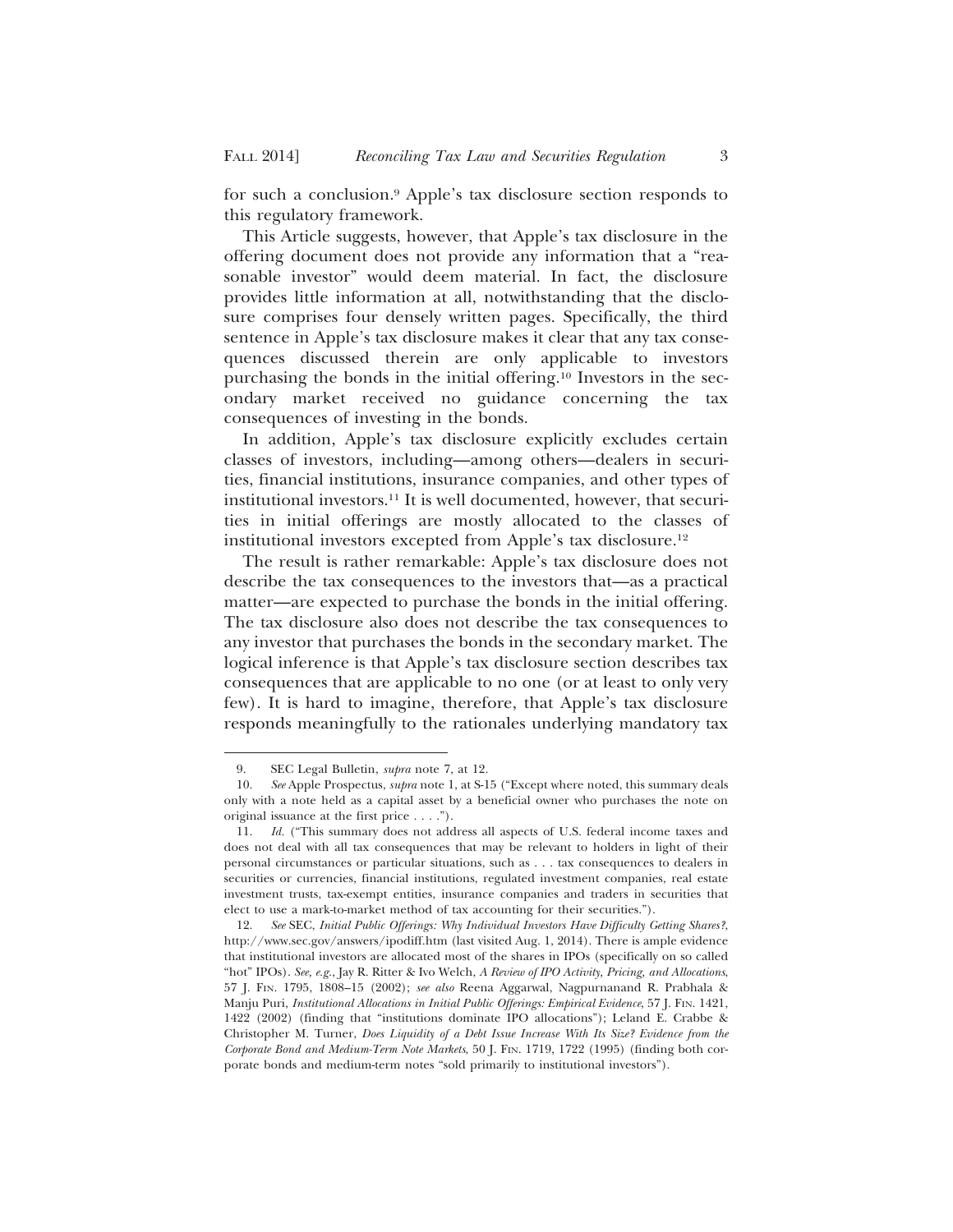for such a conclusion.[9] Apple's tax disclosure section responds to this regulatory framework.

This Article suggests, however, that Apple's tax disclosure in the offering document does not provide any information that a "reasonable investor" would deem material. In fact, the disclosure provides little information at all, notwithstanding that the disclosure comprises four densely written pages. Specifically, the third sentence in Apple's tax disclosure makes it clear that any tax consequences discussed therein are only applicable to investors purchasing the bonds in the initial offering.[10] Investors in the secondary market received no guidance concerning the tax consequences of investing in the bonds.

In addition, Apple's tax disclosure explicitly excludes certain classes of investors, including—among others—dealers in securities, financial institutions, insurance companies, and other types of institutional investors.[11] It is well documented, however, that securities in initial offerings are mostly allocated to the classes of institutional investors excepted from Apple's tax disclosure.[12]

The result is rather remarkable: Apple's tax disclosure does not describe the tax consequences to the investors that—as a practical matter—are expected to purchase the bonds in the initial offering. The tax disclosure also does not describe the tax consequences to any investor that purchases the bonds in the secondary market. The logical inference is that Apple's tax disclosure section describes tax consequences that are applicable to no one (or at least to only very few). It is hard to imagine, therefore, that Apple's tax disclosure responds meaningfully to the rationales underlying mandatory tax

---

9. SEC Legal Bulletin, *supra* note 7, at 12.

10. *See* Apple Prospectus, *supra* note 1, at S-15 ("Except where noted, this summary deals only with a note held as a capital asset by a beneficial owner who purchases the note on original issuance at the first price . . . .").

11. *Id.* ("This summary does not address all aspects of U.S. federal income taxes and does not deal with all tax consequences that may be relevant to holders in light of their personal circumstances or particular situations, such as . . . tax consequences to dealers in securities or currencies, financial institutions, regulated investment companies, real estate investment trusts, tax-exempt entities, insurance companies and traders in securities that elect to use a mark-to-market method of tax accounting for their securities.").

12. *See* SEC, *Initial Public Offerings: Why Individual Investors Have Difficulty Getting Shares?*, http://www.sec.gov/answers/ipodiff.htm (last visited Aug. 1, 2014). There is ample evidence that institutional investors are allocated most of the shares in IPOs (specifically on so called "hot" IPOs). *See, e.g.*, Jay R. Ritter & Ivo Welch, *A Review of IPO Activity, Pricing, and Allocations*, 57 J. FIN. 1795, 1808–15 (2002); *see also* Reena Aggarwal, Nagpurnanand R. Prabhala & Manju Puri, *Institutional Allocations in Initial Public Offerings: Empirical Evidence*, 57 J. FIN. 1421, 1422 (2002) (finding that "institutions dominate IPO allocations"); Leland E. Crabbe & Christopher M. Turner, *Does Liquidity of a Debt Issue Increase With Its Size? Evidence from the Corporate Bond and Medium-Term Note Markets*, 50 J. FIN. 1719, 1722 (1995) (finding both corporate bonds and medium-term notes "sold primarily to institutional investors").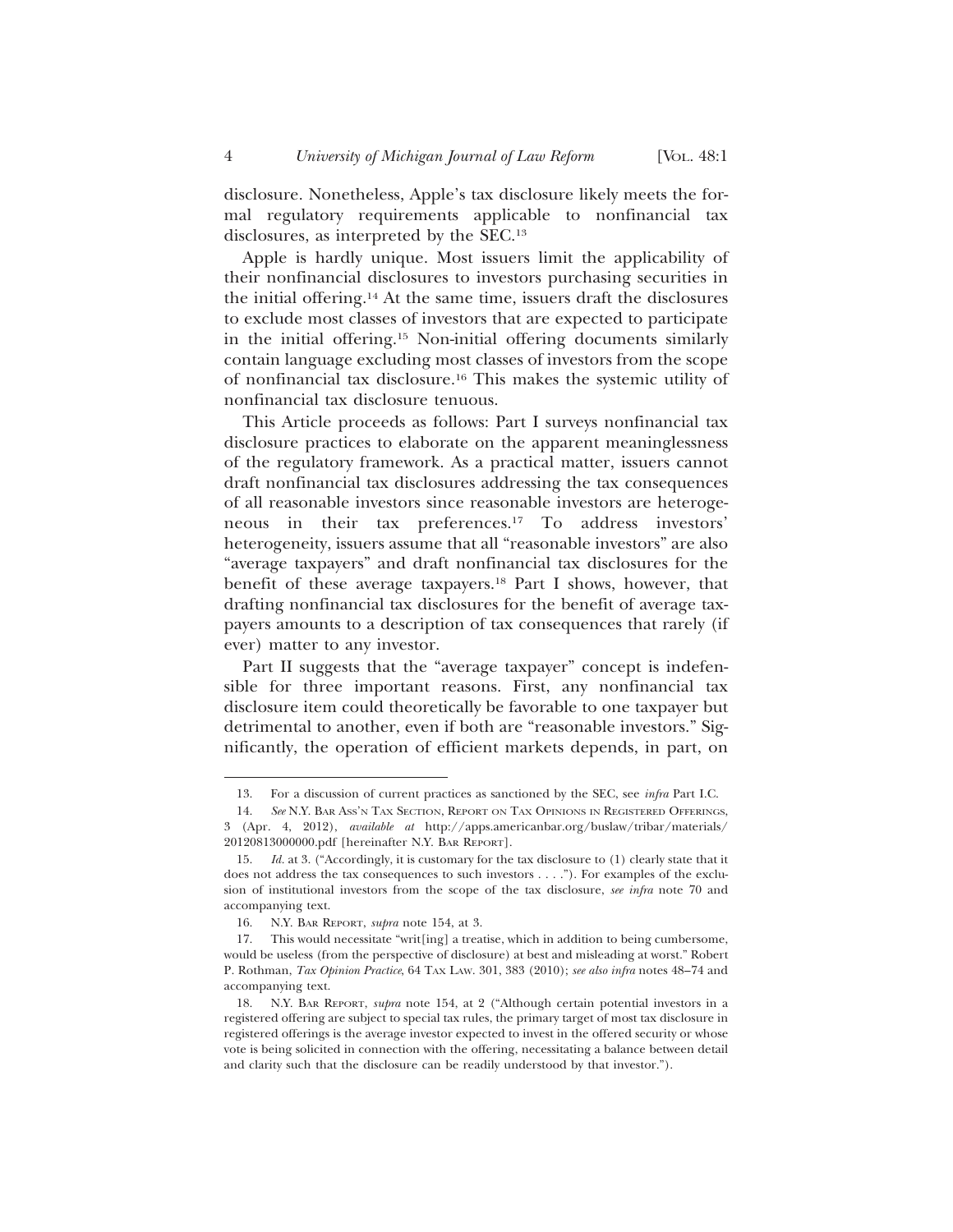disclosure. Nonetheless, Apple's tax disclosure likely meets the formal regulatory requirements applicable to nonfinancial tax disclosures, as interpreted by the SEC.[13]

Apple is hardly unique. Most issuers limit the applicability of their nonfinancial disclosures to investors purchasing securities in the initial offering.[14] At the same time, issuers draft the disclosures to exclude most classes of investors that are expected to participate in the initial offering.[15] Non-initial offering documents similarly contain language excluding most classes of investors from the scope of nonfinancial tax disclosure.[16] This makes the systemic utility of nonfinancial tax disclosure tenuous.

This Article proceeds as follows: Part I surveys nonfinancial tax disclosure practices to elaborate on the apparent meaninglessness of the regulatory framework. As a practical matter, issuers cannot draft nonfinancial tax disclosures addressing the tax consequences of all reasonable investors since reasonable investors are heterogeneous in their tax preferences.[17] To address investors' heterogeneity, issuers assume that all "reasonable investors" are also "average taxpayers" and draft nonfinancial tax disclosures for the benefit of these average taxpayers.[18] Part I shows, however, that drafting nonfinancial tax disclosures for the benefit of average taxpayers amounts to a description of tax consequences that rarely (if ever) matter to any investor.

Part II suggests that the "average taxpayer" concept is indefensible for three important reasons. First, any nonfinancial tax disclosure item could theoretically be favorable to one taxpayer but detrimental to another, even if both are "reasonable investors." Significantly, the operation of efficient markets depends, in part, on

---

13. For a discussion of current practices as sanctioned by the SEC, see *infra* Part I.C.

14. *See* N.Y. BAR ASS'N TAX SECTION, REPORT ON TAX OPINIONS IN REGISTERED OFFERINGS, 3 (Apr. 4, 2012), *available at* http://apps.americanbar.org/buslaw/tribar/materials/20120813000000.pdf [hereinafter N.Y. BAR REPORT].

15. *Id.* at 3. ("Accordingly, it is customary for the tax disclosure to (1) clearly state that it does not address the tax consequences to such investors . . . ."). For examples of the exclusion of institutional investors from the scope of the tax disclosure, *see infra* note 70 and accompanying text.

16. N.Y. BAR REPORT, *supra* note 154, at 3.

17. This would necessitate "writ[ing] a treatise, which in addition to being cumbersome, would be useless (from the perspective of disclosure) at best and misleading at worst." Robert P. Rothman, *Tax Opinion Practice*, 64 TAX LAW. 301, 383 (2010); *see also infra* notes 48–74 and accompanying text.

18. N.Y. BAR REPORT, *supra* note 154, at 2 ("Although certain potential investors in a registered offering are subject to special tax rules, the primary target of most tax disclosure in registered offerings is the average investor expected to invest in the offered security or whose vote is being solicited in connection with the offering, necessitating a balance between detail and clarity such that the disclosure can be readily understood by that investor.").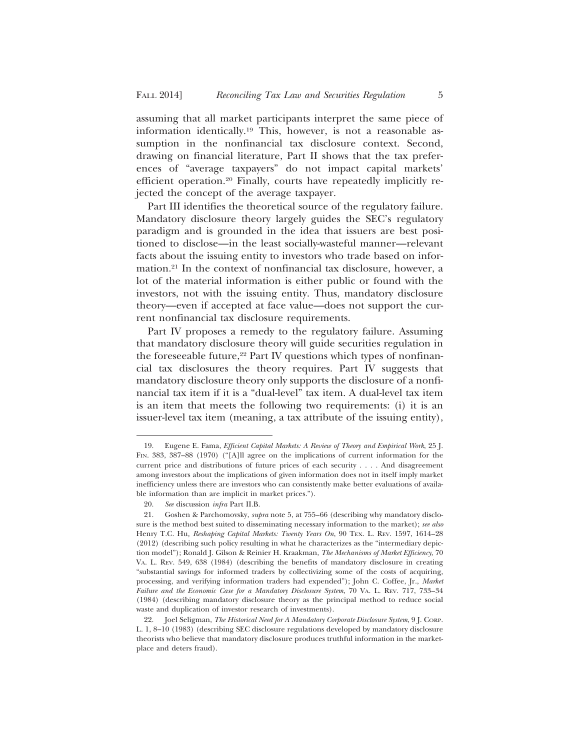assuming that all market participants interpret the same piece of information identically.[19] This, however, is not a reasonable assumption in the nonfinancial tax disclosure context. Second, drawing on financial literature, Part II shows that the tax preferences of "average taxpayers" do not impact capital markets' efficient operation.[20] Finally, courts have repeatedly implicitly rejected the concept of the average taxpayer.

Part III identifies the theoretical source of the regulatory failure. Mandatory disclosure theory largely guides the SEC's regulatory paradigm and is grounded in the idea that issuers are best positioned to disclose—in the least socially-wasteful manner—relevant facts about the issuing entity to investors who trade based on information.[21] In the context of nonfinancial tax disclosure, however, a lot of the material information is either public or found with the investors, not with the issuing entity. Thus, mandatory disclosure theory—even if accepted at face value—does not support the current nonfinancial tax disclosure requirements.

Part IV proposes a remedy to the regulatory failure. Assuming that mandatory disclosure theory will guide securities regulation in the foreseeable future,[22] Part IV questions which types of nonfinancial tax disclosures the theory requires. Part IV suggests that mandatory disclosure theory only supports the disclosure of a nonfinancial tax item if it is a "dual-level" tax item. A dual-level tax item is an item that meets the following two requirements: (i) it is an issuer-level tax item (meaning, a tax attribute of the issuing entity),

---

19. Eugene E. Fama, *Efficient Capital Markets: A Review of Theory and Empirical Work*, 25 J. FIN. 383, 387–88 (1970) ("[A]ll agree on the implications of current information for the current price and distributions of future prices of each security . . . . And disagreement among investors about the implications of given information does not in itself imply market inefficiency unless there are investors who can consistently make better evaluations of available information than are implicit in market prices.").

20. *See* discussion *infra* Part II.B.

21. Goshen & Parchomovsky, *supra* note 5, at 755–66 (describing why mandatory disclosure is the method best suited to disseminating necessary information to the market); *see also* Henry T.C. Hu, *Reshaping Capital Markets: Twenty Years On*, 90 TEX. L. REV. 1597, 1614–28 (2012) (describing such policy resulting in what he characterizes as the "intermediary depiction model"); Ronald J. Gilson & Reinier H. Kraakman, *The Mechanisms of Market Efficiency*, 70 VA. L. REV. 549, 638 (1984) (describing the benefits of mandatory disclosure in creating "substantial savings for informed traders by collectivizing some of the costs of acquiring, processing, and verifying information traders had expended"); John C. Coffee, Jr., *Market Failure and the Economic Case for a Mandatory Disclosure System*, 70 VA. L. REV. 717, 733–34 (1984) (describing mandatory disclosure theory as the principal method to reduce social waste and duplication of investor research of investments).

22. Joel Seligman, *The Historical Need for A Mandatory Corporate Disclosure System*, 9 J. CORP. L. 1, 8–10 (1983) (describing SEC disclosure regulations developed by mandatory disclosure theorists who believe that mandatory disclosure produces truthful information in the marketplace and deters fraud).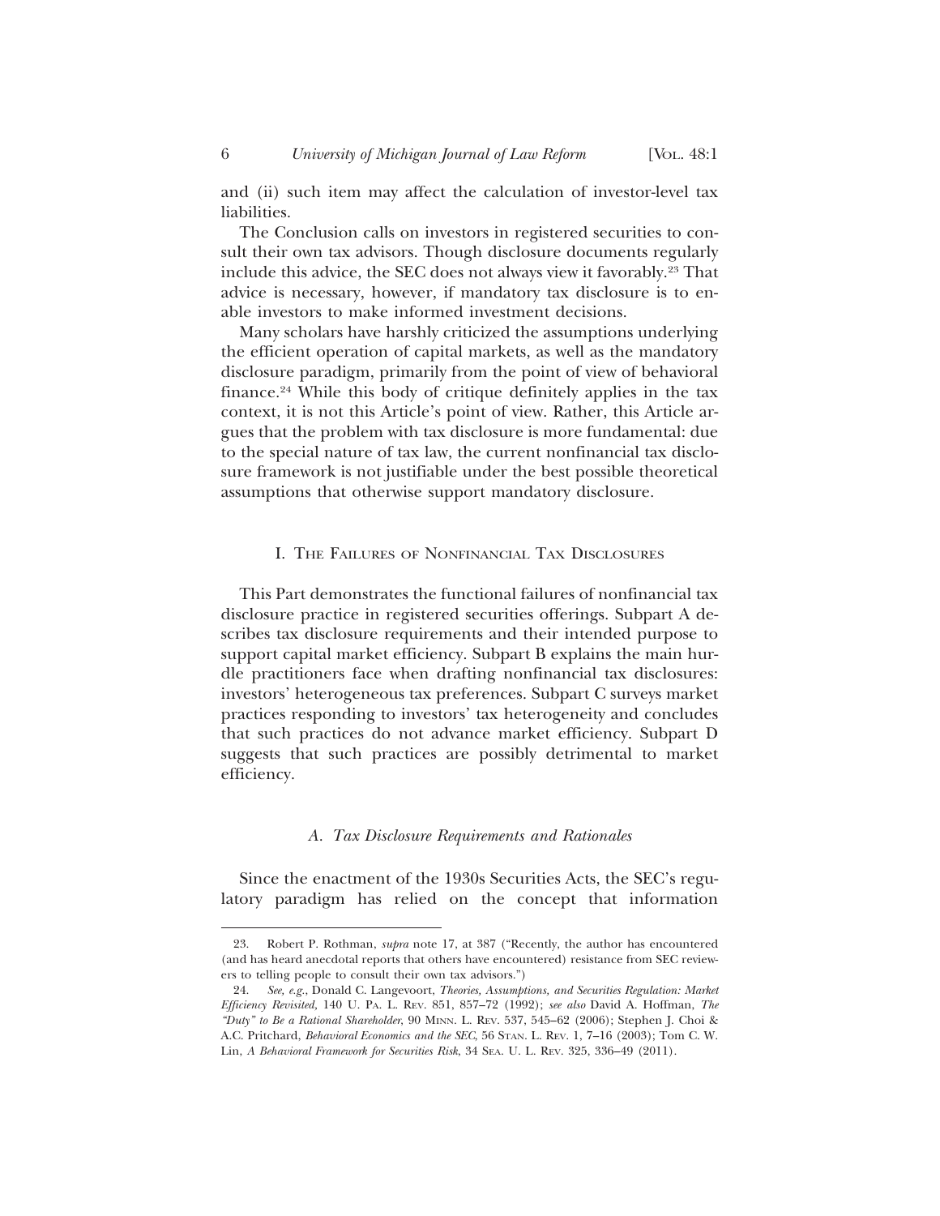and (ii) such item may affect the calculation of investor-level tax liabilities.

The Conclusion calls on investors in registered securities to consult their own tax advisors. Though disclosure documents regularly include this advice, the SEC does not always view it favorably.[23] That advice is necessary, however, if mandatory tax disclosure is to enable investors to make informed investment decisions.

Many scholars have harshly criticized the assumptions underlying the efficient operation of capital markets, as well as the mandatory disclosure paradigm, primarily from the point of view of behavioral finance.[24] While this body of critique definitely applies in the tax context, it is not this Article's point of view. Rather, this Article argues that the problem with tax disclosure is more fundamental: due to the special nature of tax law, the current nonfinancial tax disclosure framework is not justifiable under the best possible theoretical assumptions that otherwise support mandatory disclosure.

## I. The Failures of Nonfinancial Tax Disclosures

This Part demonstrates the functional failures of nonfinancial tax disclosure practice in registered securities offerings. Subpart A describes tax disclosure requirements and their intended purpose to support capital market efficiency. Subpart B explains the main hurdle practitioners face when drafting nonfinancial tax disclosures: investors' heterogeneous tax preferences. Subpart C surveys market practices responding to investors' tax heterogeneity and concludes that such practices do not advance market efficiency. Subpart D suggests that such practices are possibly detrimental to market efficiency.

### *A. Tax Disclosure Requirements and Rationales*

Since the enactment of the 1930s Securities Acts, the SEC's regulatory paradigm has relied on the concept that information

---

23. Robert P. Rothman, *supra* note 17, at 387 ("Recently, the author has encountered (and has heard anecdotal reports that others have encountered) resistance from SEC reviewers to telling people to consult their own tax advisors.")

24. *See, e.g.*, Donald C. Langevoort, *Theories, Assumptions, and Securities Regulation: Market Efficiency Revisited*, 140 U. Pa. L. Rev. 851, 857–72 (1992); *see also* David A. Hoffman, *The "Duty" to Be a Rational Shareholder*, 90 Minn. L. Rev. 537, 545–62 (2006); Stephen J. Choi & A.C. Pritchard, *Behavioral Economics and the SEC*, 56 Stan. L. Rev. 1, 7–16 (2003); Tom C. W. Lin, *A Behavioral Framework for Securities Risk*, 34 Sea. U. L. Rev. 325, 336–49 (2011).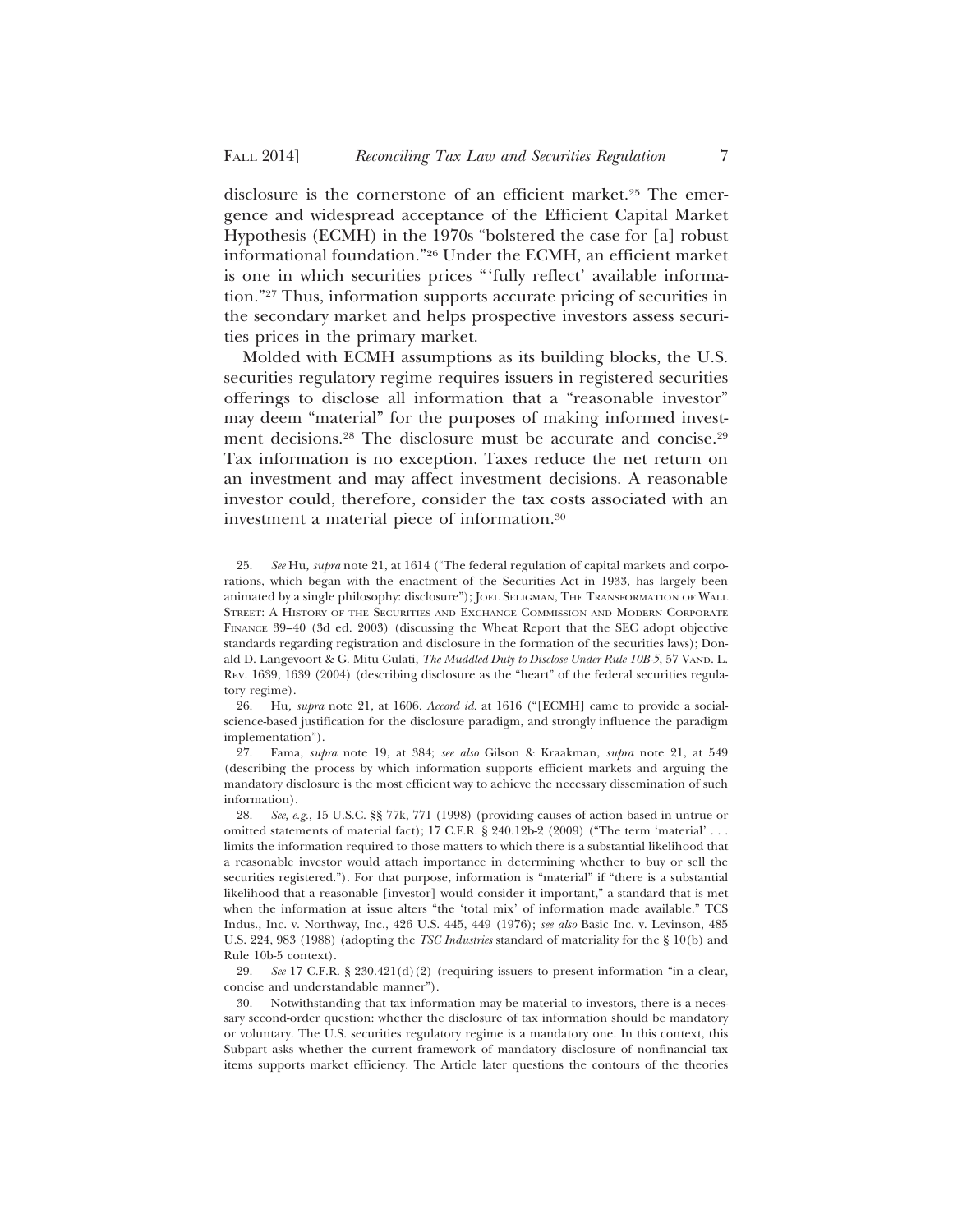disclosure is the cornerstone of an efficient market.[25] The emergence and widespread acceptance of the Efficient Capital Market Hypothesis (ECMH) in the 1970s "bolstered the case for [a] robust informational foundation."[26] Under the ECMH, an efficient market is one in which securities prices "'fully reflect' available information."[27] Thus, information supports accurate pricing of securities in the secondary market and helps prospective investors assess securities prices in the primary market.

Molded with ECMH assumptions as its building blocks, the U.S. securities regulatory regime requires issuers in registered securities offerings to disclose all information that a "reasonable investor" may deem "material" for the purposes of making informed investment decisions.[28] The disclosure must be accurate and concise.[29] Tax information is no exception. Taxes reduce the net return on an investment and may affect investment decisions. A reasonable investor could, therefore, consider the tax costs associated with an investment a material piece of information.[30]

---

25. *See* Hu, *supra* note 21, at 1614 ("The federal regulation of capital markets and corporations, which began with the enactment of the Securities Act in 1933, has largely been animated by a single philosophy: disclosure"); JOEL SELIGMAN, THE TRANSFORMATION OF WALL STREET: A HISTORY OF THE SECURITIES AND EXCHANGE COMMISSION AND MODERN CORPORATE FINANCE 39–40 (3d ed. 2003) (discussing the Wheat Report that the SEC adopt objective standards regarding registration and disclosure in the formation of the securities laws); Donald D. Langevoort & G. Mitu Gulati, *The Muddled Duty to Disclose Under Rule 10B-5*, 57 VAND. L. REV. 1639, 1639 (2004) (describing disclosure as the "heart" of the federal securities regulatory regime).

26. Hu, *supra* note 21, at 1606. *Accord id.* at 1616 ("[ECMH] came to provide a social-science-based justification for the disclosure paradigm, and strongly influence the paradigm implementation").

27. Fama, *supra* note 19, at 384; *see also* Gilson & Kraakman, *supra* note 21, at 549 (describing the process by which information supports efficient markets and arguing the mandatory disclosure is the most efficient way to achieve the necessary dissemination of such information).

28. *See, e.g.*, 15 U.S.C. §§ 77k, 771 (1998) (providing causes of action based in untrue or omitted statements of material fact); 17 C.F.R. § 240.12b-2 (2009) ("The term 'material' . . . limits the information required to those matters to which there is a substantial likelihood that a reasonable investor would attach importance in determining whether to buy or sell the securities registered."). For that purpose, information is "material" if "there is a substantial likelihood that a reasonable [investor] would consider it important," a standard that is met when the information at issue alters "the 'total mix' of information made available." TCS Indus., Inc. v. Northway, Inc., 426 U.S. 445, 449 (1976); *see also* Basic Inc. v. Levinson, 485 U.S. 224, 983 (1988) (adopting the *TSC Industries* standard of materiality for the § 10(b) and Rule 10b-5 context).

29. *See* 17 C.F.R. § 230.421(d)(2) (requiring issuers to present information "in a clear, concise and understandable manner").

30. Notwithstanding that tax information may be material to investors, there is a necessary second-order question: whether the disclosure of tax information should be mandatory or voluntary. The U.S. securities regulatory regime is a mandatory one. In this context, this Subpart asks whether the current framework of mandatory disclosure of nonfinancial tax items supports market efficiency. The Article later questions the contours of the theories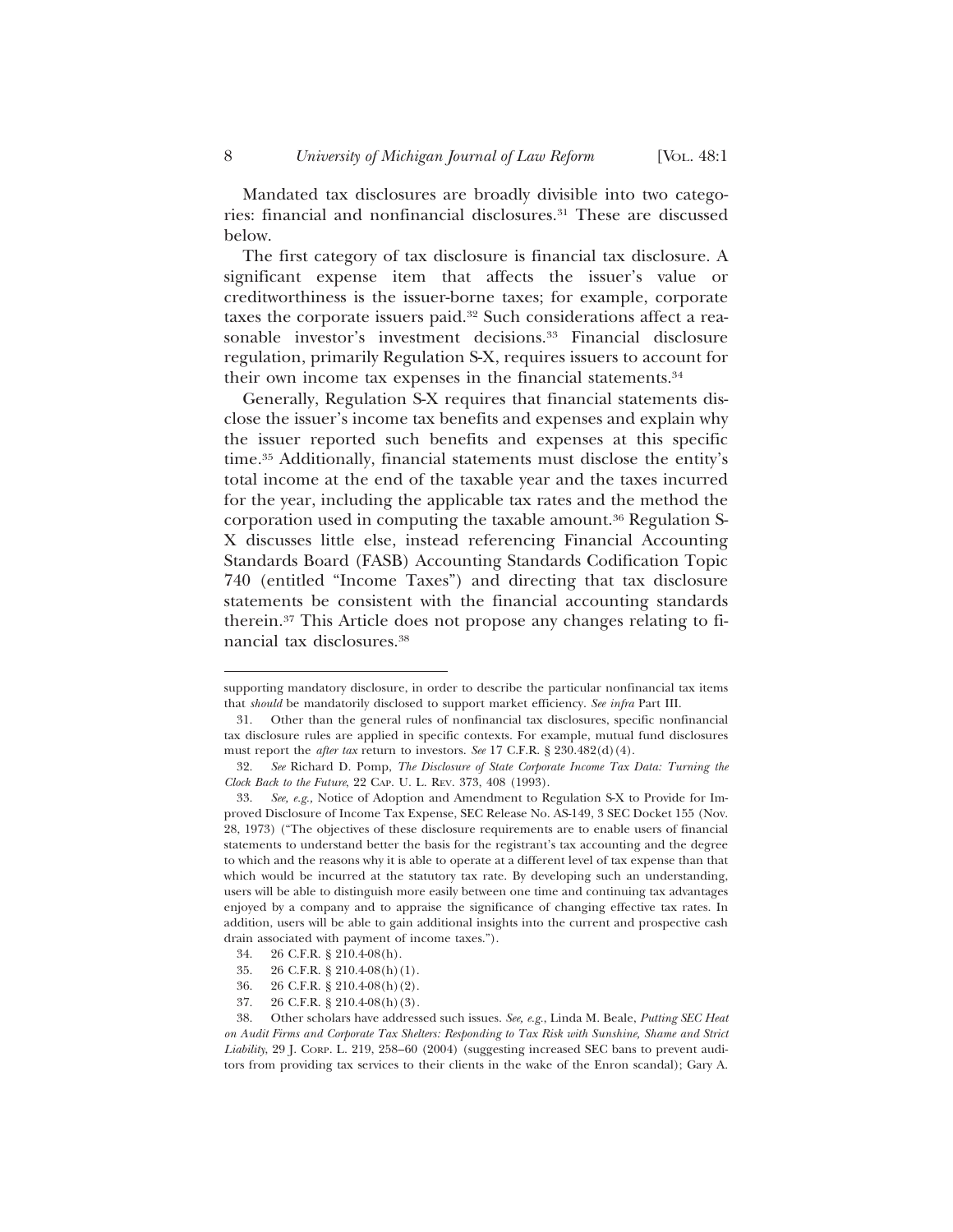Mandated tax disclosures are broadly divisible into two categories: financial and nonfinancial disclosures.[31] These are discussed below.

The first category of tax disclosure is financial tax disclosure. A significant expense item that affects the issuer's value or creditworthiness is the issuer-borne taxes; for example, corporate taxes the corporate issuers paid.[32] Such considerations affect a reasonable investor's investment decisions.[33] Financial disclosure regulation, primarily Regulation S-X, requires issuers to account for their own income tax expenses in the financial statements.[34]

Generally, Regulation S-X requires that financial statements disclose the issuer's income tax benefits and expenses and explain why the issuer reported such benefits and expenses at this specific time.[35] Additionally, financial statements must disclose the entity's total income at the end of the taxable year and the taxes incurred for the year, including the applicable tax rates and the method the corporation used in computing the taxable amount.[36] Regulation S-X discusses little else, instead referencing Financial Accounting Standards Board (FASB) Accounting Standards Codification Topic 740 (entitled "Income Taxes") and directing that tax disclosure statements be consistent with the financial accounting standards therein.[37] This Article does not propose any changes relating to financial tax disclosures.[38]

---

supporting mandatory disclosure, in order to describe the particular nonfinancial tax items that *should* be mandatorily disclosed to support market efficiency. *See infra* Part III.

31. Other than the general rules of nonfinancial tax disclosures, specific nonfinancial tax disclosure rules are applied in specific contexts. For example, mutual fund disclosures must report the *after tax* return to investors. *See* 17 C.F.R. § 230.482(d)(4).

32. *See* Richard D. Pomp, *The Disclosure of State Corporate Income Tax Data: Turning the Clock Back to the Future*, 22 CAP. U. L. REV. 373, 408 (1993).

33. *See, e.g.*, Notice of Adoption and Amendment to Regulation S-X to Provide for Improved Disclosure of Income Tax Expense, SEC Release No. AS-149, 3 SEC Docket 155 (Nov. 28, 1973) ("The objectives of these disclosure requirements are to enable users of financial statements to understand better the basis for the registrant's tax accounting and the degree to which and the reasons why it is able to operate at a different level of tax expense than that which would be incurred at the statutory tax rate. By developing such an understanding, users will be able to distinguish more easily between one time and continuing tax advantages enjoyed by a company and to appraise the significance of changing effective tax rates. In addition, users will be able to gain additional insights into the current and prospective cash drain associated with payment of income taxes.").

34. 26 C.F.R. § 210.4-08(h).

35. 26 C.F.R. § 210.4-08(h)(1).

36. 26 C.F.R. § 210.4-08(h)(2).

37. 26 C.F.R. § 210.4-08(h)(3).

38. Other scholars have addressed such issues. *See, e.g.*, Linda M. Beale, *Putting SEC Heat on Audit Firms and Corporate Tax Shelters: Responding to Tax Risk with Sunshine, Shame and Strict Liability*, 29 J. CORP. L. 219, 258–60 (2004) (suggesting increased SEC bans to prevent auditors from providing tax services to their clients in the wake of the Enron scandal); Gary A.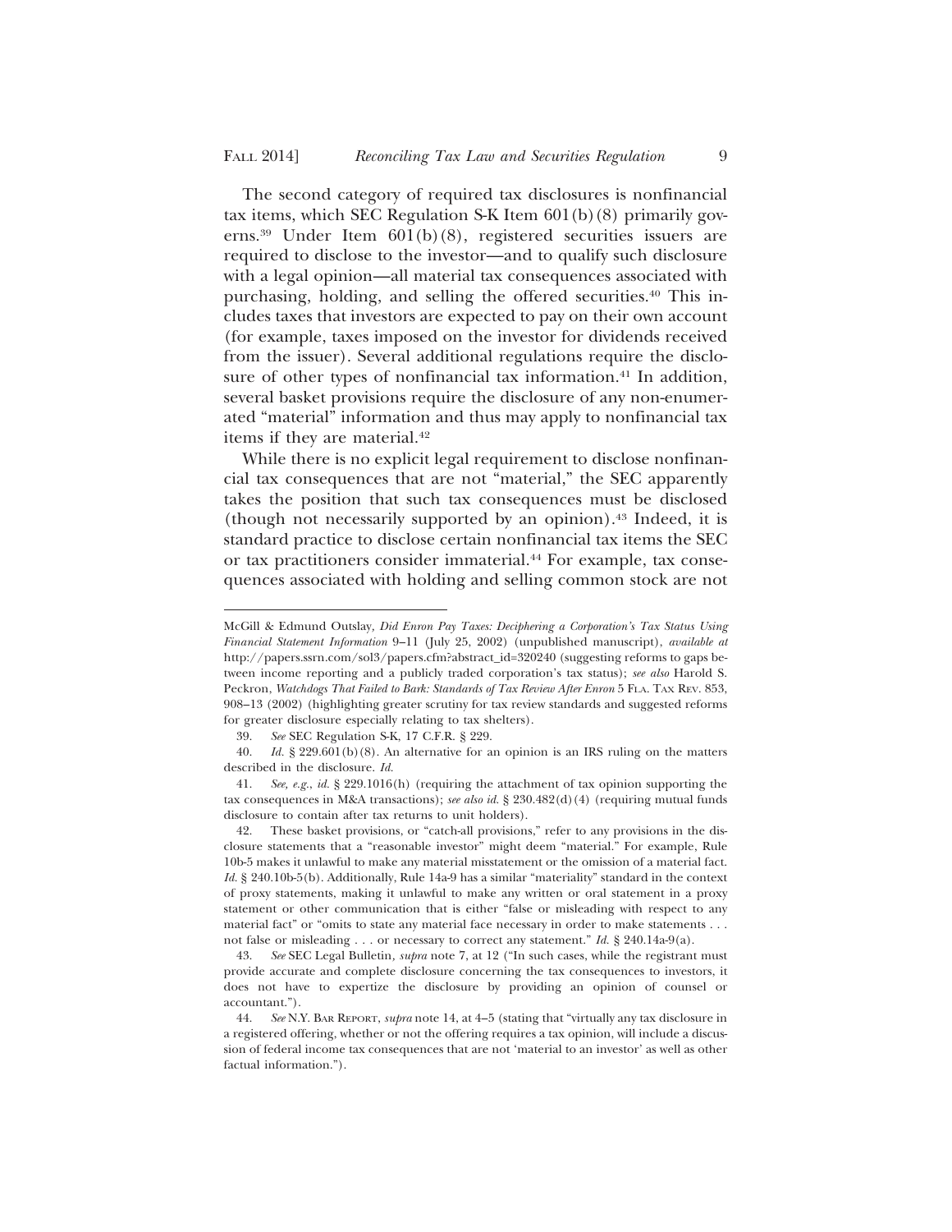The second category of required tax disclosures is nonfinancial tax items, which SEC Regulation S-K Item 601(b)(8) primarily governs.[39] Under Item 601(b)(8), registered securities issuers are required to disclose to the investor—and to qualify such disclosure with a legal opinion—all material tax consequences associated with purchasing, holding, and selling the offered securities.[40] This includes taxes that investors are expected to pay on their own account (for example, taxes imposed on the investor for dividends received from the issuer). Several additional regulations require the disclosure of other types of nonfinancial tax information.[41] In addition, several basket provisions require the disclosure of any non-enumerated "material" information and thus may apply to nonfinancial tax items if they are material.[42]

While there is no explicit legal requirement to disclose nonfinancial tax consequences that are not "material," the SEC apparently takes the position that such tax consequences must be disclosed (though not necessarily supported by an opinion).[43] Indeed, it is standard practice to disclose certain nonfinancial tax items the SEC or tax practitioners consider immaterial.[44] For example, tax consequences associated with holding and selling common stock are not

---

McGill & Edmund Outslay, *Did Enron Pay Taxes: Deciphering a Corporation's Tax Status Using Financial Statement Information* 9–11 (July 25, 2002) (unpublished manuscript), *available at* http://papers.ssrn.com/sol3/papers.cfm?abstract_id=320240 (suggesting reforms to gaps between income reporting and a publicly traded corporation's tax status); *see also* Harold S. Peckron, *Watchdogs That Failed to Bark: Standards of Tax Review After Enron* 5 FLA. TAX REV. 853, 908–13 (2002) (highlighting greater scrutiny for tax review standards and suggested reforms for greater disclosure especially relating to tax shelters).

39. *See* SEC Regulation S-K, 17 C.F.R. § 229.

40. *Id.* § 229.601(b)(8). An alternative for an opinion is an IRS ruling on the matters described in the disclosure. *Id.*

41. *See, e.g.*, *id.* § 229.1016(h) (requiring the attachment of tax opinion supporting the tax consequences in M&A transactions); *see also id.* § 230.482(d)(4) (requiring mutual funds disclosure to contain after tax returns to unit holders).

42. These basket provisions, or "catch-all provisions," refer to any provisions in the disclosure statements that a "reasonable investor" might deem "material." For example, Rule 10b-5 makes it unlawful to make any material misstatement or the omission of a material fact. *Id.* § 240.10b-5(b). Additionally, Rule 14a-9 has a similar "materiality" standard in the context of proxy statements, making it unlawful to make any written or oral statement in a proxy statement or other communication that is either "false or misleading with respect to any material fact" or "omits to state any material face necessary in order to make statements . . . not false or misleading . . . or necessary to correct any statement." *Id.* § 240.14a-9(a).

43. *See* SEC Legal Bulletin, *supra* note 7, at 12 ("In such cases, while the registrant must provide accurate and complete disclosure concerning the tax consequences to investors, it does not have to expertize the disclosure by providing an opinion of counsel or accountant.").

44. *See* N.Y. BAR REPORT, *supra* note 14, at 4–5 (stating that "virtually any tax disclosure in a registered offering, whether or not the offering requires a tax opinion, will include a discussion of federal income tax consequences that are not 'material to an investor' as well as other factual information.").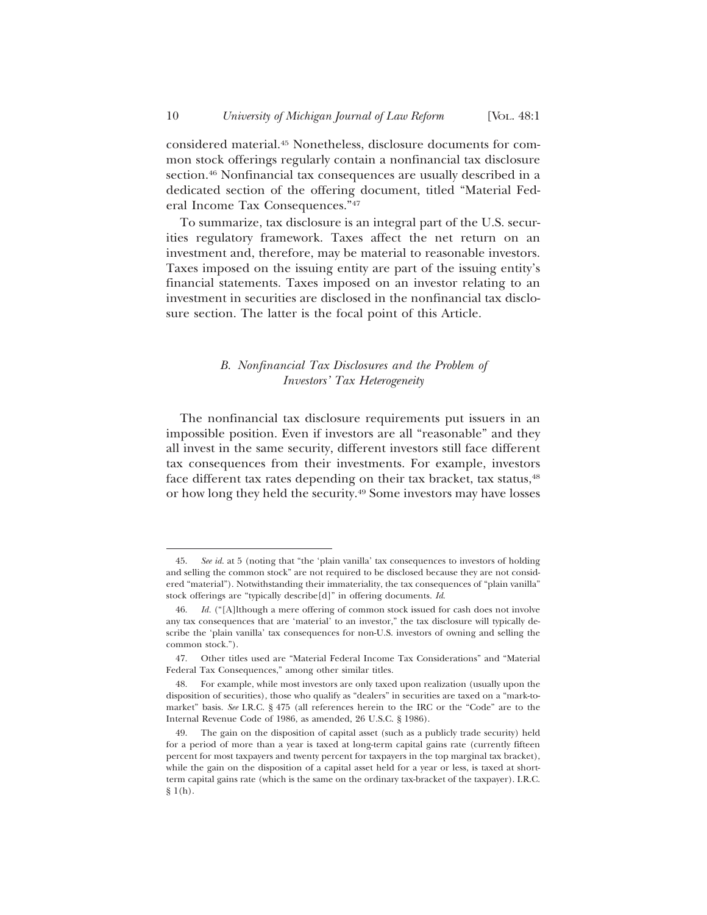considered material.[45] Nonetheless, disclosure documents for common stock offerings regularly contain a nonfinancial tax disclosure section.[46] Nonfinancial tax consequences are usually described in a dedicated section of the offering document, titled "Material Federal Income Tax Consequences."[47]

To summarize, tax disclosure is an integral part of the U.S. securities regulatory framework. Taxes affect the net return on an investment and, therefore, may be material to reasonable investors. Taxes imposed on the issuing entity are part of the issuing entity's financial statements. Taxes imposed on an investor relating to an investment in securities are disclosed in the nonfinancial tax disclosure section. The latter is the focal point of this Article.

### *B. Nonfinancial Tax Disclosures and the Problem of Investors' Tax Heterogeneity*

The nonfinancial tax disclosure requirements put issuers in an impossible position. Even if investors are all "reasonable" and they all invest in the same security, different investors still face different tax consequences from their investments. For example, investors face different tax rates depending on their tax bracket, tax status,[48] or how long they held the security.[49] Some investors may have losses

---

45. *See id.* at 5 (noting that "the 'plain vanilla' tax consequences to investors of holding and selling the common stock" are not required to be disclosed because they are not considered "material"). Notwithstanding their immateriality, the tax consequences of "plain vanilla" stock offerings are "typically describe[d]" in offering documents. *Id.*

46. *Id.* ("[A]lthough a mere offering of common stock issued for cash does not involve any tax consequences that are 'material' to an investor," the tax disclosure will typically describe the 'plain vanilla' tax consequences for non-U.S. investors of owning and selling the common stock.").

47. Other titles used are "Material Federal Income Tax Considerations" and "Material Federal Tax Consequences," among other similar titles.

48. For example, while most investors are only taxed upon realization (usually upon the disposition of securities), those who qualify as "dealers" in securities are taxed on a "mark-to-market" basis. *See* I.R.C. § 475 (all references herein to the IRC or the "Code" are to the Internal Revenue Code of 1986, as amended, 26 U.S.C. § 1986).

49. The gain on the disposition of capital asset (such as a publicly trade security) held for a period of more than a year is taxed at long-term capital gains rate (currently fifteen percent for most taxpayers and twenty percent for taxpayers in the top marginal tax bracket), while the gain on the disposition of a capital asset held for a year or less, is taxed at short-term capital gains rate (which is the same on the ordinary tax-bracket of the taxpayer). I.R.C. § 1(h).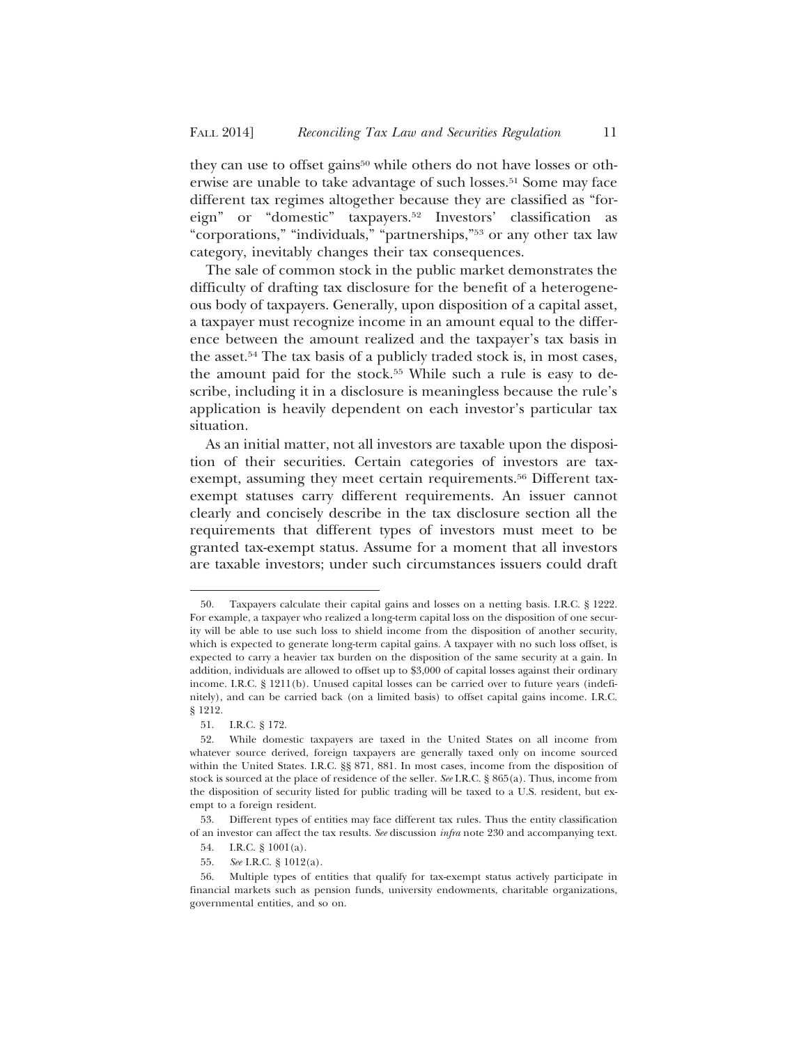they can use to offset gains[50] while others do not have losses or otherwise are unable to take advantage of such losses.[51] Some may face different tax regimes altogether because they are classified as "foreign" or "domestic" taxpayers.[52] Investors' classification as "corporations," "individuals," "partnerships,"[53] or any other tax law category, inevitably changes their tax consequences.

The sale of common stock in the public market demonstrates the difficulty of drafting tax disclosure for the benefit of a heterogeneous body of taxpayers. Generally, upon disposition of a capital asset, a taxpayer must recognize income in an amount equal to the difference between the amount realized and the taxpayer's tax basis in the asset.[54] The tax basis of a publicly traded stock is, in most cases, the amount paid for the stock.[55] While such a rule is easy to describe, including it in a disclosure is meaningless because the rule's application is heavily dependent on each investor's particular tax situation.

As an initial matter, not all investors are taxable upon the disposition of their securities. Certain categories of investors are tax-exempt, assuming they meet certain requirements.[56] Different tax-exempt statuses carry different requirements. An issuer cannot clearly and concisely describe in the tax disclosure section all the requirements that different types of investors must meet to be granted tax-exempt status. Assume for a moment that all investors are taxable investors; under such circumstances issuers could draft

---

50. Taxpayers calculate their capital gains and losses on a netting basis. I.R.C. § 1222. For example, a taxpayer who realized a long-term capital loss on the disposition of one security will be able to use such loss to shield income from the disposition of another security, which is expected to generate long-term capital gains. A taxpayer with no such loss offset, is expected to carry a heavier tax burden on the disposition of the same security at a gain. In addition, individuals are allowed to offset up to $3,000 of capital losses against their ordinary income. I.R.C. § 1211(b). Unused capital losses can be carried over to future years (indefinitely), and can be carried back (on a limited basis) to offset capital gains income. I.R.C. § 1212.

51. I.R.C. § 172.

52. While domestic taxpayers are taxed in the United States on all income from whatever source derived, foreign taxpayers are generally taxed only on income sourced within the United States. I.R.C. §§ 871, 881. In most cases, income from the disposition of stock is sourced at the place of residence of the seller. *See* I.R.C. § 865(a). Thus, income from the disposition of security listed for public trading will be taxed to a U.S. resident, but exempt to a foreign resident.

53. Different types of entities may face different tax rules. Thus the entity classification of an investor can affect the tax results. *See* discussion *infra* note 230 and accompanying text.

54. I.R.C. § 1001(a).

55. *See* I.R.C. § 1012(a).

56. Multiple types of entities that qualify for tax-exempt status actively participate in financial markets such as pension funds, university endowments, charitable organizations, governmental entities, and so on.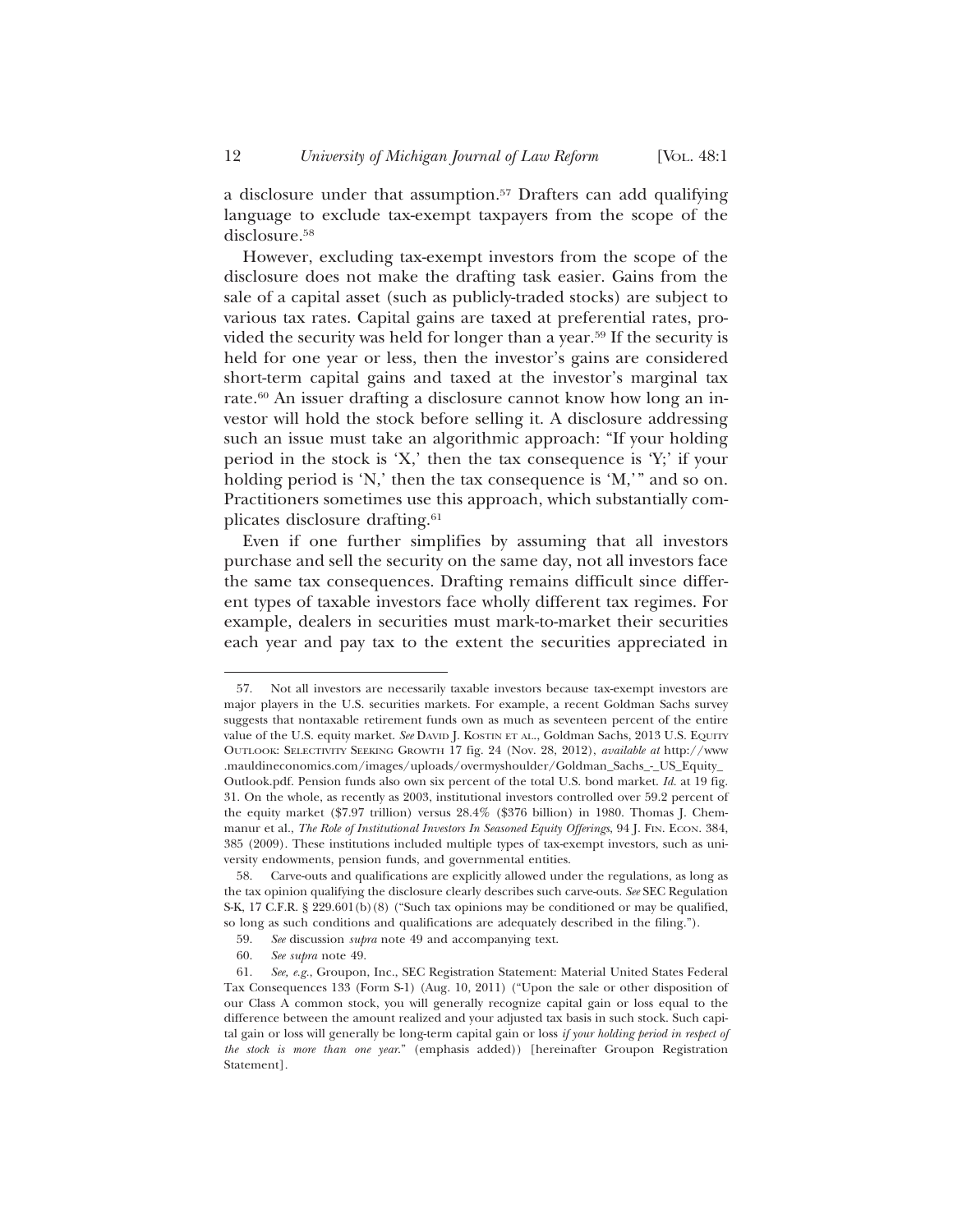a disclosure under that assumption.[57] Drafters can add qualifying language to exclude tax-exempt taxpayers from the scope of the disclosure.[58]

However, excluding tax-exempt investors from the scope of the disclosure does not make the drafting task easier. Gains from the sale of a capital asset (such as publicly-traded stocks) are subject to various tax rates. Capital gains are taxed at preferential rates, provided the security was held for longer than a year.[59] If the security is held for one year or less, then the investor's gains are considered short-term capital gains and taxed at the investor's marginal tax rate.[60] An issuer drafting a disclosure cannot know how long an investor will hold the stock before selling it. A disclosure addressing such an issue must take an algorithmic approach: "If your holding period in the stock is 'X,' then the tax consequence is 'Y;' if your holding period is 'N,' then the tax consequence is 'M,'" and so on. Practitioners sometimes use this approach, which substantially complicates disclosure drafting.[61]

Even if one further simplifies by assuming that all investors purchase and sell the security on the same day, not all investors face the same tax consequences. Drafting remains difficult since different types of taxable investors face wholly different tax regimes. For example, dealers in securities must mark-to-market their securities each year and pay tax to the extent the securities appreciated in

---

57. Not all investors are necessarily taxable investors because tax-exempt investors are major players in the U.S. securities markets. For example, a recent Goldman Sachs survey suggests that nontaxable retirement funds own as much as seventeen percent of the entire value of the U.S. equity market. *See* David J. Kostin et al., Goldman Sachs, 2013 U.S. Equity Outlook: Selectivity Seeking Growth 17 fig. 24 (Nov. 28, 2012), *available at* http://www.mauldineconomics.com/images/uploads/overmyshoulder/Goldman_Sachs_-_US_Equity_Outlook.pdf. Pension funds also own six percent of the total U.S. bond market. *Id.* at 19 fig. 31. On the whole, as recently as 2003, institutional investors controlled over 59.2 percent of the equity market ($7.97 trillion) versus 28.4% ($376 billion) in 1980. Thomas J. Chemmanur et al., *The Role of Institutional Investors In Seasoned Equity Offerings*, 94 J. Fin. Econ. 384, 385 (2009). These institutions included multiple types of tax-exempt investors, such as university endowments, pension funds, and governmental entities.

58. Carve-outs and qualifications are explicitly allowed under the regulations, as long as the tax opinion qualifying the disclosure clearly describes such carve-outs. *See* SEC Regulation S-K, 17 C.F.R. § 229.601(b)(8) ("Such tax opinions may be conditioned or may be qualified, so long as such conditions and qualifications are adequately described in the filing.").

59. *See* discussion *supra* note 49 and accompanying text.

60. *See supra* note 49.

61. *See, e.g.*, Groupon, Inc., SEC Registration Statement: Material United States Federal Tax Consequences 133 (Form S-1) (Aug. 10, 2011) ("Upon the sale or other disposition of our Class A common stock, you will generally recognize capital gain or loss equal to the difference between the amount realized and your adjusted tax basis in such stock. Such capital gain or loss will generally be long-term capital gain or loss *if your holding period in respect of the stock is more than one year*." (emphasis added)) [hereinafter Groupon Registration Statement].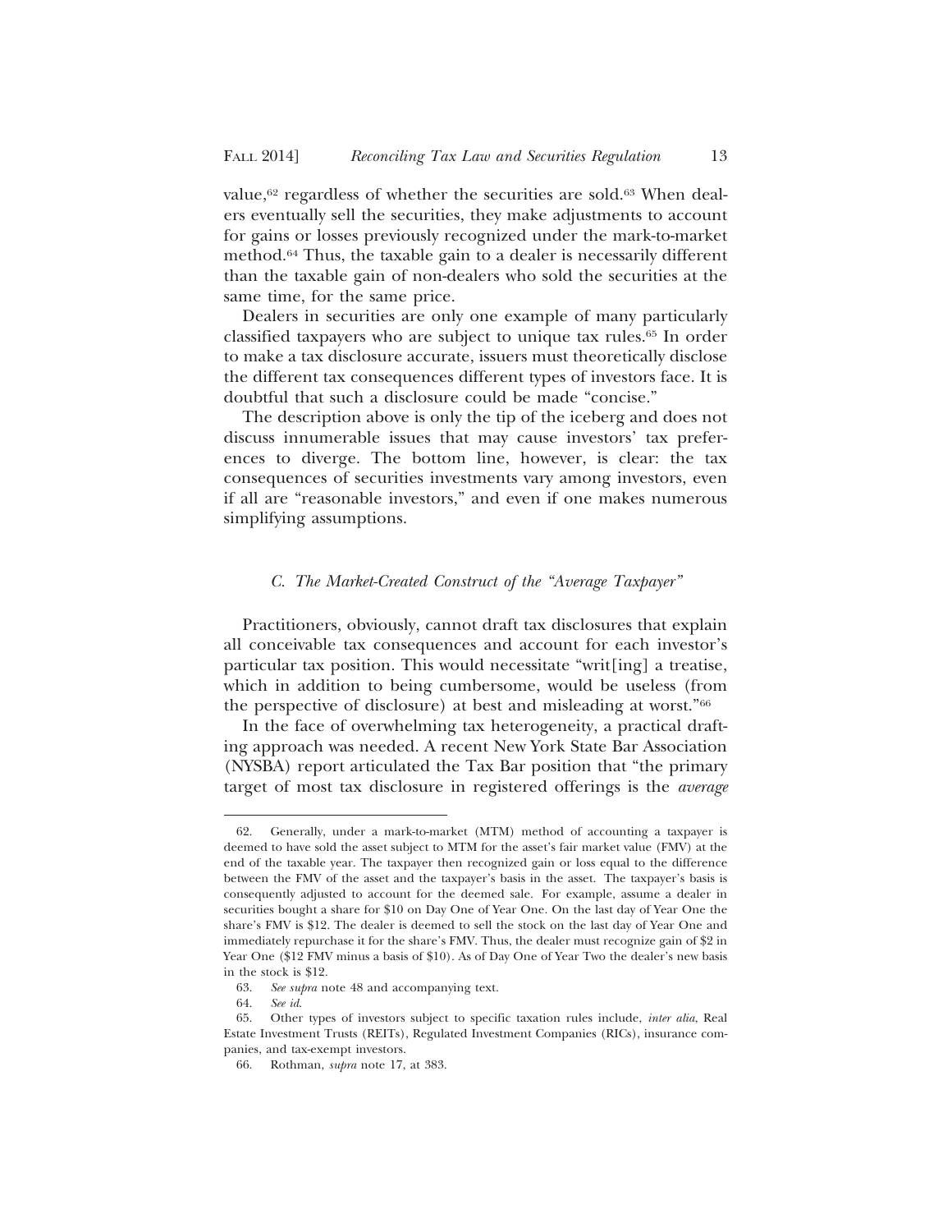value,[62] regardless of whether the securities are sold.[63] When dealers eventually sell the securities, they make adjustments to account for gains or losses previously recognized under the mark-to-market method.[64] Thus, the taxable gain to a dealer is necessarily different than the taxable gain of non-dealers who sold the securities at the same time, for the same price.

Dealers in securities are only one example of many particularly classified taxpayers who are subject to unique tax rules.[65] In order to make a tax disclosure accurate, issuers must theoretically disclose the different tax consequences different types of investors face. It is doubtful that such a disclosure could be made "concise."

The description above is only the tip of the iceberg and does not discuss innumerable issues that may cause investors' tax preferences to diverge. The bottom line, however, is clear: the tax consequences of securities investments vary among investors, even if all are "reasonable investors," and even if one makes numerous simplifying assumptions.

### *C. The Market-Created Construct of the "Average Taxpayer"*

Practitioners, obviously, cannot draft tax disclosures that explain all conceivable tax consequences and account for each investor's particular tax position. This would necessitate "writ[ing] a treatise, which in addition to being cumbersome, would be useless (from the perspective of disclosure) at best and misleading at worst."[66]

In the face of overwhelming tax heterogeneity, a practical drafting approach was needed. A recent New York State Bar Association (NYSBA) report articulated the Tax Bar position that "the primary target of most tax disclosure in registered offerings is the *average*

---

62. Generally, under a mark-to-market (MTM) method of accounting a taxpayer is deemed to have sold the asset subject to MTM for the asset's fair market value (FMV) at the end of the taxable year. The taxpayer then recognized gain or loss equal to the difference between the FMV of the asset and the taxpayer's basis in the asset. The taxpayer's basis is consequently adjusted to account for the deemed sale. For example, assume a dealer in securities bought a share for $10 on Day One of Year One. On the last day of Year One the share's FMV is $12. The dealer is deemed to sell the stock on the last day of Year One and immediately repurchase it for the share's FMV. Thus, the dealer must recognize gain of $2 in Year One ($12 FMV minus a basis of $10). As of Day One of Year Two the dealer's new basis in the stock is $12.

63. *See supra* note 48 and accompanying text.

64. *See id.*

65. Other types of investors subject to specific taxation rules include, *inter alia*, Real Estate Investment Trusts (REITs), Regulated Investment Companies (RICs), insurance companies, and tax-exempt investors.

66. Rothman, *supra* note 17, at 383.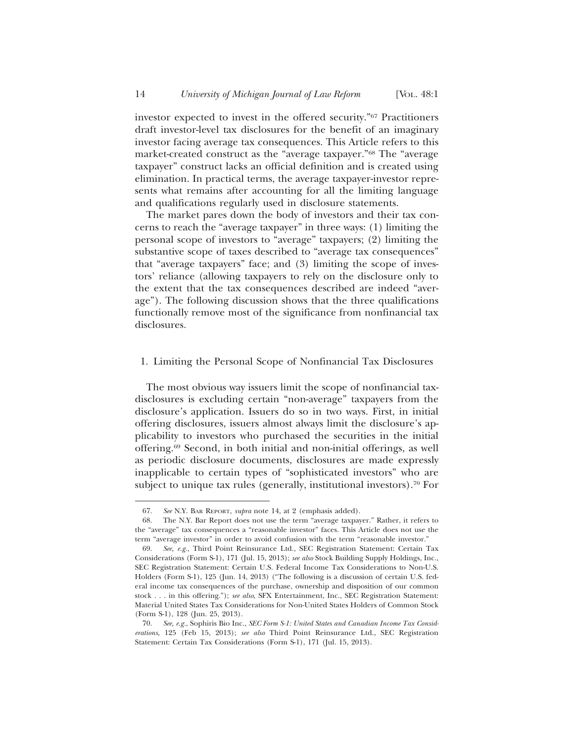investor expected to invest in the offered security."[67] Practitioners draft investor-level tax disclosures for the benefit of an imaginary investor facing average tax consequences. This Article refers to this market-created construct as the "average taxpayer."[68] The "average taxpayer" construct lacks an official definition and is created using elimination. In practical terms, the average taxpayer-investor represents what remains after accounting for all the limiting language and qualifications regularly used in disclosure statements.

The market pares down the body of investors and their tax concerns to reach the "average taxpayer" in three ways: (1) limiting the personal scope of investors to "average" taxpayers; (2) limiting the substantive scope of taxes described to "average tax consequences" that "average taxpayers" face; and (3) limiting the scope of investors' reliance (allowing taxpayers to rely on the disclosure only to the extent that the tax consequences described are indeed "average"). The following discussion shows that the three qualifications functionally remove most of the significance from nonfinancial tax disclosures.

### 1. Limiting the Personal Scope of Nonfinancial Tax Disclosures

The most obvious way issuers limit the scope of nonfinancial tax-disclosures is excluding certain "non-average" taxpayers from the disclosure's application. Issuers do so in two ways. First, in initial offering disclosures, issuers almost always limit the disclosure's applicability to investors who purchased the securities in the initial offering.[69] Second, in both initial and non-initial offerings, as well as periodic disclosure documents, disclosures are made expressly inapplicable to certain types of "sophisticated investors" who are subject to unique tax rules (generally, institutional investors).[70] For

---

67. *See* N.Y. Bar Report, *supra* note 14, at 2 (emphasis added).

68. The N.Y. Bar Report does not use the term "average taxpayer." Rather, it refers to the "average" tax consequences a "reasonable investor" faces. This Article does not use the term "average investor" in order to avoid confusion with the term "reasonable investor."

69. *See, e.g.*, Third Point Reinsurance Ltd., SEC Registration Statement: Certain Tax Considerations (Form S-1), 171 (Jul. 15, 2013); *see also* Stock Building Supply Holdings, Inc., SEC Registration Statement: Certain U.S. Federal Income Tax Considerations to Non-U.S. Holders (Form S-1), 125 (Jun. 14, 2013) ("The following is a discussion of certain U.S. federal income tax consequences of the purchase, ownership and disposition of our common stock . . . in this offering."); *see also*, SFX Entertainment, Inc., SEC Registration Statement: Material United States Tax Considerations for Non-United States Holders of Common Stock (Form S-1), 128 (Jun. 25, 2013).

70. *See, e.g.*, Sophiris Bio Inc., *SEC Form S-1: United States and Canadian Income Tax Considerations*, 125 (Feb 15, 2013); *see also* Third Point Reinsurance Ltd., SEC Registration Statement: Certain Tax Considerations (Form S-1), 171 (Jul. 15, 2013).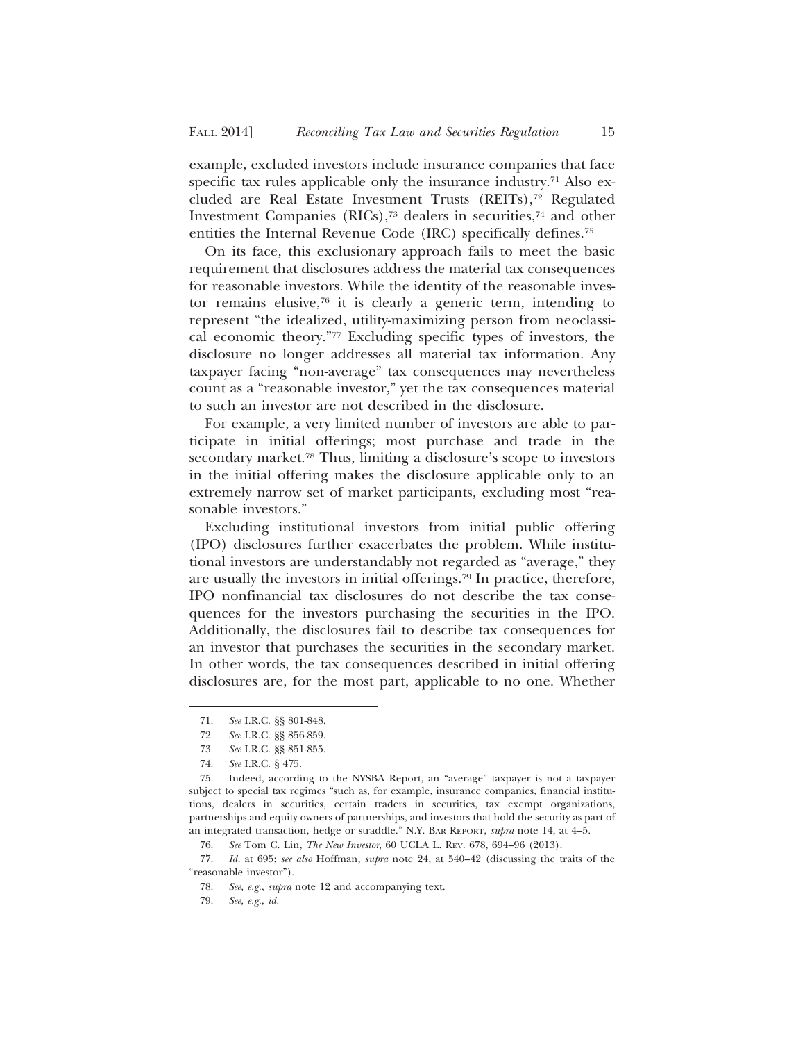example, excluded investors include insurance companies that face specific tax rules applicable only the insurance industry.[71] Also excluded are Real Estate Investment Trusts (REITs),[72] Regulated Investment Companies (RICs),[73] dealers in securities,[74] and other entities the Internal Revenue Code (IRC) specifically defines.[75]

On its face, this exclusionary approach fails to meet the basic requirement that disclosures address the material tax consequences for reasonable investors. While the identity of the reasonable investor remains elusive,[76] it is clearly a generic term, intending to represent "the idealized, utility-maximizing person from neoclassical economic theory."[77] Excluding specific types of investors, the disclosure no longer addresses all material tax information. Any taxpayer facing "non-average" tax consequences may nevertheless count as a "reasonable investor," yet the tax consequences material to such an investor are not described in the disclosure.

For example, a very limited number of investors are able to participate in initial offerings; most purchase and trade in the secondary market.[78] Thus, limiting a disclosure's scope to investors in the initial offering makes the disclosure applicable only to an extremely narrow set of market participants, excluding most "reasonable investors."

Excluding institutional investors from initial public offering (IPO) disclosures further exacerbates the problem. While institutional investors are understandably not regarded as "average," they are usually the investors in initial offerings.[79] In practice, therefore, IPO nonfinancial tax disclosures do not describe the tax consequences for the investors purchasing the securities in the IPO. Additionally, the disclosures fail to describe tax consequences for an investor that purchases the securities in the secondary market. In other words, the tax consequences described in initial offering disclosures are, for the most part, applicable to no one. Whether

---

71. *See* I.R.C. §§ 801-848.

72. *See* I.R.C. §§ 856-859.

73. *See* I.R.C. §§ 851-855.

74. *See* I.R.C. § 475.

75. Indeed, according to the NYSBA Report, an "average" taxpayer is not a taxpayer subject to special tax regimes "such as, for example, insurance companies, financial institutions, dealers in securities, certain traders in securities, tax exempt organizations, partnerships and equity owners of partnerships, and investors that hold the security as part of an integrated transaction, hedge or straddle." N.Y. BAR REPORT, *supra* note 14, at 4–5.

76. *See* Tom C. Lin, *The New Investor*, 60 UCLA L. REV. 678, 694–96 (2013).

77. *Id.* at 695; *see also* Hoffman, *supra* note 24, at 540–42 (discussing the traits of the "reasonable investor").

78. *See, e.g.*, *supra* note 12 and accompanying text.

79. *See, e.g.*, *id.*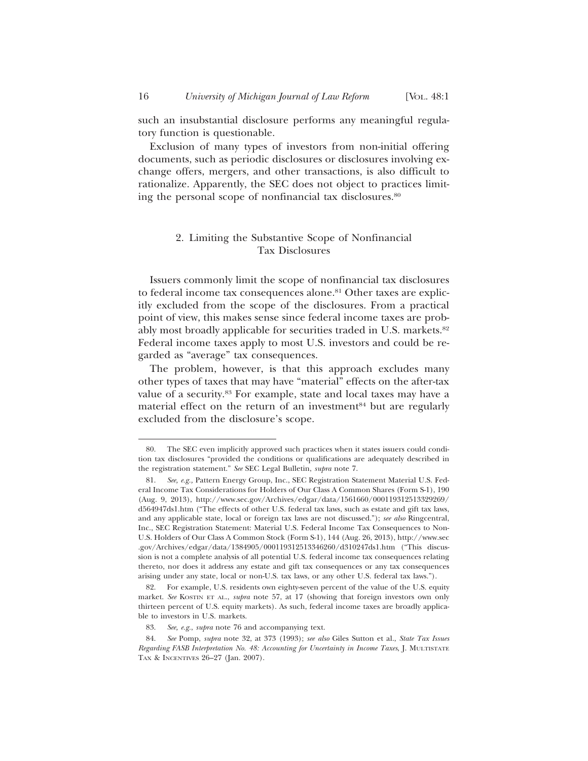such an insubstantial disclosure performs any meaningful regulatory function is questionable.

Exclusion of many types of investors from non-initial offering documents, such as periodic disclosures or disclosures involving exchange offers, mergers, and other transactions, is also difficult to rationalize. Apparently, the SEC does not object to practices limiting the personal scope of nonfinancial tax disclosures.[80]

### 2. Limiting the Substantive Scope of Nonfinancial Tax Disclosures

Issuers commonly limit the scope of nonfinancial tax disclosures to federal income tax consequences alone.[81] Other taxes are explicitly excluded from the scope of the disclosures. From a practical point of view, this makes sense since federal income taxes are probably most broadly applicable for securities traded in U.S. markets.[82] Federal income taxes apply to most U.S. investors and could be regarded as "average" tax consequences.

The problem, however, is that this approach excludes many other types of taxes that may have "material" effects on the after-tax value of a security.[83] For example, state and local taxes may have a material effect on the return of an investment[84] but are regularly excluded from the disclosure's scope.

---

80. The SEC even implicitly approved such practices when it states issuers could condition tax disclosures "provided the conditions or qualifications are adequately described in the registration statement." *See* SEC Legal Bulletin, *supra* note 7.

81. *See, e.g.*, Pattern Energy Group, Inc., SEC Registration Statement Material U.S. Federal Income Tax Considerations for Holders of Our Class A Common Shares (Form S-1), 190 (Aug. 9, 2013), http://www.sec.gov/Archives/edgar/data/1561660/000119312513329269/d564947ds1.htm ("The effects of other U.S. federal tax laws, such as estate and gift tax laws, and any applicable state, local or foreign tax laws are not discussed."); *see also* Ringcentral, Inc., SEC Registration Statement: Material U.S. Federal Income Tax Consequences to Non-U.S. Holders of Our Class A Common Stock (Form S-1), 144 (Aug. 26, 2013), http://www.sec.gov/Archives/edgar/data/1384905/000119312513346260/d310247ds1.htm ("This discussion is not a complete analysis of all potential U.S. federal income tax consequences relating thereto, nor does it address any estate and gift tax consequences or any tax consequences arising under any state, local or non-U.S. tax laws, or any other U.S. federal tax laws.").

82. For example, U.S. residents own eighty-seven percent of the value of the U.S. equity market. *See* KOSTIN ET AL., *supra* note 57, at 17 (showing that foreign investors own only thirteen percent of U.S. equity markets). As such, federal income taxes are broadly applicable to investors in U.S. markets.

83. *See, e.g.*, *supra* note 76 and accompanying text.

84. *See* Pomp, *supra* note 32, at 373 (1993); *see also* Giles Sutton et al., *State Tax Issues Regarding FASB Interpretation No. 48: Accounting for Uncertainty in Income Taxes*, J. MULTISTATE TAX & INCENTIVES 26–27 (Jan. 2007).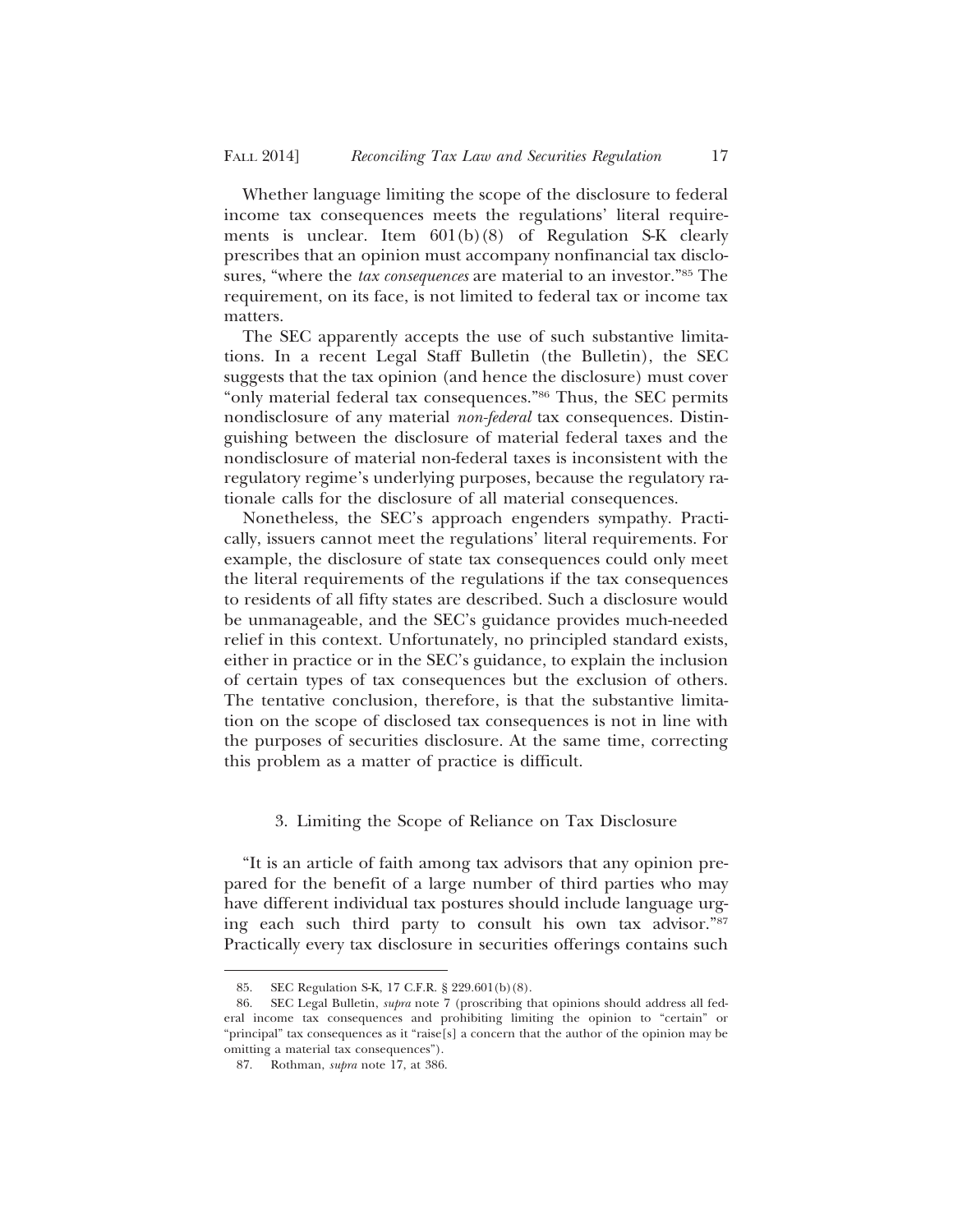Whether language limiting the scope of the disclosure to federal income tax consequences meets the regulations' literal requirements is unclear. Item 601(b)(8) of Regulation S-K clearly prescribes that an opinion must accompany nonfinancial tax disclosures, "where the *tax consequences* are material to an investor."[85] The requirement, on its face, is not limited to federal tax or income tax matters.

The SEC apparently accepts the use of such substantive limitations. In a recent Legal Staff Bulletin (the Bulletin), the SEC suggests that the tax opinion (and hence the disclosure) must cover "only material federal tax consequences."[86] Thus, the SEC permits nondisclosure of any material *non-federal* tax consequences. Distinguishing between the disclosure of material federal taxes and the nondisclosure of material non-federal taxes is inconsistent with the regulatory regime's underlying purposes, because the regulatory rationale calls for the disclosure of all material consequences.

Nonetheless, the SEC's approach engenders sympathy. Practically, issuers cannot meet the regulations' literal requirements. For example, the disclosure of state tax consequences could only meet the literal requirements of the regulations if the tax consequences to residents of all fifty states are described. Such a disclosure would be unmanageable, and the SEC's guidance provides much-needed relief in this context. Unfortunately, no principled standard exists, either in practice or in the SEC's guidance, to explain the inclusion of certain types of tax consequences but the exclusion of others. The tentative conclusion, therefore, is that the substantive limitation on the scope of disclosed tax consequences is not in line with the purposes of securities disclosure. At the same time, correcting this problem as a matter of practice is difficult.

### 3. Limiting the Scope of Reliance on Tax Disclosure

"It is an article of faith among tax advisors that any opinion prepared for the benefit of a large number of third parties who may have different individual tax postures should include language urging each such third party to consult his own tax advisor."[87] Practically every tax disclosure in securities offerings contains such

---

85. SEC Regulation S-K, 17 C.F.R. § 229.601(b)(8).

86. SEC Legal Bulletin, *supra* note 7 (proscribing that opinions should address all federal income tax consequences and prohibiting limiting the opinion to "certain" or "principal" tax consequences as it "raise[s] a concern that the author of the opinion may be omitting a material tax consequences").

87. Rothman, *supra* note 17, at 386.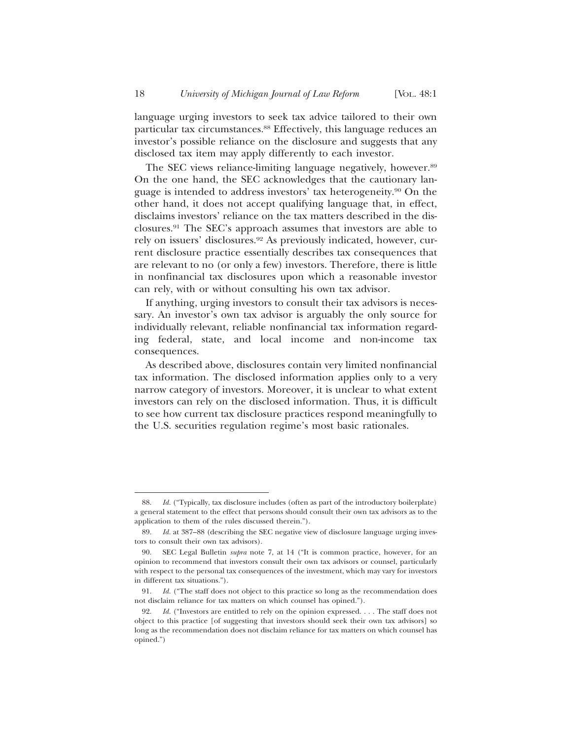language urging investors to seek tax advice tailored to their own particular tax circumstances.[88] Effectively, this language reduces an investor's possible reliance on the disclosure and suggests that any disclosed tax item may apply differently to each investor.

The SEC views reliance-limiting language negatively, however.[89] On the one hand, the SEC acknowledges that the cautionary language is intended to address investors' tax heterogeneity.[90] On the other hand, it does not accept qualifying language that, in effect, disclaims investors' reliance on the tax matters described in the disclosures.[91] The SEC's approach assumes that investors are able to rely on issuers' disclosures.[92] As previously indicated, however, current disclosure practice essentially describes tax consequences that are relevant to no (or only a few) investors. Therefore, there is little in nonfinancial tax disclosures upon which a reasonable investor can rely, with or without consulting his own tax advisor.

If anything, urging investors to consult their tax advisors is necessary. An investor's own tax advisor is arguably the only source for individually relevant, reliable nonfinancial tax information regarding federal, state, and local income and non-income tax consequences.

As described above, disclosures contain very limited nonfinancial tax information. The disclosed information applies only to a very narrow category of investors. Moreover, it is unclear to what extent investors can rely on the disclosed information. Thus, it is difficult to see how current tax disclosure practices respond meaningfully to the U.S. securities regulation regime's most basic rationales.

---

88. *Id.* ("Typically, tax disclosure includes (often as part of the introductory boilerplate) a general statement to the effect that persons should consult their own tax advisors as to the application to them of the rules discussed therein.").

89. *Id.* at 387–88 (describing the SEC negative view of disclosure language urging investors to consult their own tax advisors).

90. SEC Legal Bulletin *supra* note 7, at 14 ("It is common practice, however, for an opinion to recommend that investors consult their own tax advisors or counsel, particularly with respect to the personal tax consequences of the investment, which may vary for investors in different tax situations.").

91. *Id.* ("The staff does not object to this practice so long as the recommendation does not disclaim reliance for tax matters on which counsel has opined.").

92. *Id.* ("Investors are entitled to rely on the opinion expressed. . . . The staff does not object to this practice [of suggesting that investors should seek their own tax advisors] so long as the recommendation does not disclaim reliance for tax matters on which counsel has opined.")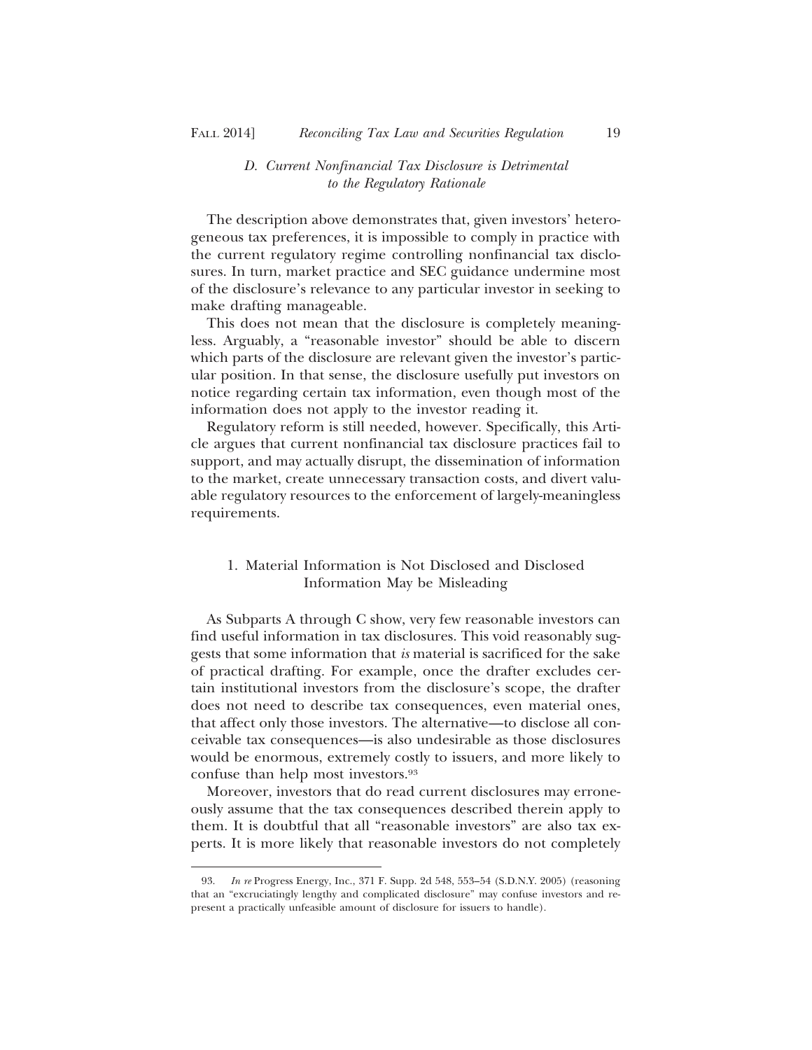### *D. Current Nonfinancial Tax Disclosure is Detrimental to the Regulatory Rationale*

The description above demonstrates that, given investors' heterogeneous tax preferences, it is impossible to comply in practice with the current regulatory regime controlling nonfinancial tax disclosures. In turn, market practice and SEC guidance undermine most of the disclosure's relevance to any particular investor in seeking to make drafting manageable.

This does not mean that the disclosure is completely meaningless. Arguably, a "reasonable investor" should be able to discern which parts of the disclosure are relevant given the investor's particular position. In that sense, the disclosure usefully put investors on notice regarding certain tax information, even though most of the information does not apply to the investor reading it.

Regulatory reform is still needed, however. Specifically, this Article argues that current nonfinancial tax disclosure practices fail to support, and may actually disrupt, the dissemination of information to the market, create unnecessary transaction costs, and divert valuable regulatory resources to the enforcement of largely-meaningless requirements.

#### 1. Material Information is Not Disclosed and Disclosed Information May be Misleading

As Subparts A through C show, very few reasonable investors can find useful information in tax disclosures. This void reasonably suggests that some information that *is* material is sacrificed for the sake of practical drafting. For example, once the drafter excludes certain institutional investors from the disclosure's scope, the drafter does not need to describe tax consequences, even material ones, that affect only those investors. The alternative—to disclose all conceivable tax consequences—is also undesirable as those disclosures would be enormous, extremely costly to issuers, and more likely to confuse than help most investors.[93]

Moreover, investors that do read current disclosures may erroneously assume that the tax consequences described therein apply to them. It is doubtful that all "reasonable investors" are also tax experts. It is more likely that reasonable investors do not completely

---

93. *In re* Progress Energy, Inc., 371 F. Supp. 2d 548, 553–54 (S.D.N.Y. 2005) (reasoning that an "excruciatingly lengthy and complicated disclosure" may confuse investors and represent a practically unfeasible amount of disclosure for issuers to handle).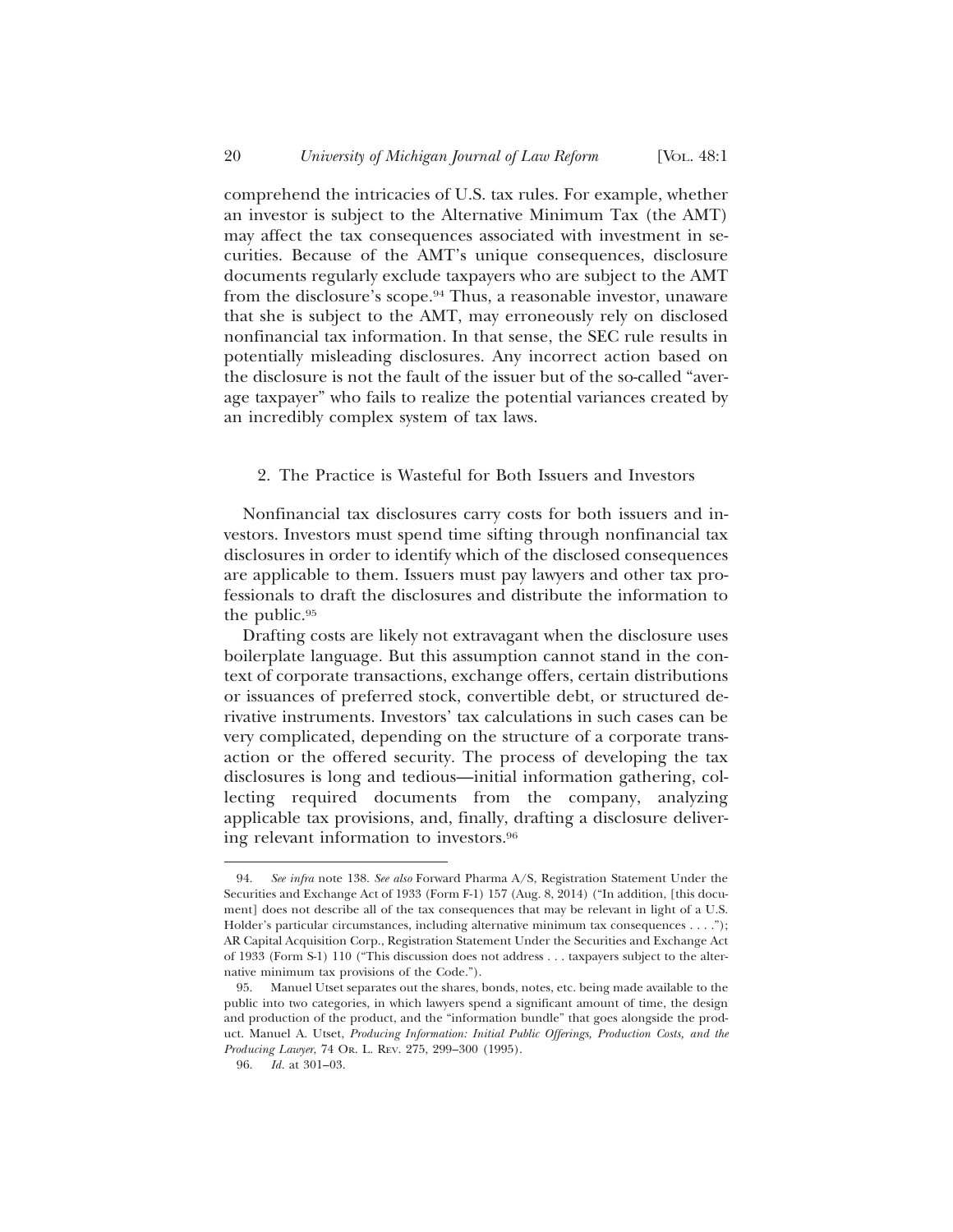comprehend the intricacies of U.S. tax rules. For example, whether an investor is subject to the Alternative Minimum Tax (the AMT) may affect the tax consequences associated with investment in securities. Because of the AMT's unique consequences, disclosure documents regularly exclude taxpayers who are subject to the AMT from the disclosure's scope.[94] Thus, a reasonable investor, unaware that she is subject to the AMT, may erroneously rely on disclosed nonfinancial tax information. In that sense, the SEC rule results in potentially misleading disclosures. Any incorrect action based on the disclosure is not the fault of the issuer but of the so-called "average taxpayer" who fails to realize the potential variances created by an incredibly complex system of tax laws.

### 2. The Practice is Wasteful for Both Issuers and Investors

Nonfinancial tax disclosures carry costs for both issuers and investors. Investors must spend time sifting through nonfinancial tax disclosures in order to identify which of the disclosed consequences are applicable to them. Issuers must pay lawyers and other tax professionals to draft the disclosures and distribute the information to the public.[95]

Drafting costs are likely not extravagant when the disclosure uses boilerplate language. But this assumption cannot stand in the context of corporate transactions, exchange offers, certain distributions or issuances of preferred stock, convertible debt, or structured derivative instruments. Investors' tax calculations in such cases can be very complicated, depending on the structure of a corporate transaction or the offered security. The process of developing the tax disclosures is long and tedious—initial information gathering, collecting required documents from the company, analyzing applicable tax provisions, and, finally, drafting a disclosure delivering relevant information to investors.[96]

---

94. *See infra* note 138. *See also* Forward Pharma A/S, Registration Statement Under the Securities and Exchange Act of 1933 (Form F-1) 157 (Aug. 8, 2014) ("In addition, [this document] does not describe all of the tax consequences that may be relevant in light of a U.S. Holder's particular circumstances, including alternative minimum tax consequences . . . ."); AR Capital Acquisition Corp., Registration Statement Under the Securities and Exchange Act of 1933 (Form S-1) 110 ("This discussion does not address . . . taxpayers subject to the alternative minimum tax provisions of the Code.").

95. Manuel Utset separates out the shares, bonds, notes, etc. being made available to the public into two categories, in which lawyers spend a significant amount of time, the design and production of the product, and the "information bundle" that goes alongside the product. Manuel A. Utset, *Producing Information: Initial Public Offerings, Production Costs, and the Producing Lawyer*, 74 Or. L. Rev. 275, 299–300 (1995).

96. *Id.* at 301–03.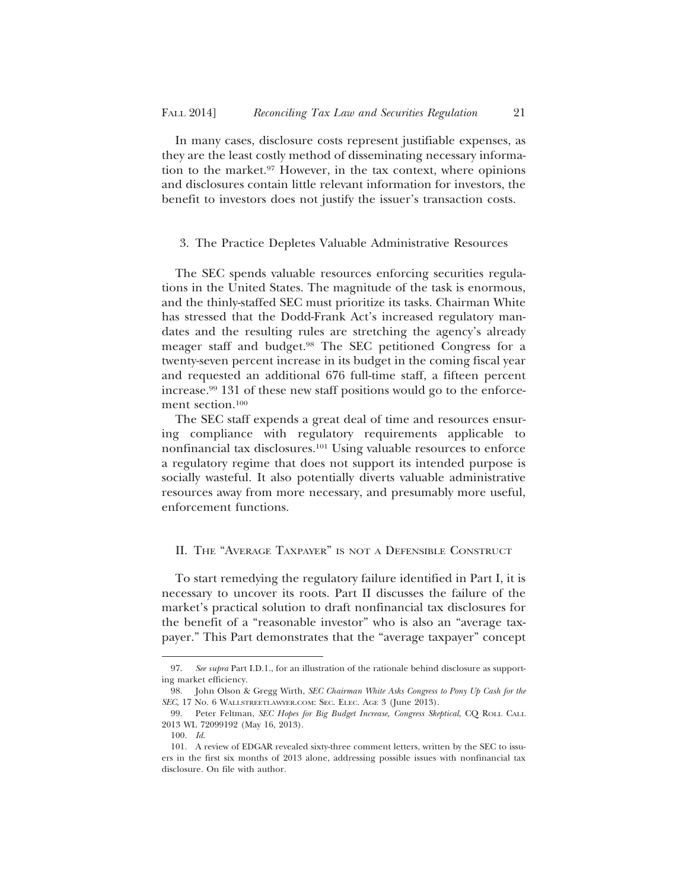In many cases, disclosure costs represent justifiable expenses, as they are the least costly method of disseminating necessary information to the market.[97] However, in the tax context, where opinions and disclosures contain little relevant information for investors, the benefit to investors does not justify the issuer's transaction costs.

### 3. The Practice Depletes Valuable Administrative Resources

The SEC spends valuable resources enforcing securities regulations in the United States. The magnitude of the task is enormous, and the thinly-staffed SEC must prioritize its tasks. Chairman White has stressed that the Dodd-Frank Act's increased regulatory mandates and the resulting rules are stretching the agency's already meager staff and budget.[98] The SEC petitioned Congress for a twenty-seven percent increase in its budget in the coming fiscal year and requested an additional 676 full-time staff, a fifteen percent increase.[99] 131 of these new staff positions would go to the enforcement section.[100]

The SEC staff expends a great deal of time and resources ensuring compliance with regulatory requirements applicable to nonfinancial tax disclosures.[101] Using valuable resources to enforce a regulatory regime that does not support its intended purpose is socially wasteful. It also potentially diverts valuable administrative resources away from more necessary, and presumably more useful, enforcement functions.

## II. The "Average Taxpayer" is not a Defensible Construct

To start remedying the regulatory failure identified in Part I, it is necessary to uncover its roots. Part II discusses the failure of the market's practical solution to draft nonfinancial tax disclosures for the benefit of a "reasonable investor" who is also an "average taxpayer." This Part demonstrates that the "average taxpayer" concept

---

97. *See supra* Part I.D.1., for an illustration of the rationale behind disclosure as supporting market efficiency.

98. John Olson & Gregg Wirth, *SEC Chairman White Asks Congress to Pony Up Cash for the SEC*, 17 No. 6 Wallstreetlawyer.com: Sec. Elec. Age 3 (June 2013).

99. Peter Feltman, *SEC Hopes for Big Budget Increase, Congress Skeptical*, CQ Roll Call 2013 WL 72099192 (May 16, 2013).

100. *Id.*

101. A review of EDGAR revealed sixty-three comment letters, written by the SEC to issuers in the first six months of 2013 alone, addressing possible issues with nonfinancial tax disclosure. On file with author.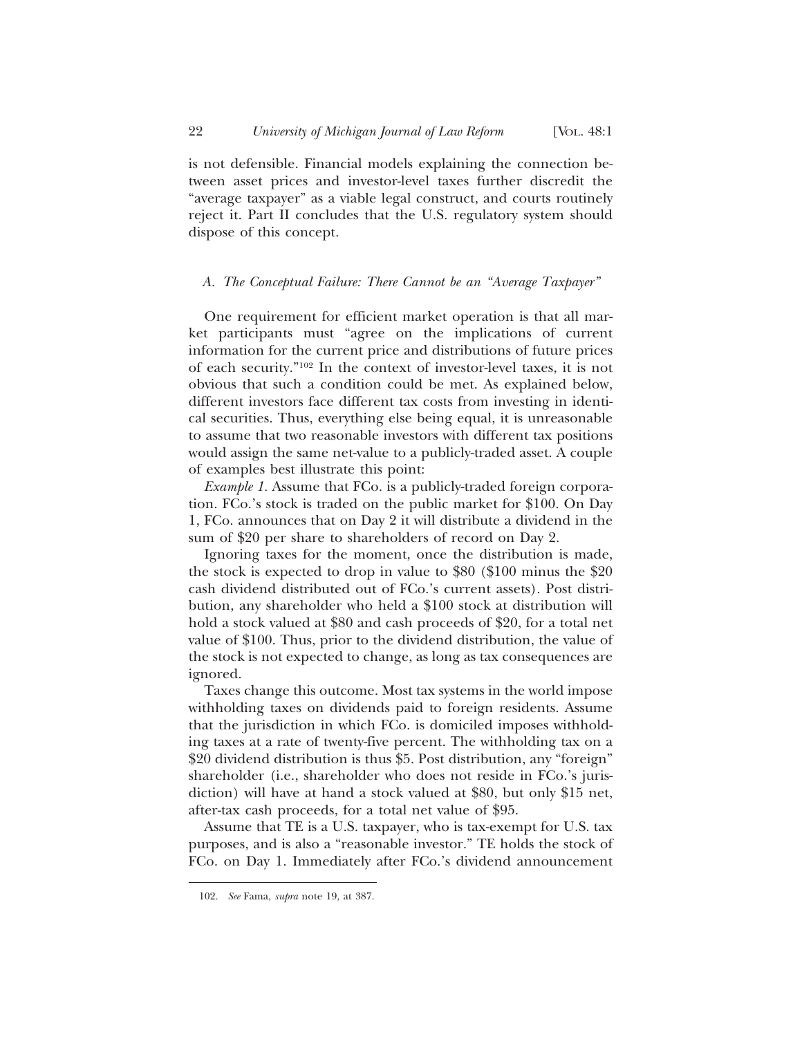is not defensible. Financial models explaining the connection between asset prices and investor-level taxes further discredit the "average taxpayer" as a viable legal construct, and courts routinely reject it. Part II concludes that the U.S. regulatory system should dispose of this concept.

### *A. The Conceptual Failure: There Cannot be an "Average Taxpayer"*

One requirement for efficient market operation is that all market participants must "agree on the implications of current information for the current price and distributions of future prices of each security."[102] In the context of investor-level taxes, it is not obvious that such a condition could be met. As explained below, different investors face different tax costs from investing in identical securities. Thus, everything else being equal, it is unreasonable to assume that two reasonable investors with different tax positions would assign the same net-value to a publicly-traded asset. A couple of examples best illustrate this point:

*Example 1.* Assume that FCo. is a publicly-traded foreign corporation. FCo.'s stock is traded on the public market for $100. On Day 1, FCo. announces that on Day 2 it will distribute a dividend in the sum of $20 per share to shareholders of record on Day 2.

Ignoring taxes for the moment, once the distribution is made, the stock is expected to drop in value to $80 ($100 minus the $20 cash dividend distributed out of FCo.'s current assets). Post distribution, any shareholder who held a $100 stock at distribution will hold a stock valued at $80 and cash proceeds of $20, for a total net value of $100. Thus, prior to the dividend distribution, the value of the stock is not expected to change, as long as tax consequences are ignored.

Taxes change this outcome. Most tax systems in the world impose withholding taxes on dividends paid to foreign residents. Assume that the jurisdiction in which FCo. is domiciled imposes withholding taxes at a rate of twenty-five percent. The withholding tax on a $20 dividend distribution is thus $5. Post distribution, any "foreign" shareholder (i.e., shareholder who does not reside in FCo.'s jurisdiction) will have at hand a stock valued at $80, but only $15 net, after-tax cash proceeds, for a total net value of $95.

Assume that TE is a U.S. taxpayer, who is tax-exempt for U.S. tax purposes, and is also a "reasonable investor." TE holds the stock of FCo. on Day 1. Immediately after FCo.'s dividend announcement

102. *See* Fama, *supra* note 19, at 387.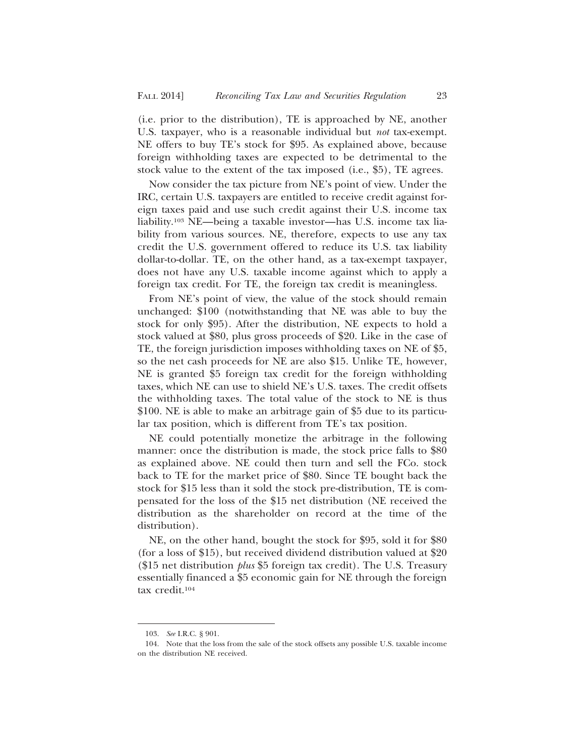(i.e. prior to the distribution), TE is approached by NE, another U.S. taxpayer, who is a reasonable individual but *not* tax-exempt. NE offers to buy TE's stock for $95. As explained above, because foreign withholding taxes are expected to be detrimental to the stock value to the extent of the tax imposed (i.e., $5), TE agrees.

Now consider the tax picture from NE's point of view. Under the IRC, certain U.S. taxpayers are entitled to receive credit against foreign taxes paid and use such credit against their U.S. income tax liability.[103] NE—being a taxable investor—has U.S. income tax liability from various sources. NE, therefore, expects to use any tax credit the U.S. government offered to reduce its U.S. tax liability dollar-to-dollar. TE, on the other hand, as a tax-exempt taxpayer, does not have any U.S. taxable income against which to apply a foreign tax credit. For TE, the foreign tax credit is meaningless.

From NE's point of view, the value of the stock should remain unchanged: $100 (notwithstanding that NE was able to buy the stock for only $95). After the distribution, NE expects to hold a stock valued at $80, plus gross proceeds of $20. Like in the case of TE, the foreign jurisdiction imposes withholding taxes on NE of $5, so the net cash proceeds for NE are also $15. Unlike TE, however, NE is granted $5 foreign tax credit for the foreign withholding taxes, which NE can use to shield NE's U.S. taxes. The credit offsets the withholding taxes. The total value of the stock to NE is thus $100. NE is able to make an arbitrage gain of $5 due to its particular tax position, which is different from TE's tax position.

NE could potentially monetize the arbitrage in the following manner: once the distribution is made, the stock price falls to $80 as explained above. NE could then turn and sell the FCo. stock back to TE for the market price of $80. Since TE bought back the stock for $15 less than it sold the stock pre-distribution, TE is compensated for the loss of the $15 net distribution (NE received the distribution as the shareholder on record at the time of the distribution).

NE, on the other hand, bought the stock for $95, sold it for $80 (for a loss of $15), but received dividend distribution valued at $20 ($15 net distribution *plus* $5 foreign tax credit). The U.S. Treasury essentially financed a $5 economic gain for NE through the foreign tax credit.[104]

---

103. *See* I.R.C. § 901.

104. Note that the loss from the sale of the stock offsets any possible U.S. taxable income on the distribution NE received.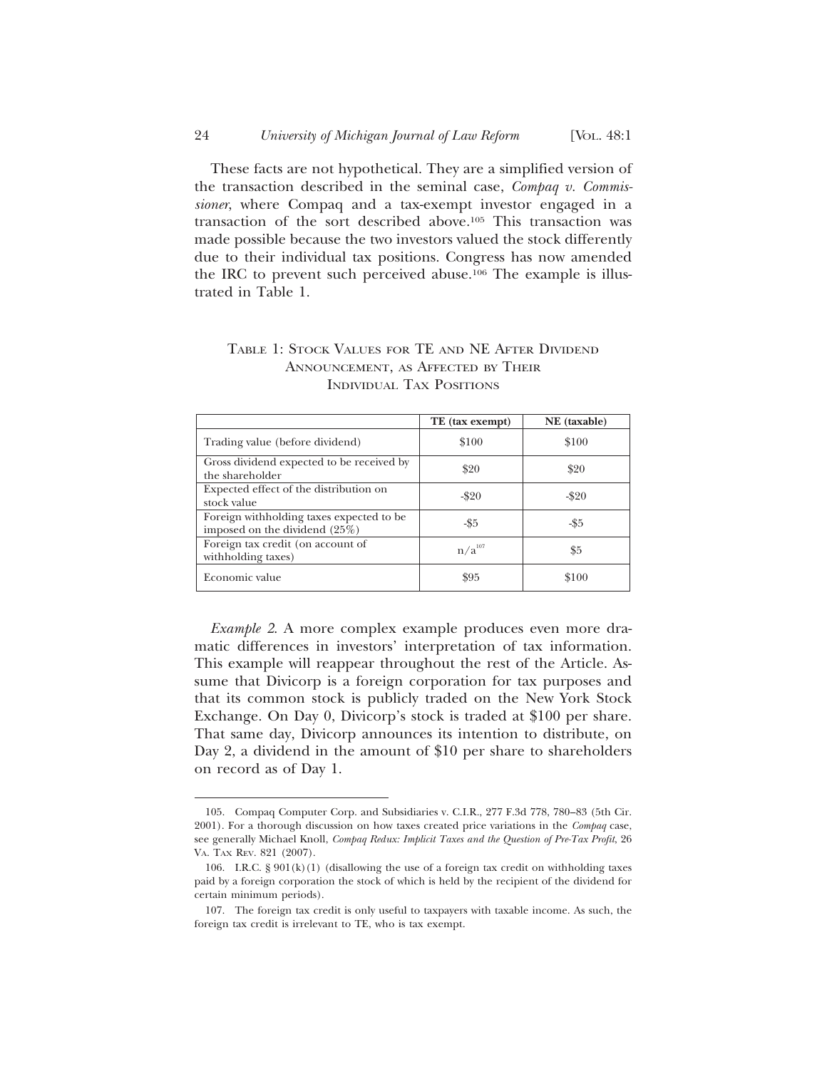These facts are not hypothetical. They are a simplified version of the transaction described in the seminal case, *Compaq v. Commissioner*, where Compaq and a tax-exempt investor engaged in a transaction of the sort described above.[105] This transaction was made possible because the two investors valued the stock differently due to their individual tax positions. Congress has now amended the IRC to prevent such perceived abuse.[106] The example is illustrated in Table 1.

TABLE 1: STOCK VALUES FOR TE AND NE AFTER DIVIDEND ANNOUNCEMENT, AS AFFECTED BY THEIR INDIVIDUAL TAX POSITIONS

| | **TE (tax exempt)** | **NE (taxable)** |
|---|---|---|
| Trading value (before dividend) | $100 | $100 |
| Gross dividend expected to be received by the shareholder | $20 | $20 |
| Expected effect of the distribution on stock value | -$20 | -$20 |
| Foreign withholding taxes expected to be imposed on the dividend (25%) | -$5 | -$5 |
| Foreign tax credit (on account of withholding taxes) | n/a[107] | $5 |
| Economic value | $95 | $100 |

*Example 2*. A more complex example produces even more dramatic differences in investors' interpretation of tax information. This example will reappear throughout the rest of the Article. Assume that Divicorp is a foreign corporation for tax purposes and that its common stock is publicly traded on the New York Stock Exchange. On Day 0, Divicorp's stock is traded at $100 per share. That same day, Divicorp announces its intention to distribute, on Day 2, a dividend in the amount of $10 per share to shareholders on record as of Day 1.

---

105. Compaq Computer Corp. and Subsidiaries v. C.I.R., 277 F.3d 778, 780–83 (5th Cir. 2001). For a thorough discussion on how taxes created price variations in the *Compaq* case, see generally Michael Knoll, *Compaq Redux: Implicit Taxes and the Question of Pre-Tax Profit*, 26 VA. TAX REV. 821 (2007).

106. I.R.C. § 901(k)(1) (disallowing the use of a foreign tax credit on withholding taxes paid by a foreign corporation the stock of which is held by the recipient of the dividend for certain minimum periods).

107. The foreign tax credit is only useful to taxpayers with taxable income. As such, the foreign tax credit is irrelevant to TE, who is tax exempt.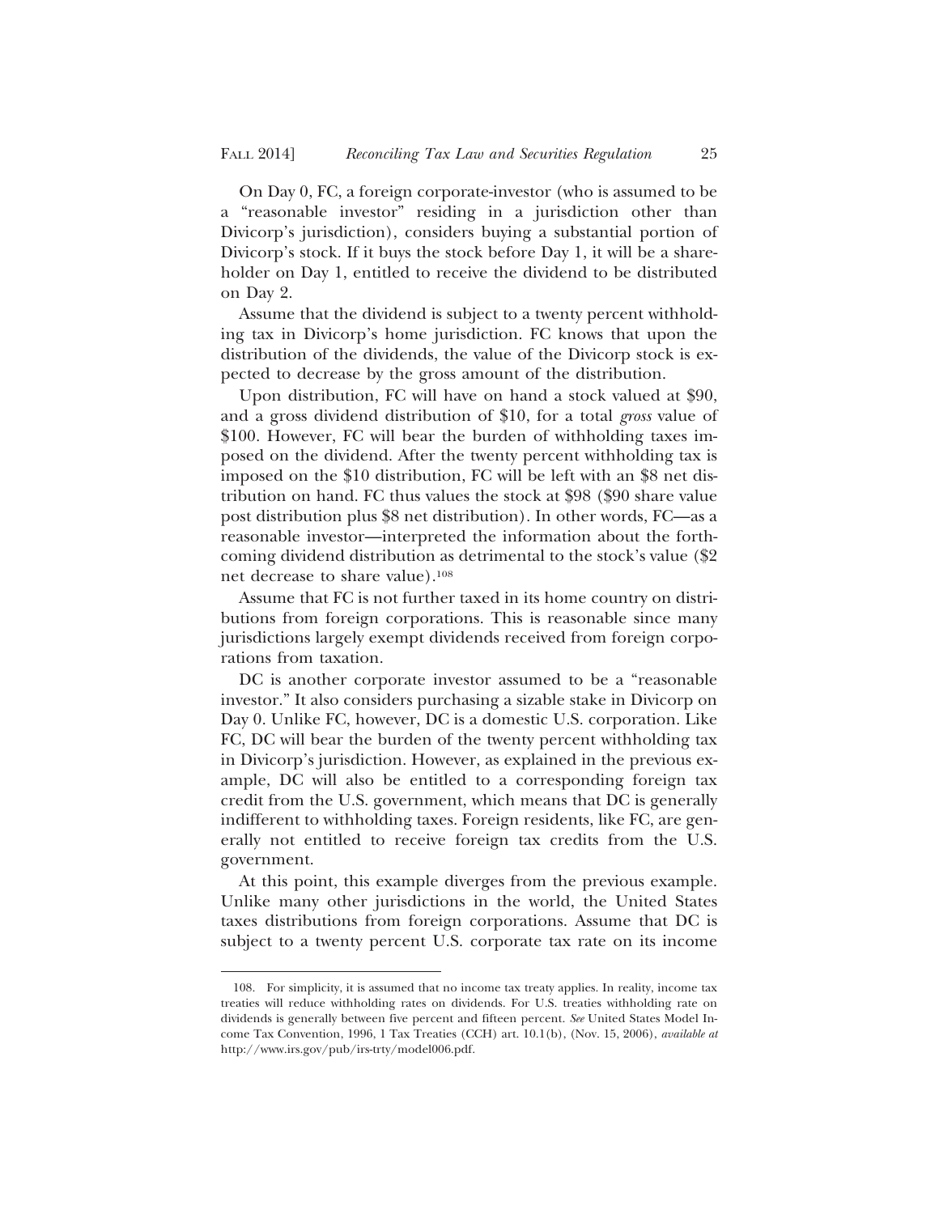On Day 0, FC, a foreign corporate-investor (who is assumed to be a "reasonable investor" residing in a jurisdiction other than Divicorp's jurisdiction), considers buying a substantial portion of Divicorp's stock. If it buys the stock before Day 1, it will be a shareholder on Day 1, entitled to receive the dividend to be distributed on Day 2.

Assume that the dividend is subject to a twenty percent withholding tax in Divicorp's home jurisdiction. FC knows that upon the distribution of the dividends, the value of the Divicorp stock is expected to decrease by the gross amount of the distribution.

Upon distribution, FC will have on hand a stock valued at $90, and a gross dividend distribution of $10, for a total *gross* value of $100. However, FC will bear the burden of withholding taxes imposed on the dividend. After the twenty percent withholding tax is imposed on the $10 distribution, FC will be left with an $8 net distribution on hand. FC thus values the stock at $98 ($90 share value post distribution plus $8 net distribution). In other words, FC—as a reasonable investor—interpreted the information about the forthcoming dividend distribution as detrimental to the stock's value ($2 net decrease to share value).[108]

Assume that FC is not further taxed in its home country on distributions from foreign corporations. This is reasonable since many jurisdictions largely exempt dividends received from foreign corporations from taxation.

DC is another corporate investor assumed to be a "reasonable investor." It also considers purchasing a sizable stake in Divicorp on Day 0. Unlike FC, however, DC is a domestic U.S. corporation. Like FC, DC will bear the burden of the twenty percent withholding tax in Divicorp's jurisdiction. However, as explained in the previous example, DC will also be entitled to a corresponding foreign tax credit from the U.S. government, which means that DC is generally indifferent to withholding taxes. Foreign residents, like FC, are generally not entitled to receive foreign tax credits from the U.S. government.

At this point, this example diverges from the previous example. Unlike many other jurisdictions in the world, the United States taxes distributions from foreign corporations. Assume that DC is subject to a twenty percent U.S. corporate tax rate on its income

---

108. For simplicity, it is assumed that no income tax treaty applies. In reality, income tax treaties will reduce withholding rates on dividends. For U.S. treaties withholding rate on dividends is generally between five percent and fifteen percent. *See* United States Model Income Tax Convention, 1996, 1 Tax Treaties (CCH) art. 10.1(b), (Nov. 15, 2006), *available at* http://www.irs.gov/pub/irs-trty/model006.pdf.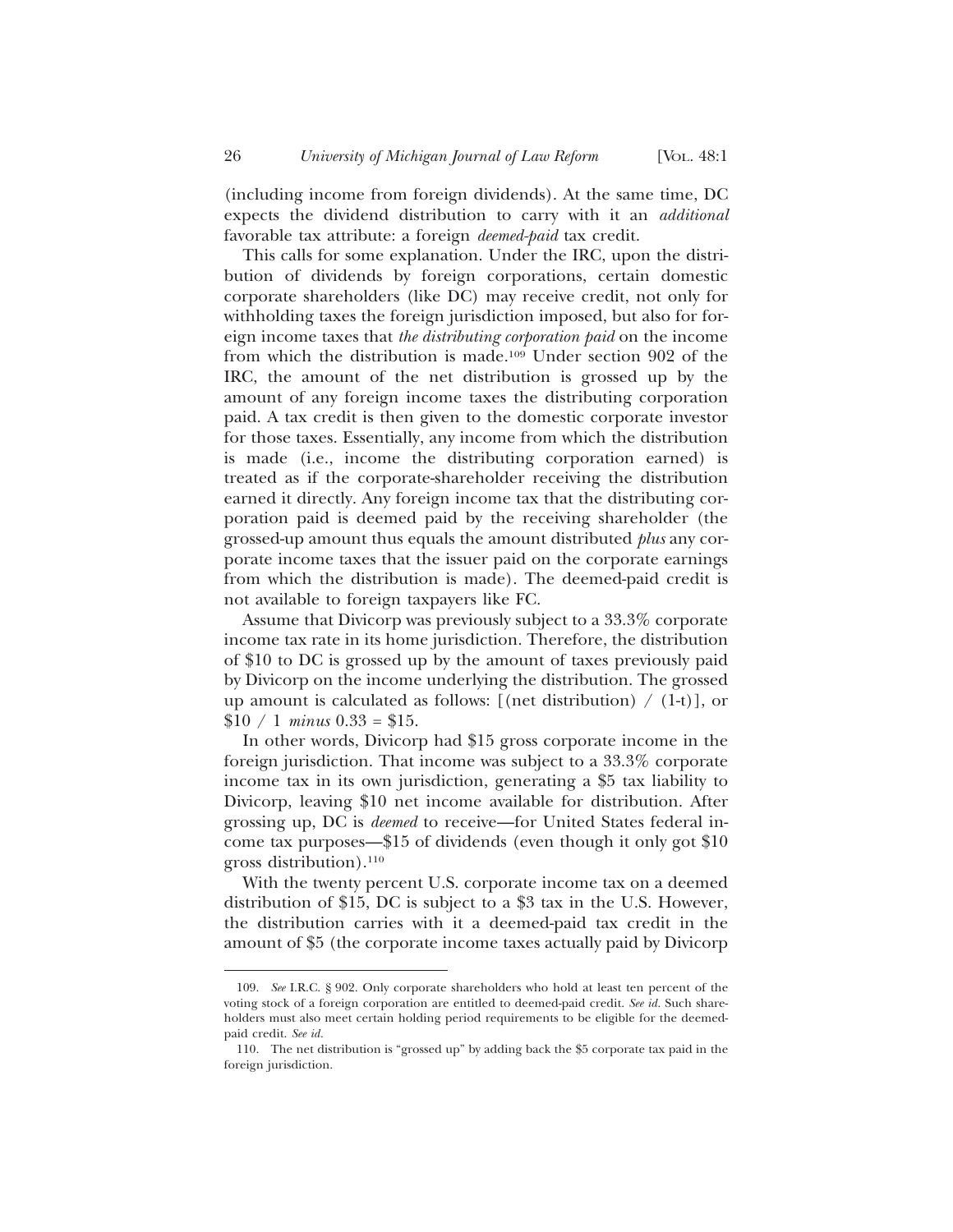(including income from foreign dividends). At the same time, DC expects the dividend distribution to carry with it an *additional* favorable tax attribute: a foreign *deemed-paid* tax credit.

This calls for some explanation. Under the IRC, upon the distribution of dividends by foreign corporations, certain domestic corporate shareholders (like DC) may receive credit, not only for withholding taxes the foreign jurisdiction imposed, but also for foreign income taxes that *the distributing corporation paid* on the income from which the distribution is made.[109] Under section 902 of the IRC, the amount of the net distribution is grossed up by the amount of any foreign income taxes the distributing corporation paid. A tax credit is then given to the domestic corporate investor for those taxes. Essentially, any income from which the distribution is made (i.e., income the distributing corporation earned) is treated as if the corporate-shareholder receiving the distribution earned it directly. Any foreign income tax that the distributing corporation paid is deemed paid by the receiving shareholder (the grossed-up amount thus equals the amount distributed *plus* any corporate income taxes that the issuer paid on the corporate earnings from which the distribution is made). The deemed-paid credit is not available to foreign taxpayers like FC.

Assume that Divicorp was previously subject to a 33.3% corporate income tax rate in its home jurisdiction. Therefore, the distribution of $10 to DC is grossed up by the amount of taxes previously paid by Divicorp on the income underlying the distribution. The grossed up amount is calculated as follows: [(net distribution) / (1-t)], or $10 / 1 *minus* 0.33 = $15.

In other words, Divicorp had $15 gross corporate income in the foreign jurisdiction. That income was subject to a 33.3% corporate income tax in its own jurisdiction, generating a $5 tax liability to Divicorp, leaving $10 net income available for distribution. After grossing up, DC is *deemed* to receive—for United States federal income tax purposes—$15 of dividends (even though it only got $10 gross distribution).[110]

With the twenty percent U.S. corporate income tax on a deemed distribution of $15, DC is subject to a $3 tax in the U.S. However, the distribution carries with it a deemed-paid tax credit in the amount of $5 (the corporate income taxes actually paid by Divicorp

---

109. *See* I.R.C. § 902. Only corporate shareholders who hold at least ten percent of the voting stock of a foreign corporation are entitled to deemed-paid credit. *See id.* Such shareholders must also meet certain holding period requirements to be eligible for the deemed-paid credit. *See id.*

110. The net distribution is "grossed up" by adding back the $5 corporate tax paid in the foreign jurisdiction.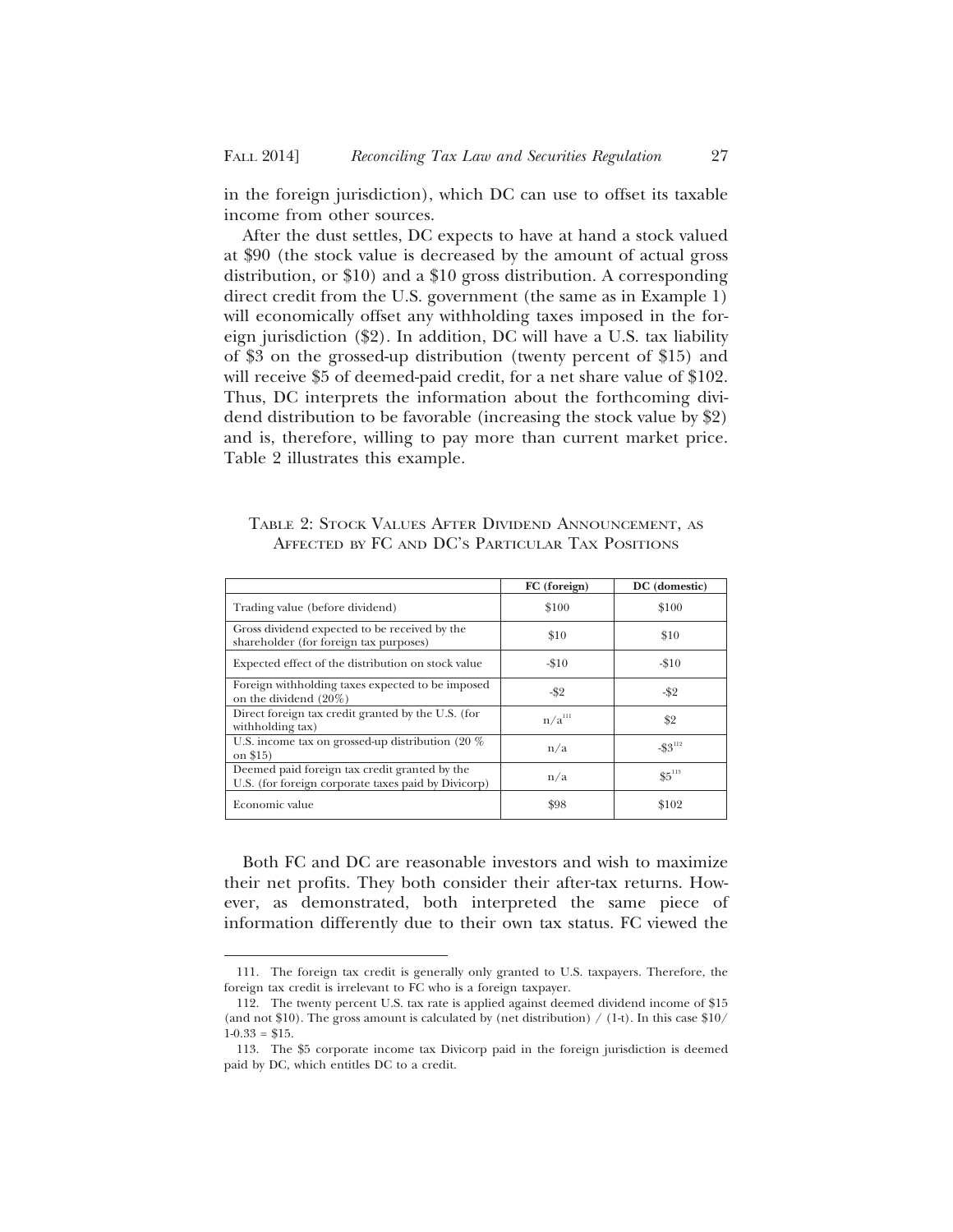in the foreign jurisdiction), which DC can use to offset its taxable income from other sources.

After the dust settles, DC expects to have at hand a stock valued at \$90 (the stock value is decreased by the amount of actual gross distribution, or \$10) and a \$10 gross distribution. A corresponding direct credit from the U.S. government (the same as in Example 1) will economically offset any withholding taxes imposed in the foreign jurisdiction (\$2). In addition, DC will have a U.S. tax liability of \$3 on the grossed-up distribution (twenty percent of \$15) and will receive \$5 of deemed-paid credit, for a net share value of \$102. Thus, DC interprets the information about the forthcoming dividend distribution to be favorable (increasing the stock value by \$2) and is, therefore, willing to pay more than current market price. Table 2 illustrates this example.

TABLE 2: STOCK VALUES AFTER DIVIDEND ANNOUNCEMENT, AS AFFECTED BY FC AND DC'S PARTICULAR TAX POSITIONS

| | FC (foreign) | DC (domestic) |
|---|---|---|
| Trading value (before dividend) | \$100 | \$100 |
| Gross dividend expected to be received by the shareholder (for foreign tax purposes) | \$10 | \$10 |
| Expected effect of the distribution on stock value | -\$10 | -\$10 |
| Foreign withholding taxes expected to be imposed on the dividend (20%) | -\$2 | -\$2 |
| Direct foreign tax credit granted by the U.S. (for withholding tax) | n/a[111] | \$2 |
| U.S. income tax on grossed-up distribution (20 % on \$15) | n/a | -\$3[112] |
| Deemed paid foreign tax credit granted by the U.S. (for foreign corporate taxes paid by Divicorp) | n/a | \$5[113] |
| Economic value | \$98 | \$102 |

Both FC and DC are reasonable investors and wish to maximize their net profits. They both consider their after-tax returns. However, as demonstrated, both interpreted the same piece of information differently due to their own tax status. FC viewed the

---

111. The foreign tax credit is generally only granted to U.S. taxpayers. Therefore, the foreign tax credit is irrelevant to FC who is a foreign taxpayer.

112. The twenty percent U.S. tax rate is applied against deemed dividend income of \$15 (and not \$10). The gross amount is calculated by (net distribution) / (1-t). In this case \$10/1-0.33 = \$15.

113. The \$5 corporate income tax Divicorp paid in the foreign jurisdiction is deemed paid by DC, which entitles DC to a credit.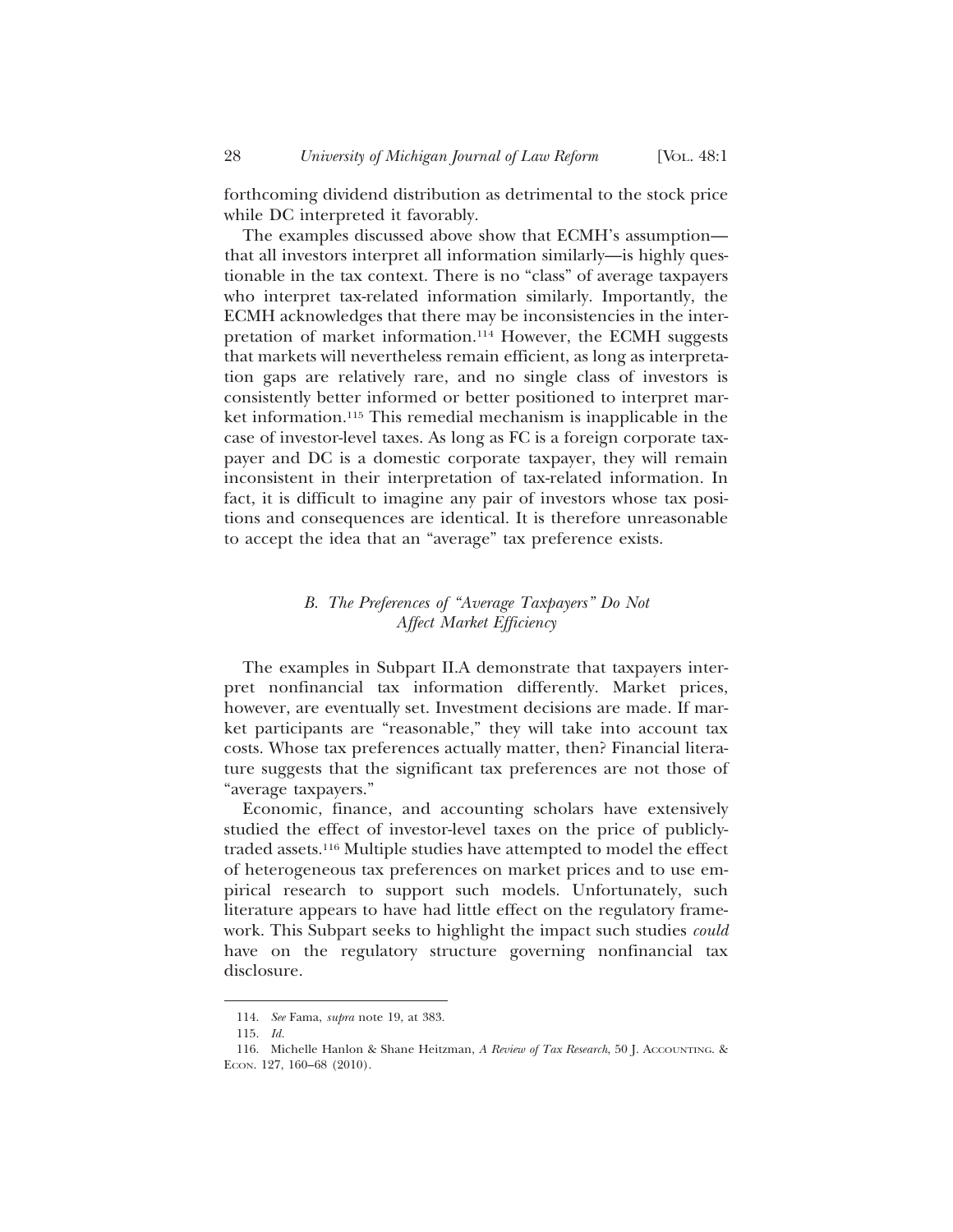forthcoming dividend distribution as detrimental to the stock price while DC interpreted it favorably.

The examples discussed above show that ECMH's assumption—that all investors interpret all information similarly—is highly questionable in the tax context. There is no "class" of average taxpayers who interpret tax-related information similarly. Importantly, the ECMH acknowledges that there may be inconsistencies in the interpretation of market information.[114] However, the ECMH suggests that markets will nevertheless remain efficient, as long as interpretation gaps are relatively rare, and no single class of investors is consistently better informed or better positioned to interpret market information.[115] This remedial mechanism is inapplicable in the case of investor-level taxes. As long as FC is a foreign corporate taxpayer and DC is a domestic corporate taxpayer, they will remain inconsistent in their interpretation of tax-related information. In fact, it is difficult to imagine any pair of investors whose tax positions and consequences are identical. It is therefore unreasonable to accept the idea that an "average" tax preference exists.

### *B. The Preferences of "Average Taxpayers" Do Not Affect Market Efficiency*

The examples in Subpart II.A demonstrate that taxpayers interpret nonfinancial tax information differently. Market prices, however, are eventually set. Investment decisions are made. If market participants are "reasonable," they will take into account tax costs. Whose tax preferences actually matter, then? Financial literature suggests that the significant tax preferences are not those of "average taxpayers."

Economic, finance, and accounting scholars have extensively studied the effect of investor-level taxes on the price of publicly-traded assets.[116] Multiple studies have attempted to model the effect of heterogeneous tax preferences on market prices and to use empirical research to support such models. Unfortunately, such literature appears to have had little effect on the regulatory framework. This Subpart seeks to highlight the impact such studies *could* have on the regulatory structure governing nonfinancial tax disclosure.

---

114. *See* Fama, *supra* note 19, at 383.

115. *Id.*

116. Michelle Hanlon & Shane Heitzman, *A Review of Tax Research*, 50 J. ACCOUNTING. & ECON. 127, 160–68 (2010).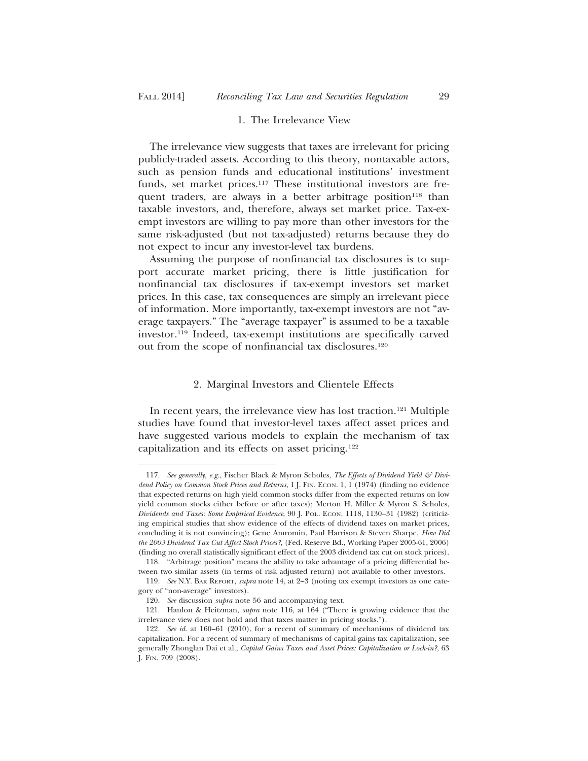### 1. The Irrelevance View

The irrelevance view suggests that taxes are irrelevant for pricing publicly-traded assets. According to this theory, nontaxable actors, such as pension funds and educational institutions' investment funds, set market prices.[117] These institutional investors are frequent traders, are always in a better arbitrage position[118] than taxable investors, and, therefore, always set market price. Tax-exempt investors are willing to pay more than other investors for the same risk-adjusted (but not tax-adjusted) returns because they do not expect to incur any investor-level tax burdens.

Assuming the purpose of nonfinancial tax disclosures is to support accurate market pricing, there is little justification for nonfinancial tax disclosures if tax-exempt investors set market prices. In this case, tax consequences are simply an irrelevant piece of information. More importantly, tax-exempt investors are not "average taxpayers." The "average taxpayer" is assumed to be a taxable investor.[119] Indeed, tax-exempt institutions are specifically carved out from the scope of nonfinancial tax disclosures.[120]

### 2. Marginal Investors and Clientele Effects

In recent years, the irrelevance view has lost traction.[121] Multiple studies have found that investor-level taxes affect asset prices and have suggested various models to explain the mechanism of tax capitalization and its effects on asset pricing.[122]

---

117. *See generally, e.g.*, Fischer Black & Myron Scholes, *The Effects of Dividend Yield & Dividend Policy on Common Stock Prices and Returns*, 1 J. FIN. ECON. 1, 1 (1974) (finding no evidence that expected returns on high yield common stocks differ from the expected returns on low yield common stocks either before or after taxes); Merton H. Miller & Myron S. Scholes, *Dividends and Taxes: Some Empirical Evidence*, 90 J. POL. ECON. 1118, 1130–31 (1982) (criticizing empirical studies that show evidence of the effects of dividend taxes on market prices, concluding it is not convincing); Gene Amromin, Paul Harrison & Steven Sharpe, *How Did the 2003 Dividend Tax Cut Affect Stock Prices?*, (Fed. Reserve Bd., Working Paper 2005-61, 2006) (finding no overall statistically significant effect of the 2003 dividend tax cut on stock prices).

118. "Arbitrage position" means the ability to take advantage of a pricing differential between two similar assets (in terms of risk adjusted return) not available to other investors.

119. *See* N.Y. BAR REPORT, *supra* note 14, at 2–3 (noting tax exempt investors as one category of "non-average" investors).

120. *See* discussion *supra* note 56 and accompanying text.

121. Hanlon & Heitzman, *supra* note 116, at 164 ("There is growing evidence that the irrelevance view does not hold and that taxes matter in pricing stocks.").

122. *See id.* at 160–61 (2010), for a recent of summary of mechanisms of dividend tax capitalization. For a recent of summary of mechanisms of capital-gains tax capitalization, see generally Zhonglan Dai et al., *Capital Gains Taxes and Asset Prices: Capitalization or Lock-in?*, 63 J. FIN. 709 (2008).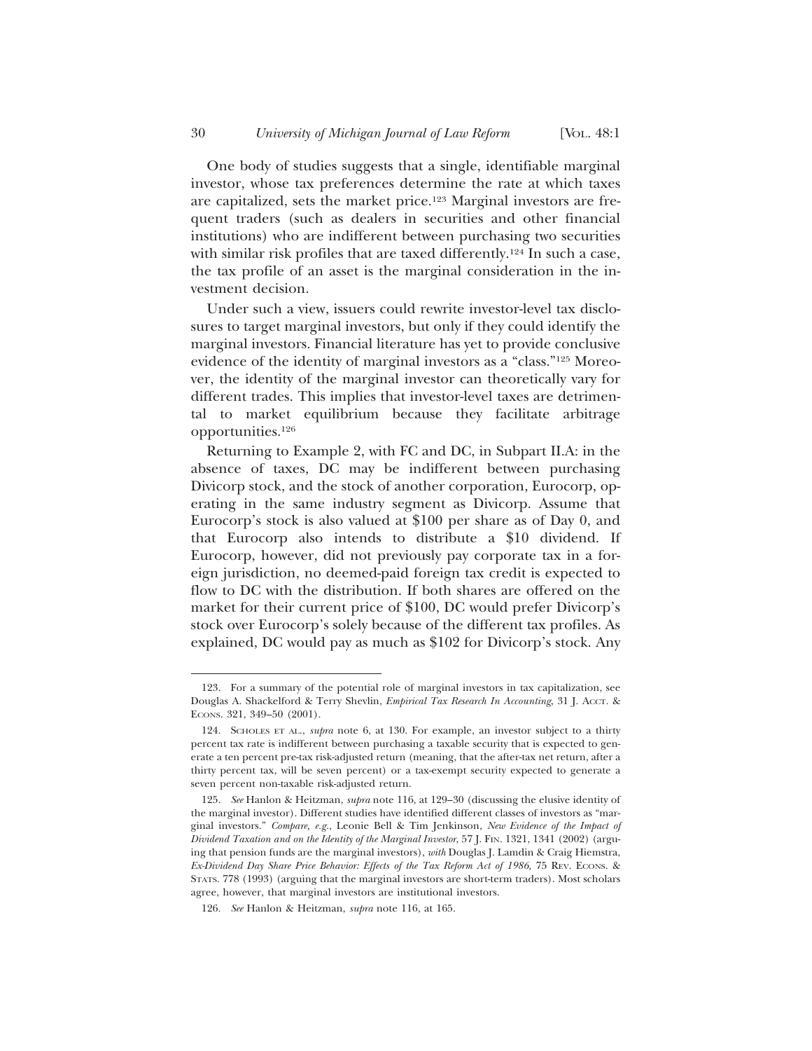One body of studies suggests that a single, identifiable marginal investor, whose tax preferences determine the rate at which taxes are capitalized, sets the market price.[123] Marginal investors are frequent traders (such as dealers in securities and other financial institutions) who are indifferent between purchasing two securities with similar risk profiles that are taxed differently.[124] In such a case, the tax profile of an asset is the marginal consideration in the investment decision.

Under such a view, issuers could rewrite investor-level tax disclosures to target marginal investors, but only if they could identify the marginal investors. Financial literature has yet to provide conclusive evidence of the identity of marginal investors as a "class."[125] Moreover, the identity of the marginal investor can theoretically vary for different trades. This implies that investor-level taxes are detrimental to market equilibrium because they facilitate arbitrage opportunities.[126]

Returning to Example 2, with FC and DC, in Subpart II.A: in the absence of taxes, DC may be indifferent between purchasing Divicorp stock, and the stock of another corporation, Eurocorp, operating in the same industry segment as Divicorp. Assume that Eurocorp's stock is also valued at $100 per share as of Day 0, and that Eurocorp also intends to distribute a $10 dividend. If Eurocorp, however, did not previously pay corporate tax in a foreign jurisdiction, no deemed-paid foreign tax credit is expected to flow to DC with the distribution. If both shares are offered on the market for their current price of $100, DC would prefer Divicorp's stock over Eurocorp's solely because of the different tax profiles. As explained, DC would pay as much as $102 for Divicorp's stock. Any

---

123. For a summary of the potential role of marginal investors in tax capitalization, see Douglas A. Shackelford & Terry Shevlin, *Empirical Tax Research In Accounting*, 31 J. ACCT. & ECONS. 321, 349–50 (2001).

124. SCHOLES ET AL., *supra* note 6, at 130. For example, an investor subject to a thirty percent tax rate is indifferent between purchasing a taxable security that is expected to generate a ten percent pre-tax risk-adjusted return (meaning, that the after-tax net return, after a thirty percent tax, will be seven percent) or a tax-exempt security expected to generate a seven percent non-taxable risk-adjusted return.

125. *See* Hanlon & Heitzman, *supra* note 116, at 129–30 (discussing the elusive identity of the marginal investor). Different studies have identified different classes of investors as "marginal investors." *Compare, e.g.*, Leonie Bell & Tim Jenkinson, *New Evidence of the Impact of Dividend Taxation and on the Identity of the Marginal Investor*, 57 J. FIN. 1321, 1341 (2002) (arguing that pension funds are the marginal investors), *with* Douglas J. Lamdin & Craig Hiemstra, *Ex-Dividend Day Share Price Behavior: Effects of the Tax Reform Act of 1986*, 75 REV. ECONS. & STATS. 778 (1993) (arguing that the marginal investors are short-term traders). Most scholars agree, however, that marginal investors are institutional investors.

126. *See* Hanlon & Heitzman, *supra* note 116, at 165.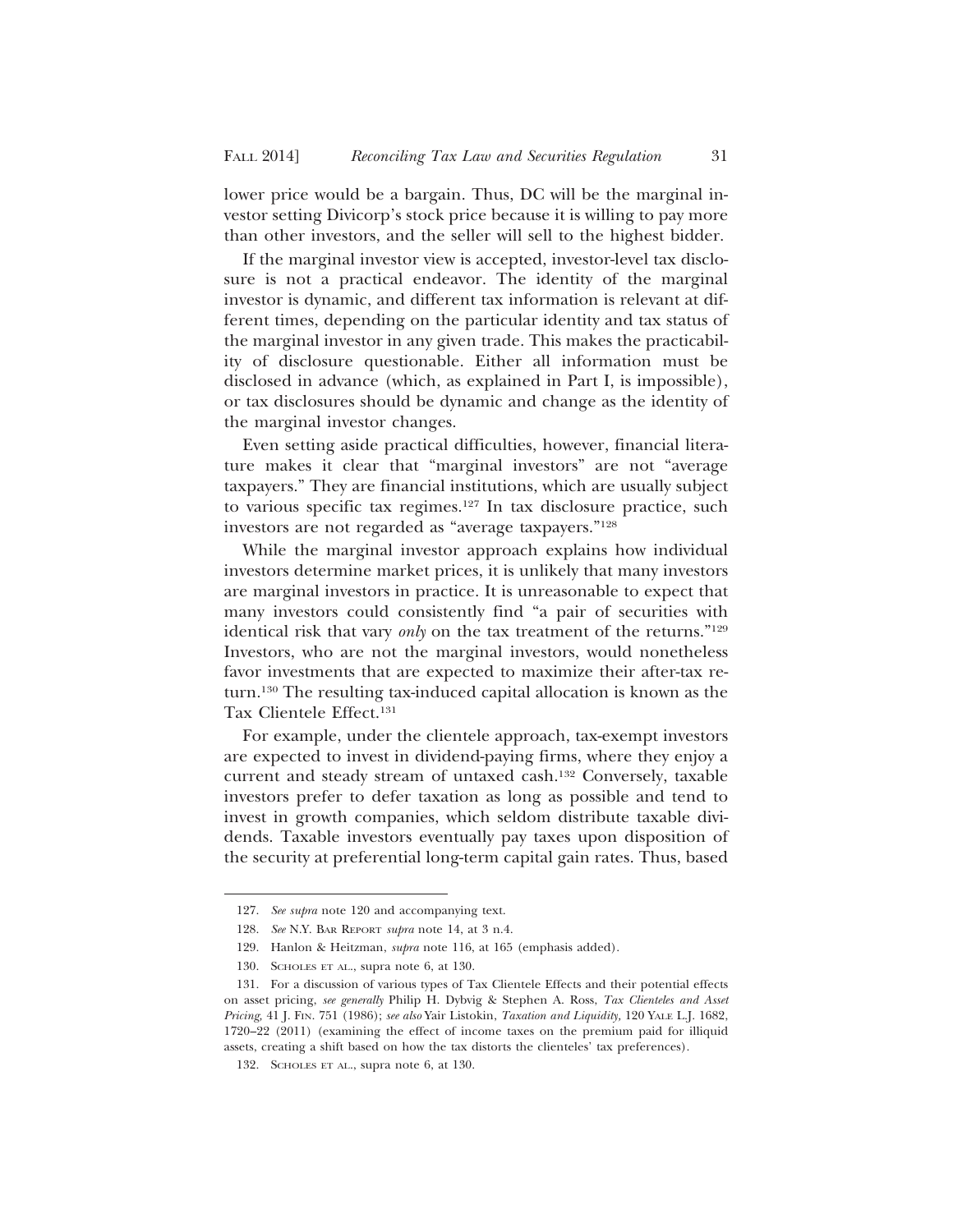lower price would be a bargain. Thus, DC will be the marginal investor setting Divicorp's stock price because it is willing to pay more than other investors, and the seller will sell to the highest bidder.

If the marginal investor view is accepted, investor-level tax disclosure is not a practical endeavor. The identity of the marginal investor is dynamic, and different tax information is relevant at different times, depending on the particular identity and tax status of the marginal investor in any given trade. This makes the practicability of disclosure questionable. Either all information must be disclosed in advance (which, as explained in Part I, is impossible), or tax disclosures should be dynamic and change as the identity of the marginal investor changes.

Even setting aside practical difficulties, however, financial literature makes it clear that "marginal investors" are not "average taxpayers." They are financial institutions, which are usually subject to various specific tax regimes.[127] In tax disclosure practice, such investors are not regarded as "average taxpayers."[128]

While the marginal investor approach explains how individual investors determine market prices, it is unlikely that many investors are marginal investors in practice. It is unreasonable to expect that many investors could consistently find "a pair of securities with identical risk that vary *only* on the tax treatment of the returns."[129] Investors, who are not the marginal investors, would nonetheless favor investments that are expected to maximize their after-tax return.[130] The resulting tax-induced capital allocation is known as the Tax Clientele Effect.[131]

For example, under the clientele approach, tax-exempt investors are expected to invest in dividend-paying firms, where they enjoy a current and steady stream of untaxed cash.[132] Conversely, taxable investors prefer to defer taxation as long as possible and tend to invest in growth companies, which seldom distribute taxable dividends. Taxable investors eventually pay taxes upon disposition of the security at preferential long-term capital gain rates. Thus, based

---

127. *See supra* note 120 and accompanying text.

128. *See* N.Y. BAR REPORT *supra* note 14, at 3 n.4.

129. Hanlon & Heitzman, *supra* note 116, at 165 (emphasis added).

130. SCHOLES ET AL., supra note 6, at 130.

131. For a discussion of various types of Tax Clientele Effects and their potential effects on asset pricing, *see generally* Philip H. Dybvig & Stephen A. Ross, *Tax Clienteles and Asset Pricing*, 41 J. FIN. 751 (1986); *see also* Yair Listokin, *Taxation and Liquidity*, 120 YALE L.J. 1682, 1720–22 (2011) (examining the effect of income taxes on the premium paid for illiquid assets, creating a shift based on how the tax distorts the clienteles' tax preferences).

132. SCHOLES ET AL., supra note 6, at 130.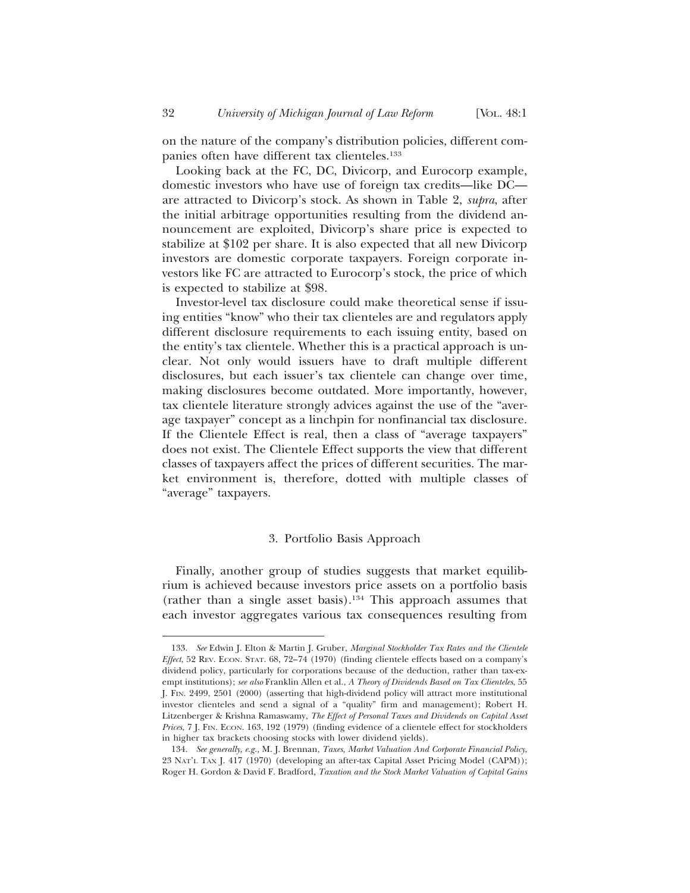on the nature of the company's distribution policies, different companies often have different tax clienteles.[133]

Looking back at the FC, DC, Divicorp, and Eurocorp example, domestic investors who have use of foreign tax credits—like DC—are attracted to Divicorp's stock. As shown in Table 2, *supra*, after the initial arbitrage opportunities resulting from the dividend announcement are exploited, Divicorp's share price is expected to stabilize at $102 per share. It is also expected that all new Divicorp investors are domestic corporate taxpayers. Foreign corporate investors like FC are attracted to Eurocorp's stock, the price of which is expected to stabilize at $98.

Investor-level tax disclosure could make theoretical sense if issuing entities "know" who their tax clienteles are and regulators apply different disclosure requirements to each issuing entity, based on the entity's tax clientele. Whether this is a practical approach is unclear. Not only would issuers have to draft multiple different disclosures, but each issuer's tax clientele can change over time, making disclosures become outdated. More importantly, however, tax clientele literature strongly advices against the use of the "average taxpayer" concept as a linchpin for nonfinancial tax disclosure. If the Clientele Effect is real, then a class of "average taxpayers" does not exist. The Clientele Effect supports the view that different classes of taxpayers affect the prices of different securities. The market environment is, therefore, dotted with multiple classes of "average" taxpayers.

### 3. Portfolio Basis Approach

Finally, another group of studies suggests that market equilibrium is achieved because investors price assets on a portfolio basis (rather than a single asset basis).[134] This approach assumes that each investor aggregates various tax consequences resulting from

---

133. *See* Edwin J. Elton & Martin J. Gruber, *Marginal Stockholder Tax Rates and the Clientele Effect*, 52 Rev. Econ. Stat. 68, 72–74 (1970) (finding clientele effects based on a company's dividend policy, particularly for corporations because of the deduction, rather than tax-exempt institutions); *see also* Franklin Allen et al., *A Theory of Dividends Based on Tax Clienteles*, 55 J. Fin. 2499, 2501 (2000) (asserting that high-dividend policy will attract more institutional investor clienteles and send a signal of a "quality" firm and management); Robert H. Litzenberger & Krishna Ramaswamy, *The Effect of Personal Taxes and Dividends on Capital Asset Prices*, 7 J. Fin. Econ. 163, 192 (1979) (finding evidence of a clientele effect for stockholders in higher tax brackets choosing stocks with lower dividend yields).

134. *See generally, e.g.,* M. J. Brennan, *Taxes, Market Valuation And Corporate Financial Policy*, 23 Nat'l Tax J. 417 (1970) (developing an after-tax Capital Asset Pricing Model (CAPM)); Roger H. Gordon & David F. Bradford, *Taxation and the Stock Market Valuation of Capital Gains*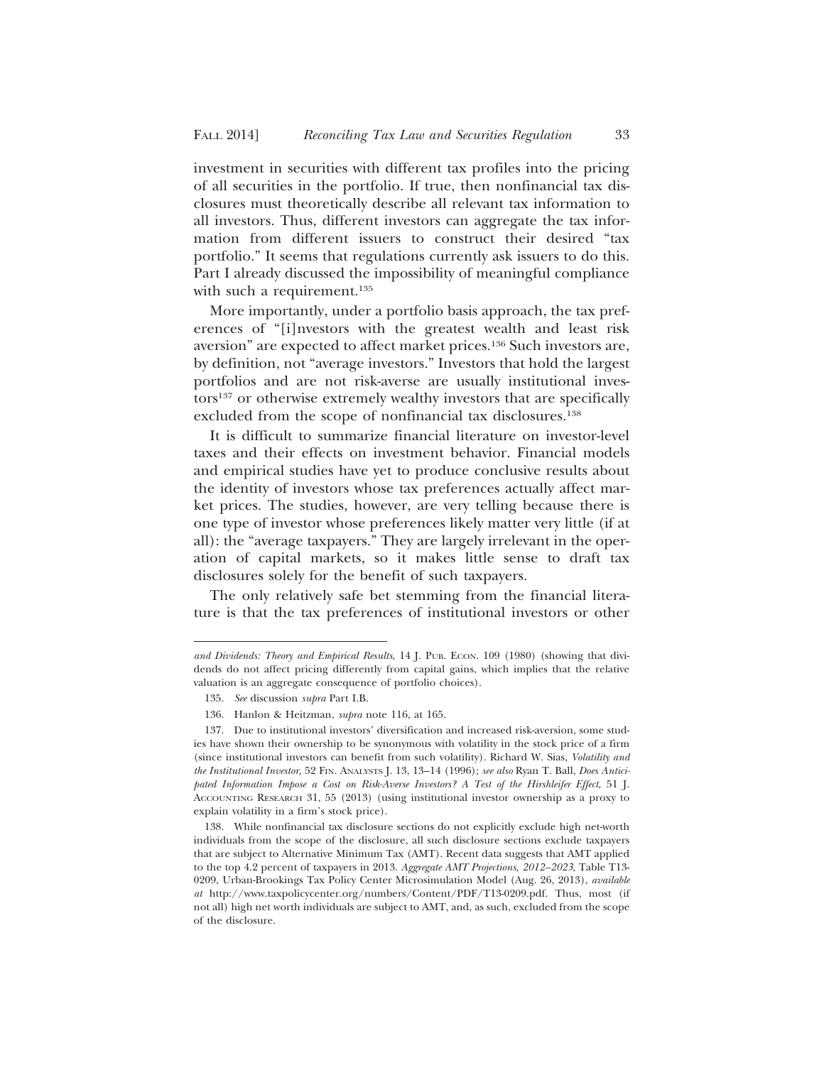investment in securities with different tax profiles into the pricing of all securities in the portfolio. If true, then nonfinancial tax disclosures must theoretically describe all relevant tax information to all investors. Thus, different investors can aggregate the tax information from different issuers to construct their desired "tax portfolio." It seems that regulations currently ask issuers to do this. Part I already discussed the impossibility of meaningful compliance with such a requirement.[135]

More importantly, under a portfolio basis approach, the tax preferences of "[i]nvestors with the greatest wealth and least risk aversion" are expected to affect market prices.[136] Such investors are, by definition, not "average investors." Investors that hold the largest portfolios and are not risk-averse are usually institutional investors[137] or otherwise extremely wealthy investors that are specifically excluded from the scope of nonfinancial tax disclosures.[138]

It is difficult to summarize financial literature on investor-level taxes and their effects on investment behavior. Financial models and empirical studies have yet to produce conclusive results about the identity of investors whose tax preferences actually affect market prices. The studies, however, are very telling because there is one type of investor whose preferences likely matter very little (if at all): the "average taxpayers." They are largely irrelevant in the operation of capital markets, so it makes little sense to draft tax disclosures solely for the benefit of such taxpayers.

The only relatively safe bet stemming from the financial literature is that the tax preferences of institutional investors or other

---

*and Dividends: Theory and Empirical Results*, 14 J. Pub. Econ. 109 (1980) (showing that dividends do not affect pricing differently from capital gains, which implies that the relative valuation is an aggregate consequence of portfolio choices).

135. *See* discussion *supra* Part I.B.

136. Hanlon & Heitzman, *supra* note 116, at 165.

137. Due to institutional investors' diversification and increased risk-aversion, some studies have shown their ownership to be synonymous with volatility in the stock price of a firm (since institutional investors can benefit from such volatility). Richard W. Sias, *Volatility and the Institutional Investor,* 52 Fin. Analysts J. 13, 13–14 (1996); *see also* Ryan T. Ball, *Does Anticipated Information Impose a Cost on Risk-Averse Investors? A Test of the Hirshleifer Effect*, 51 J. Accounting Research 31, 55 (2013) (using institutional investor ownership as a proxy to explain volatility in a firm's stock price).

138. While nonfinancial tax disclosure sections do not explicitly exclude high net-worth individuals from the scope of the disclosure, all such disclosure sections exclude taxpayers that are subject to Alternative Minimum Tax (AMT). Recent data suggests that AMT applied to the top 4.2 percent of taxpayers in 2013. *Aggregate AMT Projections, 2012–2023*, Table T13-0209, Urban-Brookings Tax Policy Center Microsimulation Model (Aug. 26, 2013), *available at* http://www.taxpolicycenter.org/numbers/Content/PDF/T13-0209.pdf. Thus, most (if not all) high net worth individuals are subject to AMT, and, as such, excluded from the scope of the disclosure.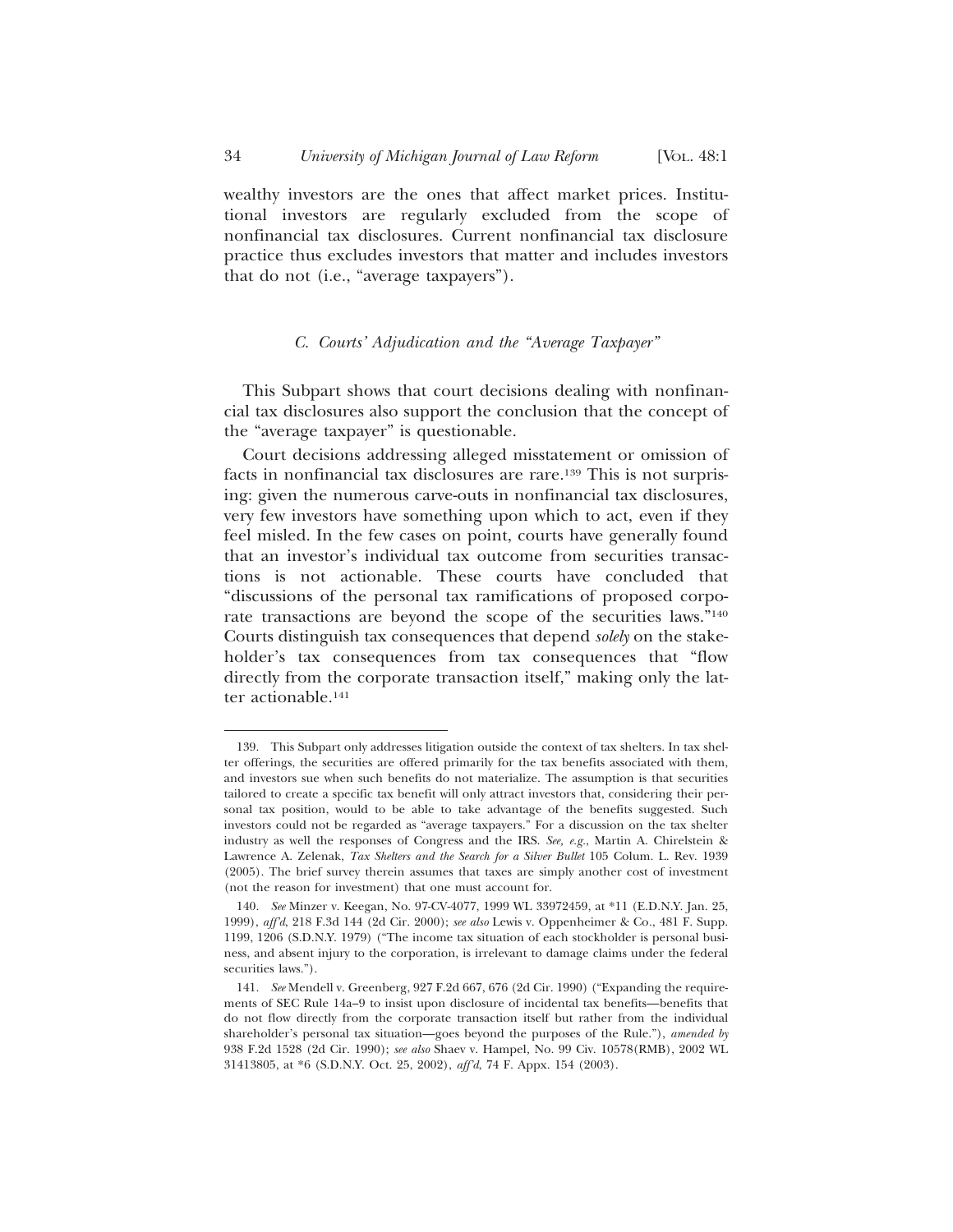wealthy investors are the ones that affect market prices. Institutional investors are regularly excluded from the scope of nonfinancial tax disclosures. Current nonfinancial tax disclosure practice thus excludes investors that matter and includes investors that do not (i.e., "average taxpayers").

### *C. Courts' Adjudication and the "Average Taxpayer"*

This Subpart shows that court decisions dealing with nonfinancial tax disclosures also support the conclusion that the concept of the "average taxpayer" is questionable.

Court decisions addressing alleged misstatement or omission of facts in nonfinancial tax disclosures are rare.[139] This is not surprising: given the numerous carve-outs in nonfinancial tax disclosures, very few investors have something upon which to act, even if they feel misled. In the few cases on point, courts have generally found that an investor's individual tax outcome from securities transactions is not actionable. These courts have concluded that "discussions of the personal tax ramifications of proposed corporate transactions are beyond the scope of the securities laws."[140] Courts distinguish tax consequences that depend *solely* on the stakeholder's tax consequences from tax consequences that "flow directly from the corporate transaction itself," making only the latter actionable.[141]

---

139. This Subpart only addresses litigation outside the context of tax shelters. In tax shelter offerings, the securities are offered primarily for the tax benefits associated with them, and investors sue when such benefits do not materialize. The assumption is that securities tailored to create a specific tax benefit will only attract investors that, considering their personal tax position, would to be able to take advantage of the benefits suggested. Such investors could not be regarded as "average taxpayers." For a discussion on the tax shelter industry as well the responses of Congress and the IRS. *See, e.g.*, Martin A. Chirelstein & Lawrence A. Zelenak, *Tax Shelters and the Search for a Silver Bullet* 105 Colum. L. Rev. 1939 (2005). The brief survey therein assumes that taxes are simply another cost of investment (not the reason for investment) that one must account for.

140. *See* Minzer v. Keegan, No. 97-CV-4077, 1999 WL 33972459, at *11 (E.D.N.Y. Jan. 25, 1999), *aff'd*, 218 F.3d 144 (2d Cir. 2000); *see also* Lewis v. Oppenheimer & Co., 481 F. Supp. 1199, 1206 (S.D.N.Y. 1979) ("The income tax situation of each stockholder is personal business, and absent injury to the corporation, is irrelevant to damage claims under the federal securities laws.").

141. *See* Mendell v. Greenberg, 927 F.2d 667, 676 (2d Cir. 1990) ("Expanding the requirements of SEC Rule 14a–9 to insist upon disclosure of incidental tax benefits—benefits that do not flow directly from the corporate transaction itself but rather from the individual shareholder's personal tax situation—goes beyond the purposes of the Rule."), *amended by* 938 F.2d 1528 (2d Cir. 1990); *see also* Shaev v. Hampel, No. 99 Civ. 10578(RMB), 2002 WL 31413805, at *6 (S.D.N.Y. Oct. 25, 2002), *aff'd*, 74 F. Appx. 154 (2003).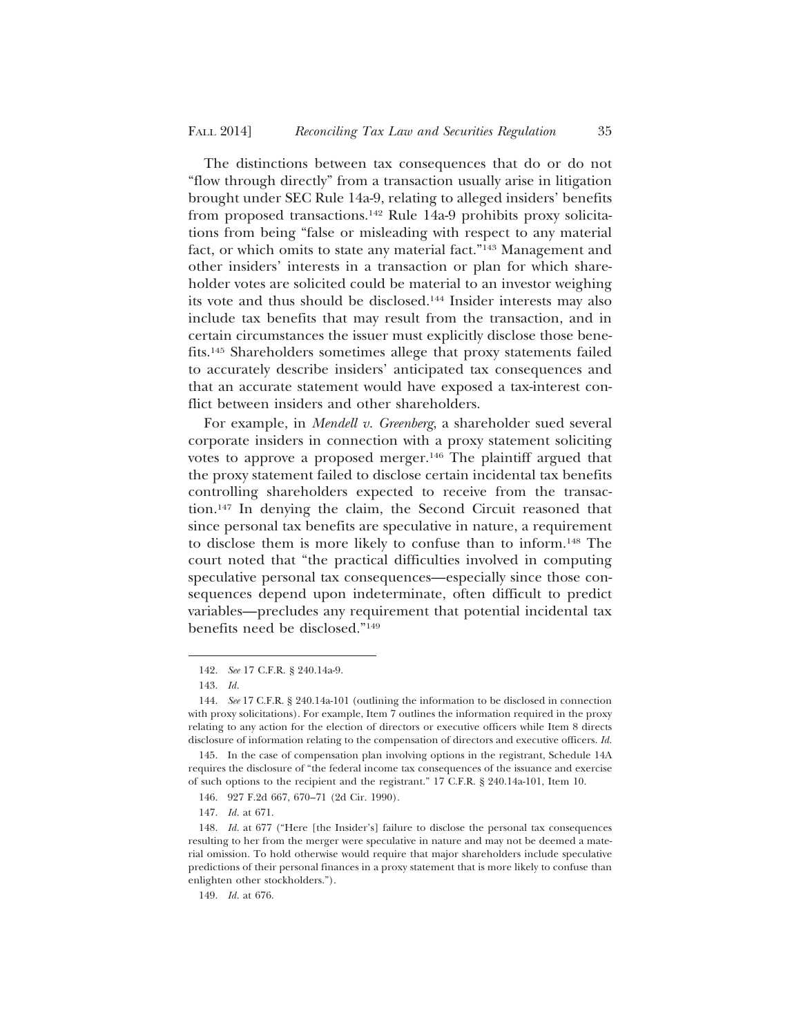The distinctions between tax consequences that do or do not "flow through directly" from a transaction usually arise in litigation brought under SEC Rule 14a-9, relating to alleged insiders' benefits from proposed transactions.[142] Rule 14a-9 prohibits proxy solicitations from being "false or misleading with respect to any material fact, or which omits to state any material fact."[143] Management and other insiders' interests in a transaction or plan for which shareholder votes are solicited could be material to an investor weighing its vote and thus should be disclosed.[144] Insider interests may also include tax benefits that may result from the transaction, and in certain circumstances the issuer must explicitly disclose those benefits.[145] Shareholders sometimes allege that proxy statements failed to accurately describe insiders' anticipated tax consequences and that an accurate statement would have exposed a tax-interest conflict between insiders and other shareholders.

For example, in *Mendell v. Greenberg*, a shareholder sued several corporate insiders in connection with a proxy statement soliciting votes to approve a proposed merger.[146] The plaintiff argued that the proxy statement failed to disclose certain incidental tax benefits controlling shareholders expected to receive from the transaction.[147] In denying the claim, the Second Circuit reasoned that since personal tax benefits are speculative in nature, a requirement to disclose them is more likely to confuse than to inform.[148] The court noted that "the practical difficulties involved in computing speculative personal tax consequences—especially since those consequences depend upon indeterminate, often difficult to predict variables—precludes any requirement that potential incidental tax benefits need be disclosed."[149]

---

142. *See* 17 C.F.R. § 240.14a-9.

143. *Id.*

144. *See* 17 C.F.R. § 240.14a-101 (outlining the information to be disclosed in connection with proxy solicitations). For example, Item 7 outlines the information required in the proxy relating to any action for the election of directors or executive officers while Item 8 directs disclosure of information relating to the compensation of directors and executive officers. *Id.*

145. In the case of compensation plan involving options in the registrant, Schedule 14A requires the disclosure of "the federal income tax consequences of the issuance and exercise of such options to the recipient and the registrant." 17 C.F.R. § 240.14a-101, Item 10.

146. 927 F.2d 667, 670–71 (2d Cir. 1990).

147. *Id.* at 671.

148. *Id.* at 677 ("Here [the Insider's] failure to disclose the personal tax consequences resulting to her from the merger were speculative in nature and may not be deemed a material omission. To hold otherwise would require that major shareholders include speculative predictions of their personal finances in a proxy statement that is more likely to confuse than enlighten other stockholders.").

149. *Id.* at 676.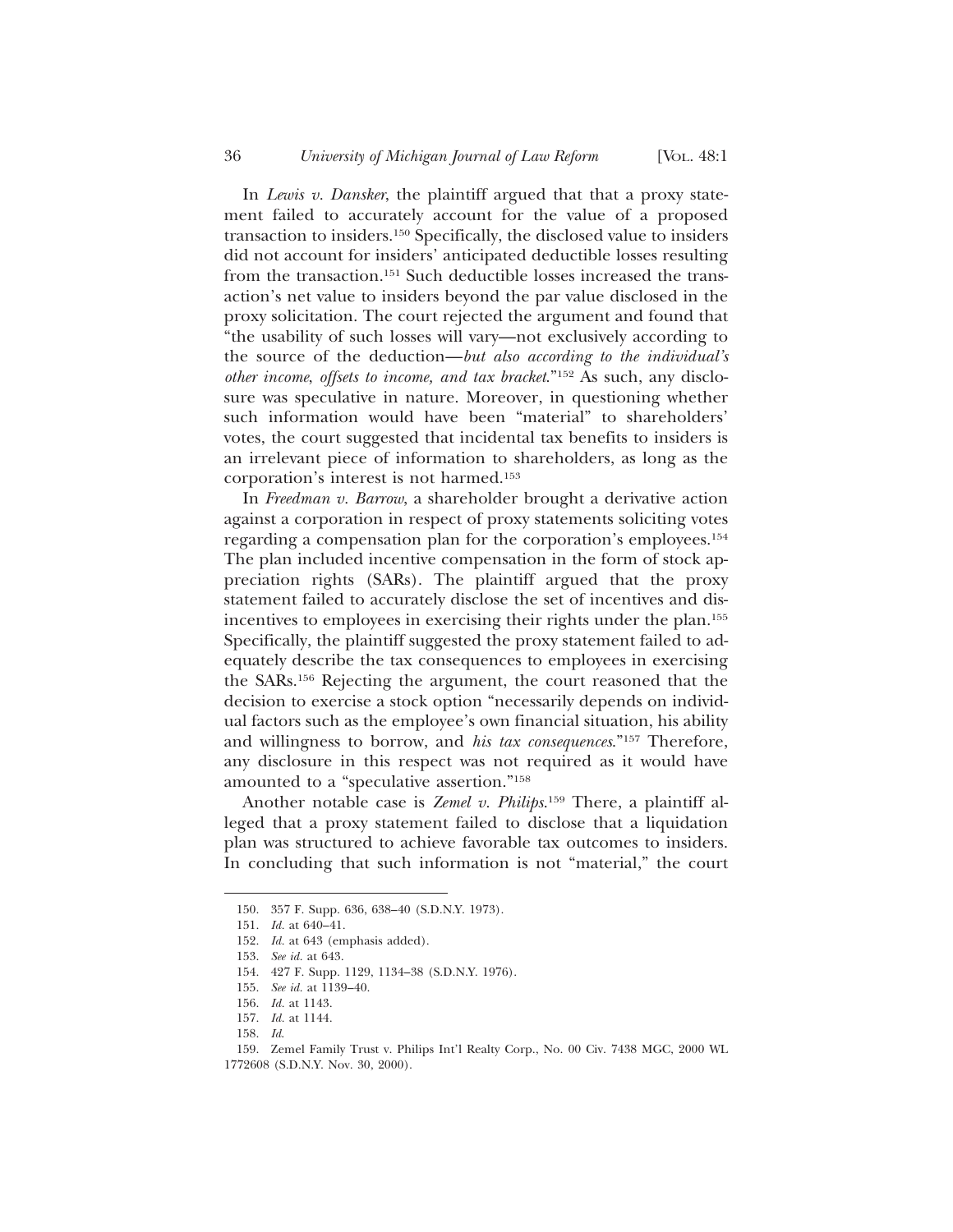In *Lewis v. Dansker*, the plaintiff argued that that a proxy statement failed to accurately account for the value of a proposed transaction to insiders.[150] Specifically, the disclosed value to insiders did not account for insiders' anticipated deductible losses resulting from the transaction.[151] Such deductible losses increased the transaction's net value to insiders beyond the par value disclosed in the proxy solicitation. The court rejected the argument and found that "the usability of such losses will vary—not exclusively according to the source of the deduction—*but also according to the individual's other income, offsets to income, and tax bracket*."[152] As such, any disclosure was speculative in nature. Moreover, in questioning whether such information would have been "material" to shareholders' votes, the court suggested that incidental tax benefits to insiders is an irrelevant piece of information to shareholders, as long as the corporation's interest is not harmed.[153]

In *Freedman v. Barrow*, a shareholder brought a derivative action against a corporation in respect of proxy statements soliciting votes regarding a compensation plan for the corporation's employees.[154] The plan included incentive compensation in the form of stock appreciation rights (SARs). The plaintiff argued that the proxy statement failed to accurately disclose the set of incentives and disincentives to employees in exercising their rights under the plan.[155] Specifically, the plaintiff suggested the proxy statement failed to adequately describe the tax consequences to employees in exercising the SARs.[156] Rejecting the argument, the court reasoned that the decision to exercise a stock option "necessarily depends on individual factors such as the employee's own financial situation, his ability and willingness to borrow, and *his tax consequences*."[157] Therefore, any disclosure in this respect was not required as it would have amounted to a "speculative assertion."[158]

Another notable case is *Zemel v. Philips*.[159] There, a plaintiff alleged that a proxy statement failed to disclose that a liquidation plan was structured to achieve favorable tax outcomes to insiders. In concluding that such information is not "material," the court

---

150. 357 F. Supp. 636, 638–40 (S.D.N.Y. 1973).

151. *Id.* at 640–41.

152. *Id.* at 643 (emphasis added).

153. *See id.* at 643.

154. 427 F. Supp. 1129, 1134–38 (S.D.N.Y. 1976).

155. *See id.* at 1139–40.

156. *Id.* at 1143.

157. *Id.* at 1144.

158. *Id.*

159. Zemel Family Trust v. Philips Int'l Realty Corp., No. 00 Civ. 7438 MGC, 2000 WL 1772608 (S.D.N.Y. Nov. 30, 2000).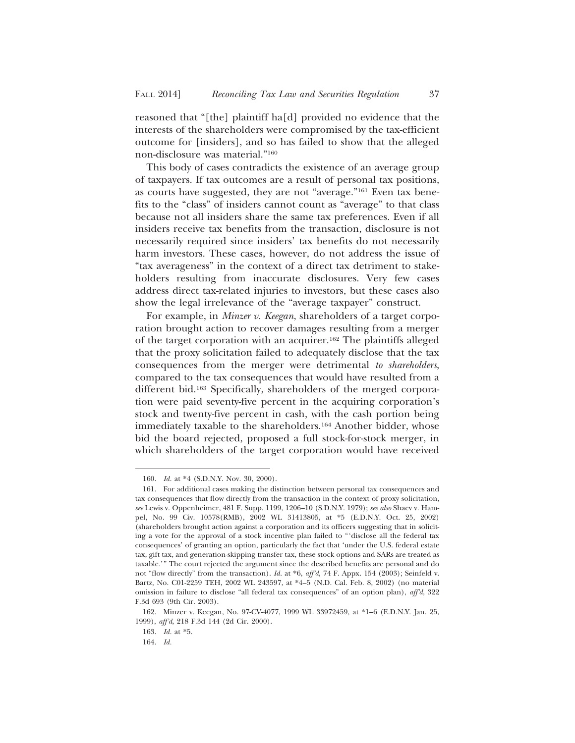reasoned that "[the] plaintiff ha[d] provided no evidence that the interests of the shareholders were compromised by the tax-efficient outcome for [insiders], and so has failed to show that the alleged non-disclosure was material."[160]

This body of cases contradicts the existence of an average group of taxpayers. If tax outcomes are a result of personal tax positions, as courts have suggested, they are not "average."[161] Even tax benefits to the "class" of insiders cannot count as "average" to that class because not all insiders share the same tax preferences. Even if all insiders receive tax benefits from the transaction, disclosure is not necessarily required since insiders' tax benefits do not necessarily harm investors. These cases, however, do not address the issue of "tax averageness" in the context of a direct tax detriment to stakeholders resulting from inaccurate disclosures. Very few cases address direct tax-related injuries to investors, but these cases also show the legal irrelevance of the "average taxpayer" construct.

For example, in *Minzer v. Keegan*, shareholders of a target corporation brought action to recover damages resulting from a merger of the target corporation with an acquirer.[162] The plaintiffs alleged that the proxy solicitation failed to adequately disclose that the tax consequences from the merger were detrimental *to shareholders*, compared to the tax consequences that would have resulted from a different bid.[163] Specifically, shareholders of the merged corporation were paid seventy-five percent in the acquiring corporation's stock and twenty-five percent in cash, with the cash portion being immediately taxable to the shareholders.[164] Another bidder, whose bid the board rejected, proposed a full stock-for-stock merger, in which shareholders of the target corporation would have received

---

160. *Id.* at *4 (S.D.N.Y. Nov. 30, 2000).

161. For additional cases making the distinction between personal tax consequences and tax consequences that flow directly from the transaction in the context of proxy solicitation, *see* Lewis v. Oppenheimer, 481 F. Supp. 1199, 1206–10 (S.D.N.Y. 1979); *see also* Shaev v. Hampel, No. 99 Civ. 10578(RMB), 2002 WL 31413805, at *5 (E.D.N.Y. Oct. 25, 2002) (shareholders brought action against a corporation and its officers suggesting that in soliciting a vote for the approval of a stock incentive plan failed to "'disclose all the federal tax consequences' of granting an option, particularly the fact that 'under the U.S. federal estate tax, gift tax, and generation-skipping transfer tax, these stock options and SARs are treated as taxable.'" The court rejected the argument since the described benefits are personal and do not "flow directly" from the transaction). *Id.* at *6, *aff'd*, 74 F. Appx. 154 (2003); Seinfeld v. Bartz, No. C01-2259 TEH, 2002 WL 243597, at *4–5 (N.D. Cal. Feb. 8, 2002) (no material omission in failure to disclose "all federal tax consequences" of an option plan), *aff'd*, 322 F.3d 693 (9th Cir. 2003).

162. Minzer v. Keegan, No. 97-CV-4077, 1999 WL 33972459, at *1–6 (E.D.N.Y. Jan. 25, 1999), *aff'd*, 218 F.3d 144 (2d Cir. 2000).

163. *Id.* at *5.

164. *Id.*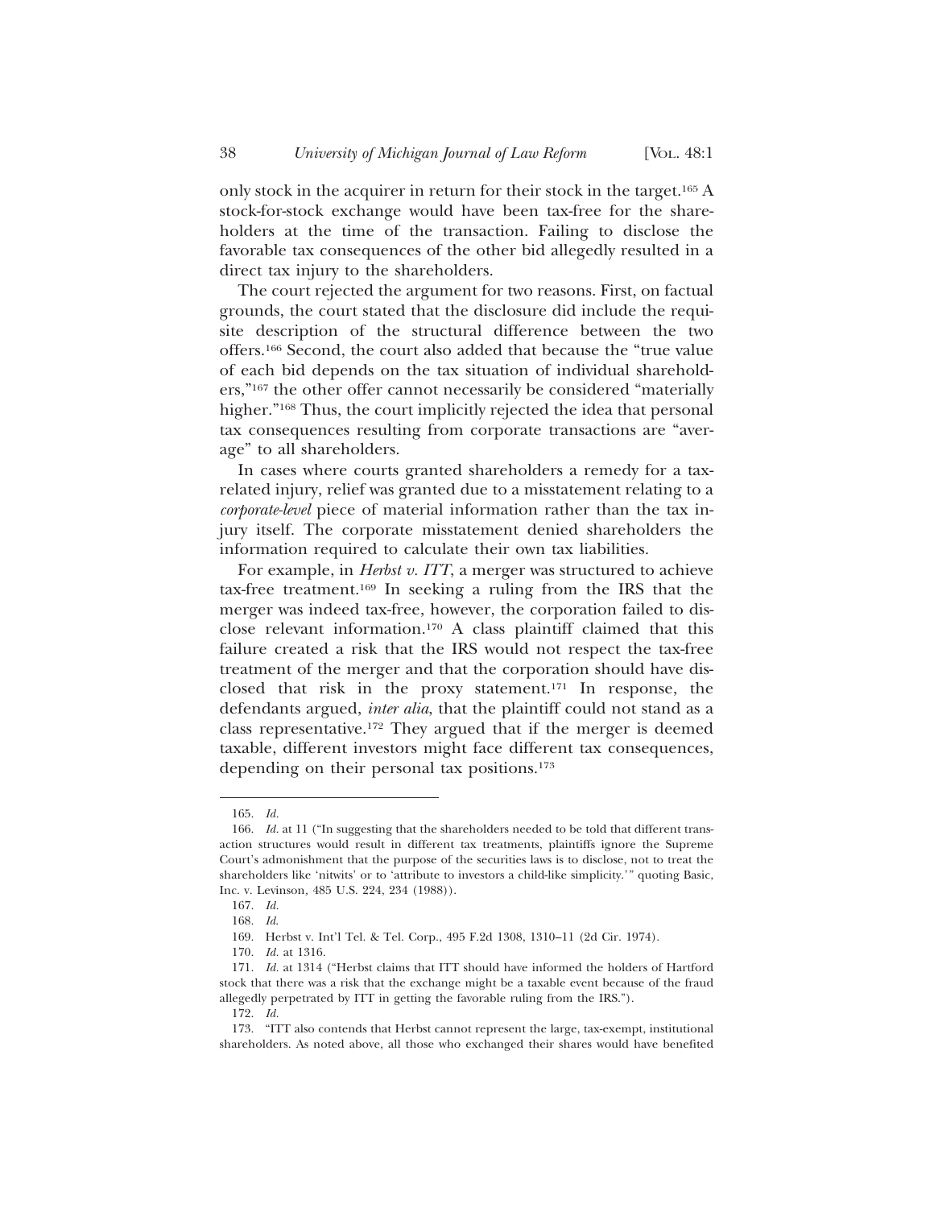only stock in the acquirer in return for their stock in the target.[165] A stock-for-stock exchange would have been tax-free for the shareholders at the time of the transaction. Failing to disclose the favorable tax consequences of the other bid allegedly resulted in a direct tax injury to the shareholders.

The court rejected the argument for two reasons. First, on factual grounds, the court stated that the disclosure did include the requisite description of the structural difference between the two offers.[166] Second, the court also added that because the "true value of each bid depends on the tax situation of individual shareholders,"[167] the other offer cannot necessarily be considered "materially higher."[168] Thus, the court implicitly rejected the idea that personal tax consequences resulting from corporate transactions are "average" to all shareholders.

In cases where courts granted shareholders a remedy for a tax-related injury, relief was granted due to a misstatement relating to a *corporate-level* piece of material information rather than the tax injury itself. The corporate misstatement denied shareholders the information required to calculate their own tax liabilities.

For example, in *Herbst v. ITT*, a merger was structured to achieve tax-free treatment.[169] In seeking a ruling from the IRS that the merger was indeed tax-free, however, the corporation failed to disclose relevant information.[170] A class plaintiff claimed that this failure created a risk that the IRS would not respect the tax-free treatment of the merger and that the corporation should have disclosed that risk in the proxy statement.[171] In response, the defendants argued, *inter alia*, that the plaintiff could not stand as a class representative.[172] They argued that if the merger is deemed taxable, different investors might face different tax consequences, depending on their personal tax positions.[173]

---

165. *Id.*

166. *Id.* at 11 ("In suggesting that the shareholders needed to be told that different transaction structures would result in different tax treatments, plaintiffs ignore the Supreme Court's admonishment that the purpose of the securities laws is to disclose, not to treat the shareholders like 'nitwits' or to 'attribute to investors a child-like simplicity.'" quoting Basic, Inc. v. Levinson, 485 U.S. 224, 234 (1988)).

167. *Id.*

168. *Id.*

169. Herbst v. Int'l Tel. & Tel. Corp., 495 F.2d 1308, 1310–11 (2d Cir. 1974).

170. *Id.* at 1316.

171. *Id.* at 1314 ("Herbst claims that ITT should have informed the holders of Hartford stock that there was a risk that the exchange might be a taxable event because of the fraud allegedly perpetrated by ITT in getting the favorable ruling from the IRS.").

172. *Id.*

173. "ITT also contends that Herbst cannot represent the large, tax-exempt, institutional shareholders. As noted above, all those who exchanged their shares would have benefited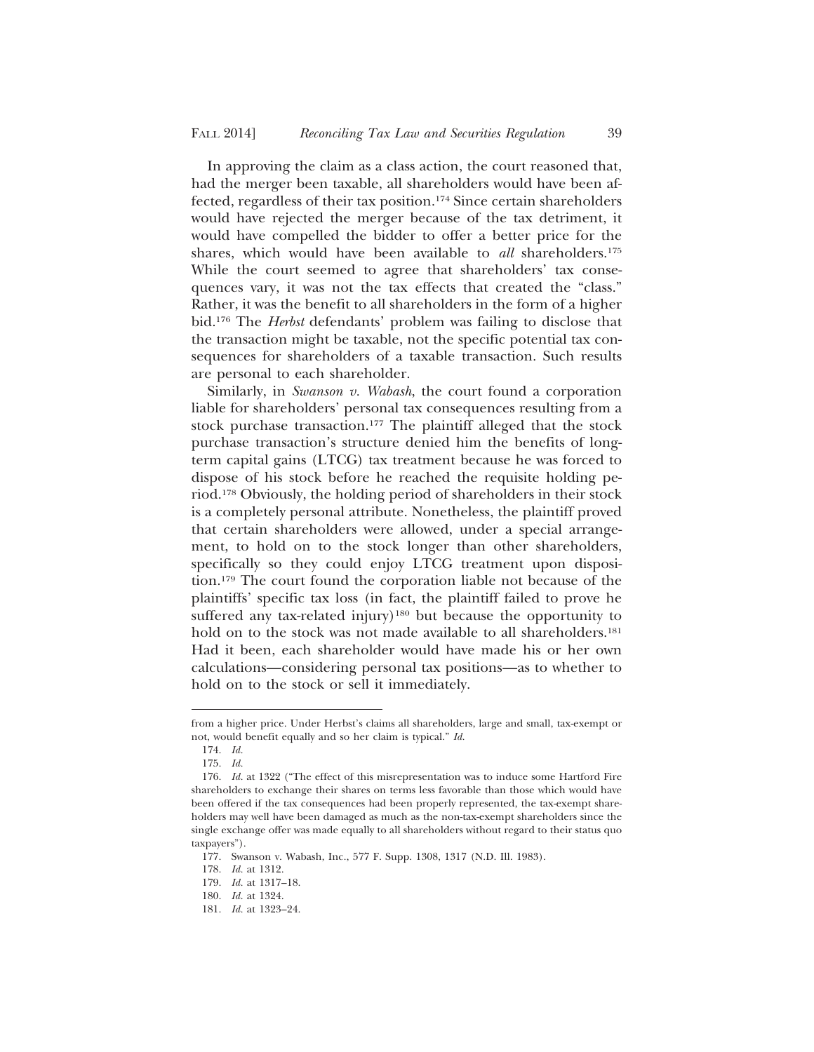In approving the claim as a class action, the court reasoned that, had the merger been taxable, all shareholders would have been affected, regardless of their tax position.[174] Since certain shareholders would have rejected the merger because of the tax detriment, it would have compelled the bidder to offer a better price for the shares, which would have been available to *all* shareholders.[175] While the court seemed to agree that shareholders' tax consequences vary, it was not the tax effects that created the "class." Rather, it was the benefit to all shareholders in the form of a higher bid.[176] The *Herbst* defendants' problem was failing to disclose that the transaction might be taxable, not the specific potential tax consequences for shareholders of a taxable transaction. Such results are personal to each shareholder.

Similarly, in *Swanson v. Wabash*, the court found a corporation liable for shareholders' personal tax consequences resulting from a stock purchase transaction.[177] The plaintiff alleged that the stock purchase transaction's structure denied him the benefits of long-term capital gains (LTCG) tax treatment because he was forced to dispose of his stock before he reached the requisite holding period.[178] Obviously, the holding period of shareholders in their stock is a completely personal attribute. Nonetheless, the plaintiff proved that certain shareholders were allowed, under a special arrangement, to hold on to the stock longer than other shareholders, specifically so they could enjoy LTCG treatment upon disposition.[179] The court found the corporation liable not because of the plaintiffs' specific tax loss (in fact, the plaintiff failed to prove he suffered any tax-related injury)[180] but because the opportunity to hold on to the stock was not made available to all shareholders.[181] Had it been, each shareholder would have made his or her own calculations—considering personal tax positions—as to whether to hold on to the stock or sell it immediately.

---

from a higher price. Under Herbst's claims all shareholders, large and small, tax-exempt or not, would benefit equally and so her claim is typical." *Id.*

174. *Id.*

175. *Id.*

176. *Id.* at 1322 ("The effect of this misrepresentation was to induce some Hartford Fire shareholders to exchange their shares on terms less favorable than those which would have been offered if the tax consequences had been properly represented, the tax-exempt shareholders may well have been damaged as much as the non-tax-exempt shareholders since the single exchange offer was made equally to all shareholders without regard to their status quo taxpayers").

177. Swanson v. Wabash, Inc., 577 F. Supp. 1308, 1317 (N.D. Ill. 1983).

178. *Id.* at 1312.

179. *Id.* at 1317–18.

180. *Id.* at 1324.

181. *Id.* at 1323–24.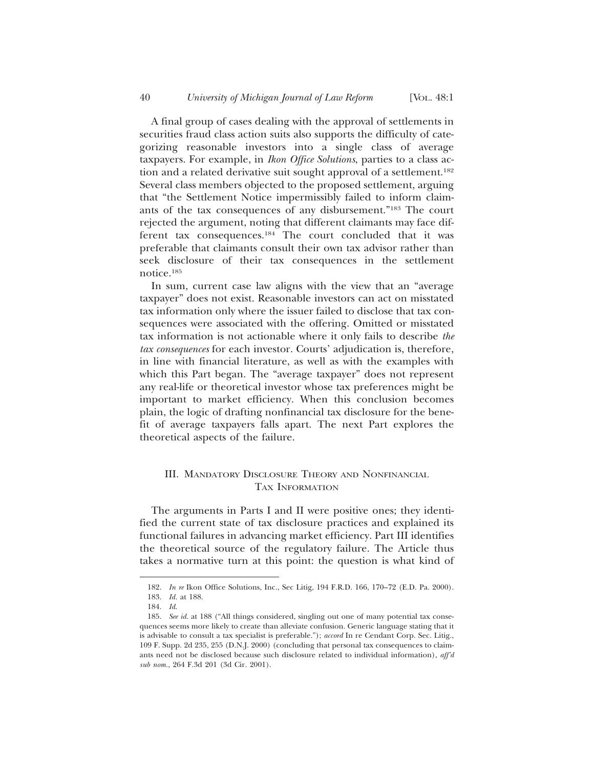A final group of cases dealing with the approval of settlements in securities fraud class action suits also supports the difficulty of categorizing reasonable investors into a single class of average taxpayers. For example, in *Ikon Office Solutions*, parties to a class action and a related derivative suit sought approval of a settlement.[182] Several class members objected to the proposed settlement, arguing that "the Settlement Notice impermissibly failed to inform claimants of the tax consequences of any disbursement."[183] The court rejected the argument, noting that different claimants may face different tax consequences.[184] The court concluded that it was preferable that claimants consult their own tax advisor rather than seek disclosure of their tax consequences in the settlement notice.[185]

In sum, current case law aligns with the view that an "average taxpayer" does not exist. Reasonable investors can act on misstated tax information only where the issuer failed to disclose that tax consequences were associated with the offering. Omitted or misstated tax information is not actionable where it only fails to describe *the tax consequences* for each investor. Courts' adjudication is, therefore, in line with financial literature, as well as with the examples with which this Part began. The "average taxpayer" does not represent any real-life or theoretical investor whose tax preferences might be important to market efficiency. When this conclusion becomes plain, the logic of drafting nonfinancial tax disclosure for the benefit of average taxpayers falls apart. The next Part explores the theoretical aspects of the failure.

## III. Mandatory Disclosure Theory and Nonfinancial Tax Information

The arguments in Parts I and II were positive ones; they identified the current state of tax disclosure practices and explained its functional failures in advancing market efficiency. Part III identifies the theoretical source of the regulatory failure. The Article thus takes a normative turn at this point: the question is what kind of

---

182. *In re* Ikon Office Solutions, Inc., Sec Litig, 194 F.R.D. 166, 170–72 (E.D. Pa. 2000).

183. *Id.* at 188.

184. *Id.*

185. *See id.* at 188 ("All things considered, singling out one of many potential tax consequences seems more likely to create than alleviate confusion. Generic language stating that it is advisable to consult a tax specialist is preferable."); *accord* In re Cendant Corp. Sec. Litig., 109 F. Supp. 2d 235, 255 (D.N.J. 2000) (concluding that personal tax consequences to claimants need not be disclosed because such disclosure related to individual information), *aff'd sub nom.*, 264 F.3d 201 (3d Cir. 2001).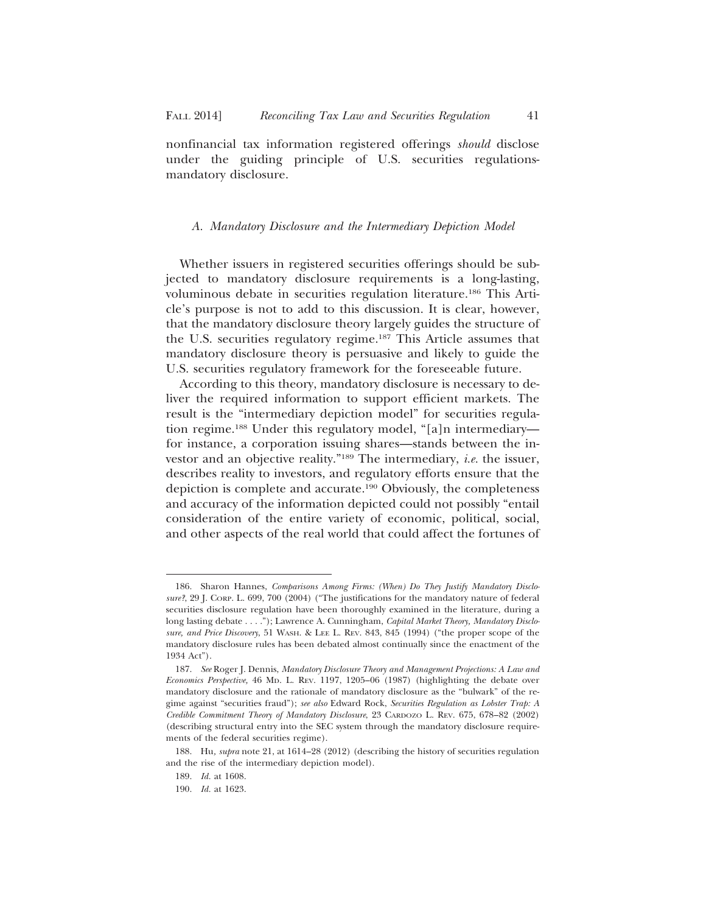nonfinancial tax information registered offerings *should* disclose under the guiding principle of U.S. securities regulations-mandatory disclosure.

### *A. Mandatory Disclosure and the Intermediary Depiction Model*

Whether issuers in registered securities offerings should be subjected to mandatory disclosure requirements is a long-lasting, voluminous debate in securities regulation literature.[186] This Article's purpose is not to add to this discussion. It is clear, however, that the mandatory disclosure theory largely guides the structure of the U.S. securities regulatory regime.[187] This Article assumes that mandatory disclosure theory is persuasive and likely to guide the U.S. securities regulatory framework for the foreseeable future.

According to this theory, mandatory disclosure is necessary to deliver the required information to support efficient markets. The result is the "intermediary depiction model" for securities regulation regime.[188] Under this regulatory model, "[a]n intermediary—for instance, a corporation issuing shares—stands between the investor and an objective reality."[189] The intermediary, *i.e.* the issuer, describes reality to investors, and regulatory efforts ensure that the depiction is complete and accurate.[190] Obviously, the completeness and accuracy of the information depicted could not possibly "entail consideration of the entire variety of economic, political, social, and other aspects of the real world that could affect the fortunes of

---

186. Sharon Hannes, *Comparisons Among Firms: (When) Do They Justify Mandatory Disclosure?*, 29 J. CORP. L. 699, 700 (2004) ("The justifications for the mandatory nature of federal securities disclosure regulation have been thoroughly examined in the literature, during a long lasting debate . . . ."); Lawrence A. Cunningham, *Capital Market Theory, Mandatory Disclosure, and Price Discovery*, 51 WASH. & LEE L. REV. 843, 845 (1994) ("the proper scope of the mandatory disclosure rules has been debated almost continually since the enactment of the 1934 Act").

187. *See* Roger J. Dennis, *Mandatory Disclosure Theory and Management Projections: A Law and Economics Perspective*, 46 MD. L. REV. 1197, 1205–06 (1987) (highlighting the debate over mandatory disclosure and the rationale of mandatory disclosure as the "bulwark" of the regime against "securities fraud"); *see also* Edward Rock, *Securities Regulation as Lobster Trap: A Credible Commitment Theory of Mandatory Disclosure*, 23 CARDOZO L. REV. 675, 678–82 (2002) (describing structural entry into the SEC system through the mandatory disclosure requirements of the federal securities regime).

188. Hu, *supra* note 21, at 1614–28 (2012) (describing the history of securities regulation and the rise of the intermediary depiction model).

189. *Id.* at 1608.

190. *Id.* at 1623.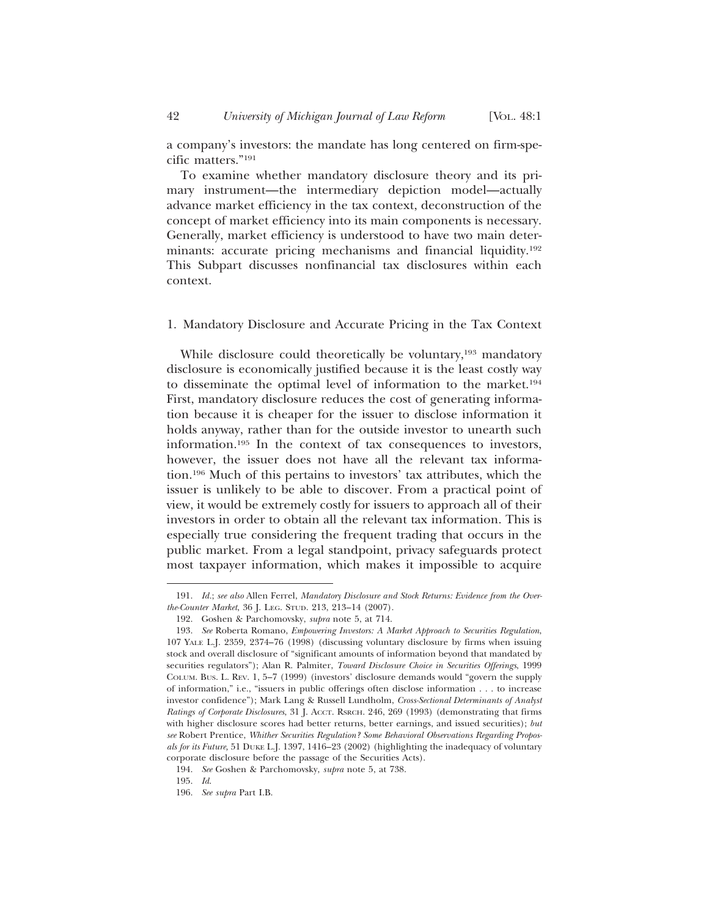a company's investors: the mandate has long centered on firm-specific matters."[191]

To examine whether mandatory disclosure theory and its primary instrument—the intermediary depiction model—actually advance market efficiency in the tax context, deconstruction of the concept of market efficiency into its main components is necessary. Generally, market efficiency is understood to have two main determinants: accurate pricing mechanisms and financial liquidity.[192] This Subpart discusses nonfinancial tax disclosures within each context.

### 1. Mandatory Disclosure and Accurate Pricing in the Tax Context

While disclosure could theoretically be voluntary,[193] mandatory disclosure is economically justified because it is the least costly way to disseminate the optimal level of information to the market.[194] First, mandatory disclosure reduces the cost of generating information because it is cheaper for the issuer to disclose information it holds anyway, rather than for the outside investor to unearth such information.[195] In the context of tax consequences to investors, however, the issuer does not have all the relevant tax information.[196] Much of this pertains to investors' tax attributes, which the issuer is unlikely to be able to discover. From a practical point of view, it would be extremely costly for issuers to approach all of their investors in order to obtain all the relevant tax information. This is especially true considering the frequent trading that occurs in the public market. From a legal standpoint, privacy safeguards protect most taxpayer information, which makes it impossible to acquire

---

191. *Id.*; *see also* Allen Ferrel, *Mandatory Disclosure and Stock Returns: Evidence from the Over-the-Counter Market*, 36 J. LEG. STUD. 213, 213–14 (2007).

192. Goshen & Parchomovsky, *supra* note 5, at 714.

193. *See* Roberta Romano, *Empowering Investors: A Market Approach to Securities Regulation*, 107 YALE L.J. 2359, 2374–76 (1998) (discussing voluntary disclosure by firms when issuing stock and overall disclosure of "significant amounts of information beyond that mandated by securities regulators"); Alan R. Palmiter, *Toward Disclosure Choice in Securities Offerings*, 1999 COLUM. BUS. L. REV. 1, 5–7 (1999) (investors' disclosure demands would "govern the supply of information," i.e., "issuers in public offerings often disclose information . . . to increase investor confidence"); Mark Lang & Russell Lundholm, *Cross-Sectional Determinants of Analyst Ratings of Corporate Disclosures*, 31 J. ACCT. RSRCH. 246, 269 (1993) (demonstrating that firms with higher disclosure scores had better returns, better earnings, and issued securities); *but see* Robert Prentice, *Whither Securities Regulation? Some Behavioral Observations Regarding Proposals for its Future,* 51 DUKE L.J. 1397, 1416–23 (2002) (highlighting the inadequacy of voluntary corporate disclosure before the passage of the Securities Acts).

194. *See* Goshen & Parchomovsky, *supra* note 5, at 738.

195. *Id.*

196. *See supra* Part I.B.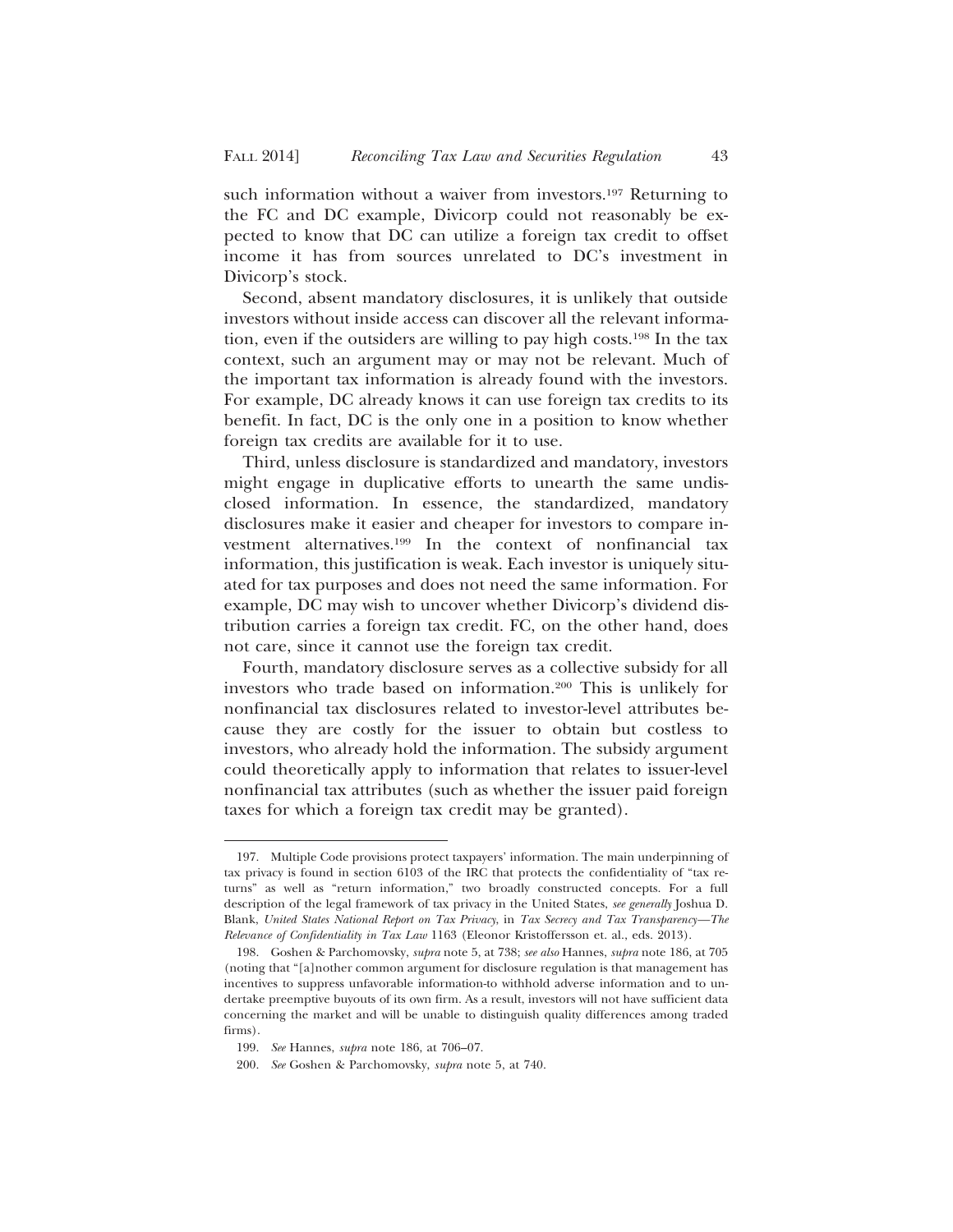such information without a waiver from investors.[197] Returning to the FC and DC example, Divicorp could not reasonably be expected to know that DC can utilize a foreign tax credit to offset income it has from sources unrelated to DC's investment in Divicorp's stock.

Second, absent mandatory disclosures, it is unlikely that outside investors without inside access can discover all the relevant information, even if the outsiders are willing to pay high costs.[198] In the tax context, such an argument may or may not be relevant. Much of the important tax information is already found with the investors. For example, DC already knows it can use foreign tax credits to its benefit. In fact, DC is the only one in a position to know whether foreign tax credits are available for it to use.

Third, unless disclosure is standardized and mandatory, investors might engage in duplicative efforts to unearth the same undisclosed information. In essence, the standardized, mandatory disclosures make it easier and cheaper for investors to compare investment alternatives.[199] In the context of nonfinancial tax information, this justification is weak. Each investor is uniquely situated for tax purposes and does not need the same information. For example, DC may wish to uncover whether Divicorp's dividend distribution carries a foreign tax credit. FC, on the other hand, does not care, since it cannot use the foreign tax credit.

Fourth, mandatory disclosure serves as a collective subsidy for all investors who trade based on information.[200] This is unlikely for nonfinancial tax disclosures related to investor-level attributes because they are costly for the issuer to obtain but costless to investors, who already hold the information. The subsidy argument could theoretically apply to information that relates to issuer-level nonfinancial tax attributes (such as whether the issuer paid foreign taxes for which a foreign tax credit may be granted).

---

197. Multiple Code provisions protect taxpayers' information. The main underpinning of tax privacy is found in section 6103 of the IRC that protects the confidentiality of "tax returns" as well as "return information," two broadly constructed concepts. For a full description of the legal framework of tax privacy in the United States, *see generally* Joshua D. Blank, *United States National Report on Tax Privacy*, in *Tax Secrecy and Tax Transparency—The Relevance of Confidentiality in Tax Law* 1163 (Eleonor Kristoffersson et. al., eds. 2013).

198. Goshen & Parchomovsky, *supra* note 5, at 738; *see also* Hannes, *supra* note 186, at 705 (noting that "[a]nother common argument for disclosure regulation is that management has incentives to suppress unfavorable information-to withhold adverse information and to undertake preemptive buyouts of its own firm. As a result, investors will not have sufficient data concerning the market and will be unable to distinguish quality differences among traded firms).

199. *See* Hannes, *supra* note 186, at 706–07.

200. *See* Goshen & Parchomovsky, *supra* note 5, at 740.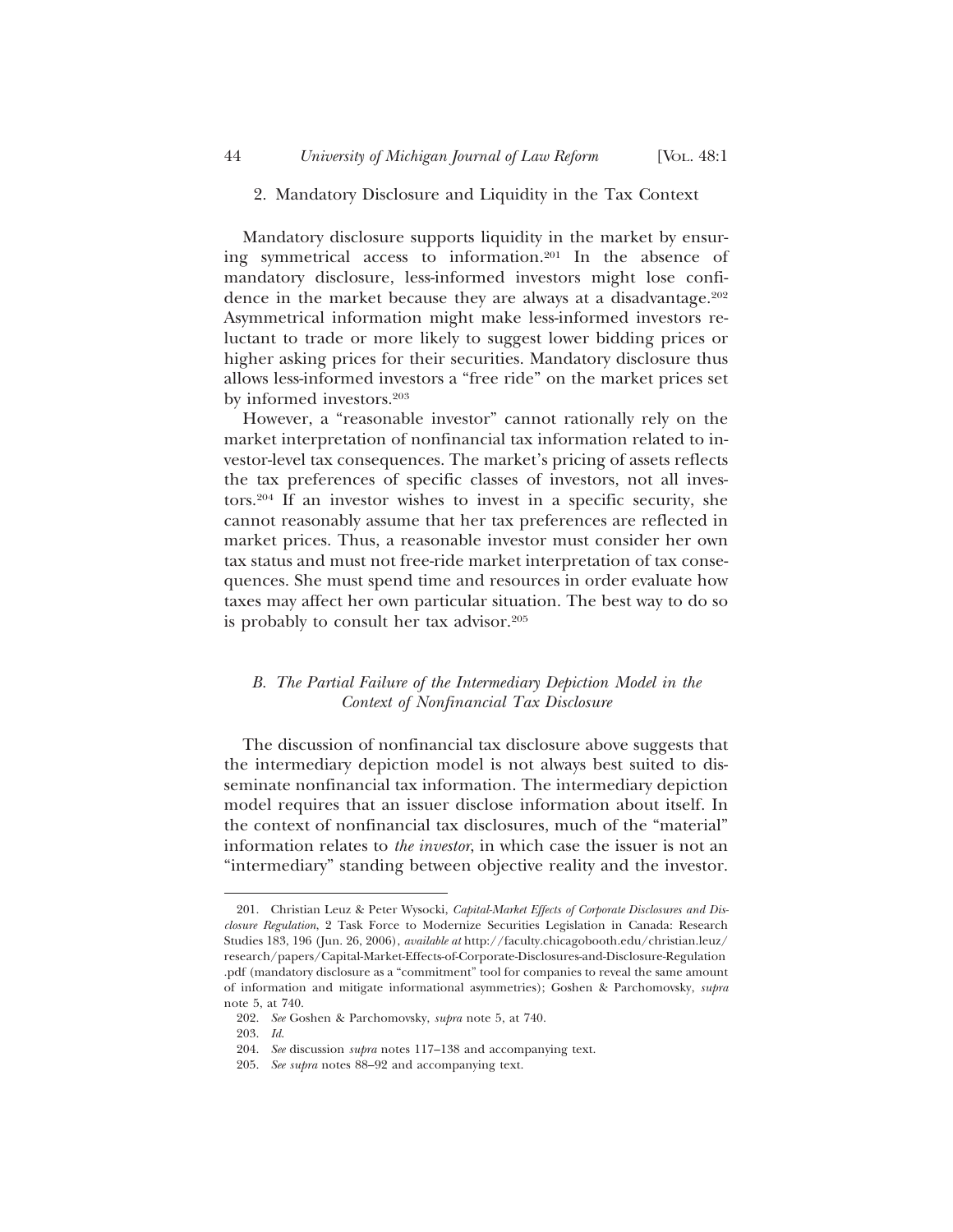2. Mandatory Disclosure and Liquidity in the Tax Context

Mandatory disclosure supports liquidity in the market by ensuring symmetrical access to information.[201] In the absence of mandatory disclosure, less-informed investors might lose confidence in the market because they are always at a disadvantage.[202] Asymmetrical information might make less-informed investors reluctant to trade or more likely to suggest lower bidding prices or higher asking prices for their securities. Mandatory disclosure thus allows less-informed investors a "free ride" on the market prices set by informed investors.[203]

However, a "reasonable investor" cannot rationally rely on the market interpretation of nonfinancial tax information related to investor-level tax consequences. The market's pricing of assets reflects the tax preferences of specific classes of investors, not all investors.[204] If an investor wishes to invest in a specific security, she cannot reasonably assume that her tax preferences are reflected in market prices. Thus, a reasonable investor must consider her own tax status and must not free-ride market interpretation of tax consequences. She must spend time and resources in order evaluate how taxes may affect her own particular situation. The best way to do so is probably to consult her tax advisor.[205]

### *B. The Partial Failure of the Intermediary Depiction Model in the Context of Nonfinancial Tax Disclosure*

The discussion of nonfinancial tax disclosure above suggests that the intermediary depiction model is not always best suited to disseminate nonfinancial tax information. The intermediary depiction model requires that an issuer disclose information about itself. In the context of nonfinancial tax disclosures, much of the "material" information relates to *the investor*, in which case the issuer is not an "intermediary" standing between objective reality and the investor.

---

201. Christian Leuz & Peter Wysocki, *Capital-Market Effects of Corporate Disclosures and Disclosure Regulation*, 2 Task Force to Modernize Securities Legislation in Canada: Research Studies 183, 196 (Jun. 26, 2006), *available at* http://faculty.chicagobooth.edu/christian.leuz/research/papers/Capital-Market-Effects-of-Corporate-Disclosures-and-Disclosure-Regulation.pdf (mandatory disclosure as a "commitment" tool for companies to reveal the same amount of information and mitigate informational asymmetries); Goshen & Parchomovsky, *supra* note 5, at 740.

202. *See* Goshen & Parchomovsky, *supra* note 5, at 740.

203. *Id.*

204. *See* discussion *supra* notes 117–138 and accompanying text.

205. *See supra* notes 88–92 and accompanying text.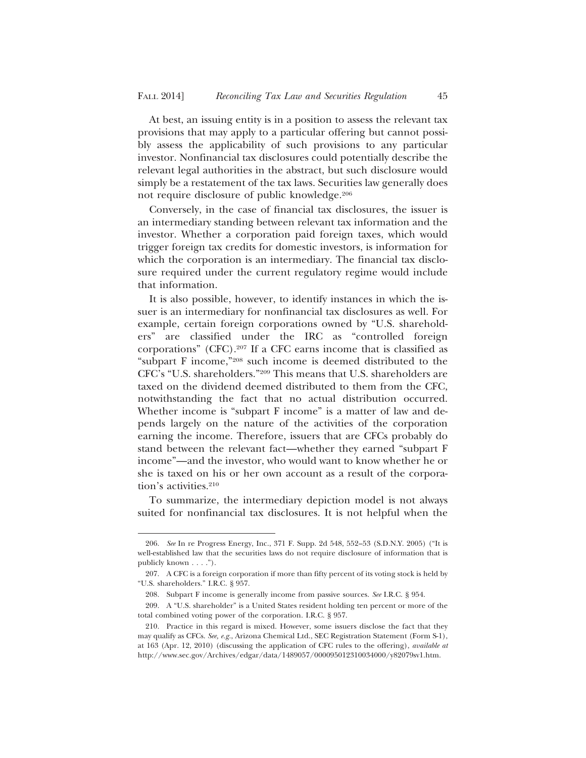At best, an issuing entity is in a position to assess the relevant tax provisions that may apply to a particular offering but cannot possibly assess the applicability of such provisions to any particular investor. Nonfinancial tax disclosures could potentially describe the relevant legal authorities in the abstract, but such disclosure would simply be a restatement of the tax laws. Securities law generally does not require disclosure of public knowledge.[206]

Conversely, in the case of financial tax disclosures, the issuer is an intermediary standing between relevant tax information and the investor. Whether a corporation paid foreign taxes, which would trigger foreign tax credits for domestic investors, is information for which the corporation is an intermediary. The financial tax disclosure required under the current regulatory regime would include that information.

It is also possible, however, to identify instances in which the issuer is an intermediary for nonfinancial tax disclosures as well. For example, certain foreign corporations owned by "U.S. shareholders" are classified under the IRC as "controlled foreign corporations" (CFC).[207] If a CFC earns income that is classified as "subpart F income,"[208] such income is deemed distributed to the CFC's "U.S. shareholders."[209] This means that U.S. shareholders are taxed on the dividend deemed distributed to them from the CFC, notwithstanding the fact that no actual distribution occurred. Whether income is "subpart F income" is a matter of law and depends largely on the nature of the activities of the corporation earning the income. Therefore, issuers that are CFCs probably do stand between the relevant fact—whether they earned "subpart F income"—and the investor, who would want to know whether he or she is taxed on his or her own account as a result of the corporation's activities.[210]

To summarize, the intermediary depiction model is not always suited for nonfinancial tax disclosures. It is not helpful when the

---

206. *See* In re Progress Energy, Inc., 371 F. Supp. 2d 548, 552–53 (S.D.N.Y. 2005) ("It is well-established law that the securities laws do not require disclosure of information that is publicly known . . . .").

207. A CFC is a foreign corporation if more than fifty percent of its voting stock is held by "U.S. shareholders." I.R.C. § 957.

208. Subpart F income is generally income from passive sources. *See* I.R.C. § 954.

209. A "U.S. shareholder" is a United States resident holding ten percent or more of the total combined voting power of the corporation. I.R.C. § 957.

210. Practice in this regard is mixed. However, some issuers disclose the fact that they may qualify as CFCs. *See, e.g.*, Arizona Chemical Ltd., SEC Registration Statement (Form S-1), at 163 (Apr. 12, 2010) (discussing the application of CFC rules to the offering), *available at* http://www.sec.gov/Archives/edgar/data/1489057/000095012310034000/y82079sv1.htm.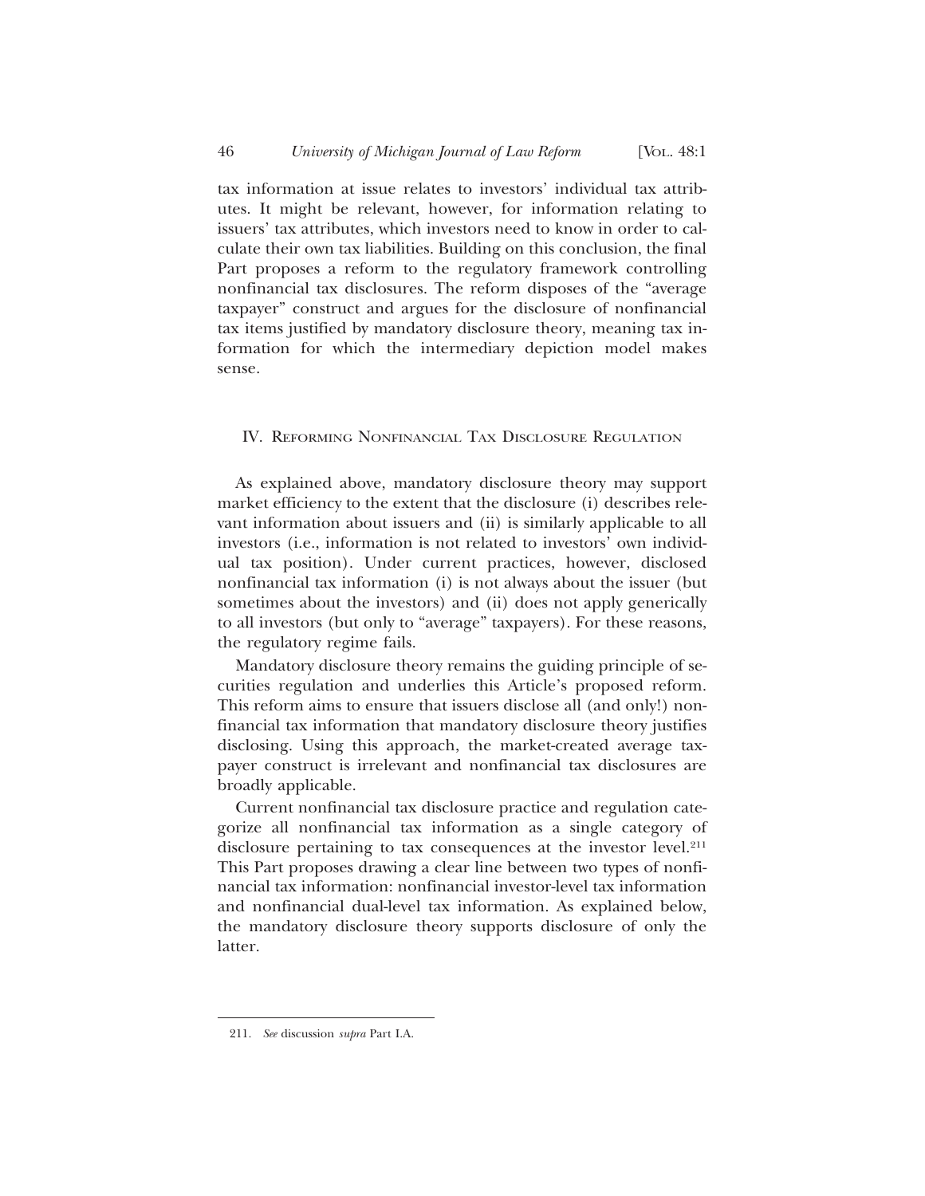tax information at issue relates to investors' individual tax attributes. It might be relevant, however, for information relating to issuers' tax attributes, which investors need to know in order to calculate their own tax liabilities. Building on this conclusion, the final Part proposes a reform to the regulatory framework controlling nonfinancial tax disclosures. The reform disposes of the "average taxpayer" construct and argues for the disclosure of nonfinancial tax items justified by mandatory disclosure theory, meaning tax information for which the intermediary depiction model makes sense.

## IV. Reforming Nonfinancial Tax Disclosure Regulation

As explained above, mandatory disclosure theory may support market efficiency to the extent that the disclosure (i) describes relevant information about issuers and (ii) is similarly applicable to all investors (i.e., information is not related to investors' own individual tax position). Under current practices, however, disclosed nonfinancial tax information (i) is not always about the issuer (but sometimes about the investors) and (ii) does not apply generically to all investors (but only to "average" taxpayers). For these reasons, the regulatory regime fails.

Mandatory disclosure theory remains the guiding principle of securities regulation and underlies this Article's proposed reform. This reform aims to ensure that issuers disclose all (and only!) nonfinancial tax information that mandatory disclosure theory justifies disclosing. Using this approach, the market-created average taxpayer construct is irrelevant and nonfinancial tax disclosures are broadly applicable.

Current nonfinancial tax disclosure practice and regulation categorize all nonfinancial tax information as a single category of disclosure pertaining to tax consequences at the investor level.[211] This Part proposes drawing a clear line between two types of nonfinancial tax information: nonfinancial investor-level tax information and nonfinancial dual-level tax information. As explained below, the mandatory disclosure theory supports disclosure of only the latter.

---

211. *See* discussion *supra* Part I.A.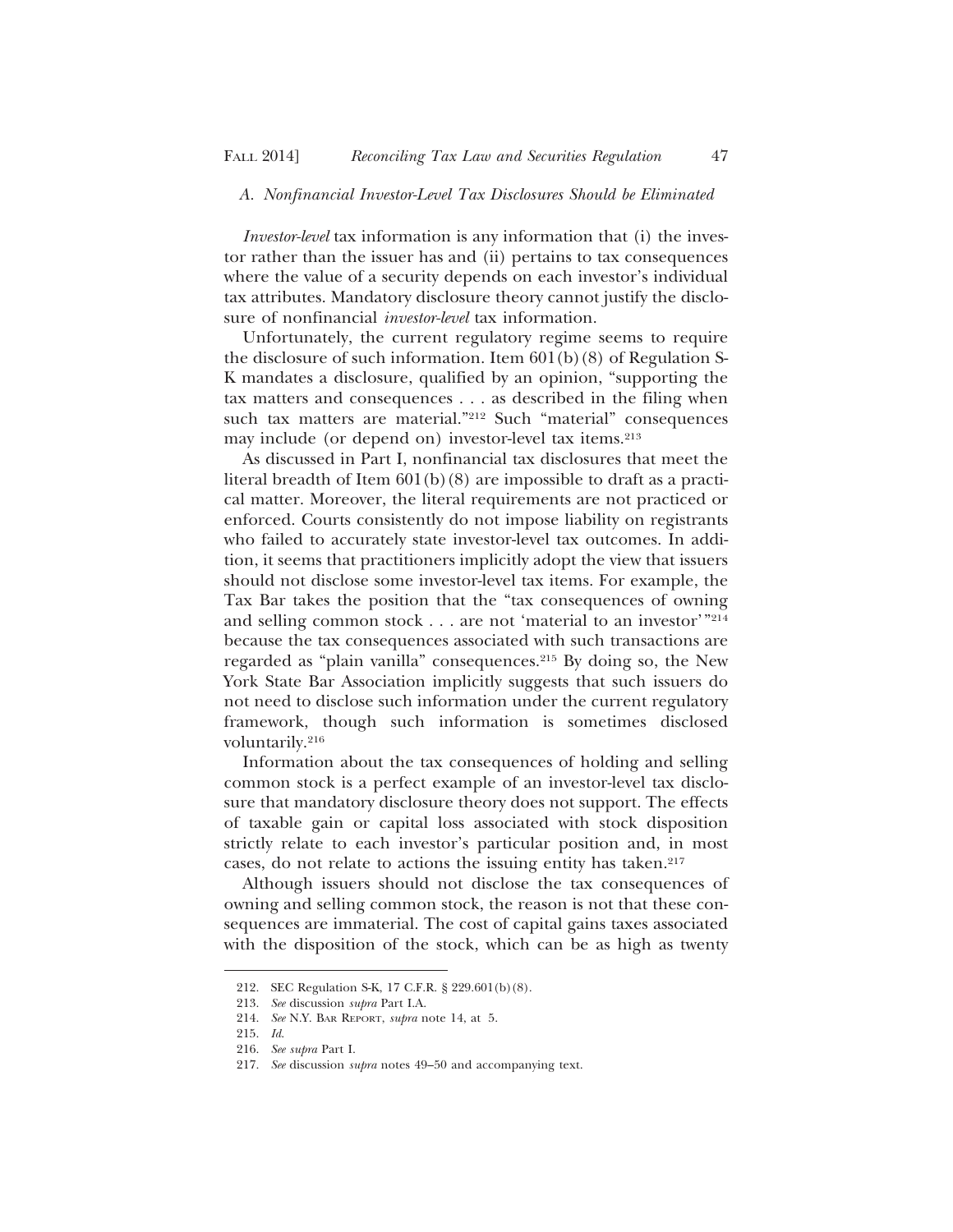### A. Nonfinancial Investor-Level Tax Disclosures Should be Eliminated

*Investor-level* tax information is any information that (i) the investor rather than the issuer has and (ii) pertains to tax consequences where the value of a security depends on each investor's individual tax attributes. Mandatory disclosure theory cannot justify the disclosure of nonfinancial *investor-level* tax information.

Unfortunately, the current regulatory regime seems to require the disclosure of such information. Item 601(b)(8) of Regulation S-K mandates a disclosure, qualified by an opinion, "supporting the tax matters and consequences . . . as described in the filing when such tax matters are material."[212] Such "material" consequences may include (or depend on) investor-level tax items.[213]

As discussed in Part I, nonfinancial tax disclosures that meet the literal breadth of Item 601(b)(8) are impossible to draft as a practical matter. Moreover, the literal requirements are not practiced or enforced. Courts consistently do not impose liability on registrants who failed to accurately state investor-level tax outcomes. In addition, it seems that practitioners implicitly adopt the view that issuers should not disclose some investor-level tax items. For example, the Tax Bar takes the position that the "tax consequences of owning and selling common stock . . . are not 'material to an investor'"[214] because the tax consequences associated with such transactions are regarded as "plain vanilla" consequences.[215] By doing so, the New York State Bar Association implicitly suggests that such issuers do not need to disclose such information under the current regulatory framework, though such information is sometimes disclosed voluntarily.[216]

Information about the tax consequences of holding and selling common stock is a perfect example of an investor-level tax disclosure that mandatory disclosure theory does not support. The effects of taxable gain or capital loss associated with stock disposition strictly relate to each investor's particular position and, in most cases, do not relate to actions the issuing entity has taken.[217]

Although issuers should not disclose the tax consequences of owning and selling common stock, the reason is not that these consequences are immaterial. The cost of capital gains taxes associated with the disposition of the stock, which can be as high as twenty

---

212. SEC Regulation S-K, 17 C.F.R. § 229.601(b)(8).

213. *See* discussion *supra* Part I.A.

214. *See* N.Y. BAR REPORT, *supra* note 14, at 5.

215. *Id.*

216. *See supra* Part I.

217. *See* discussion *supra* notes 49–50 and accompanying text.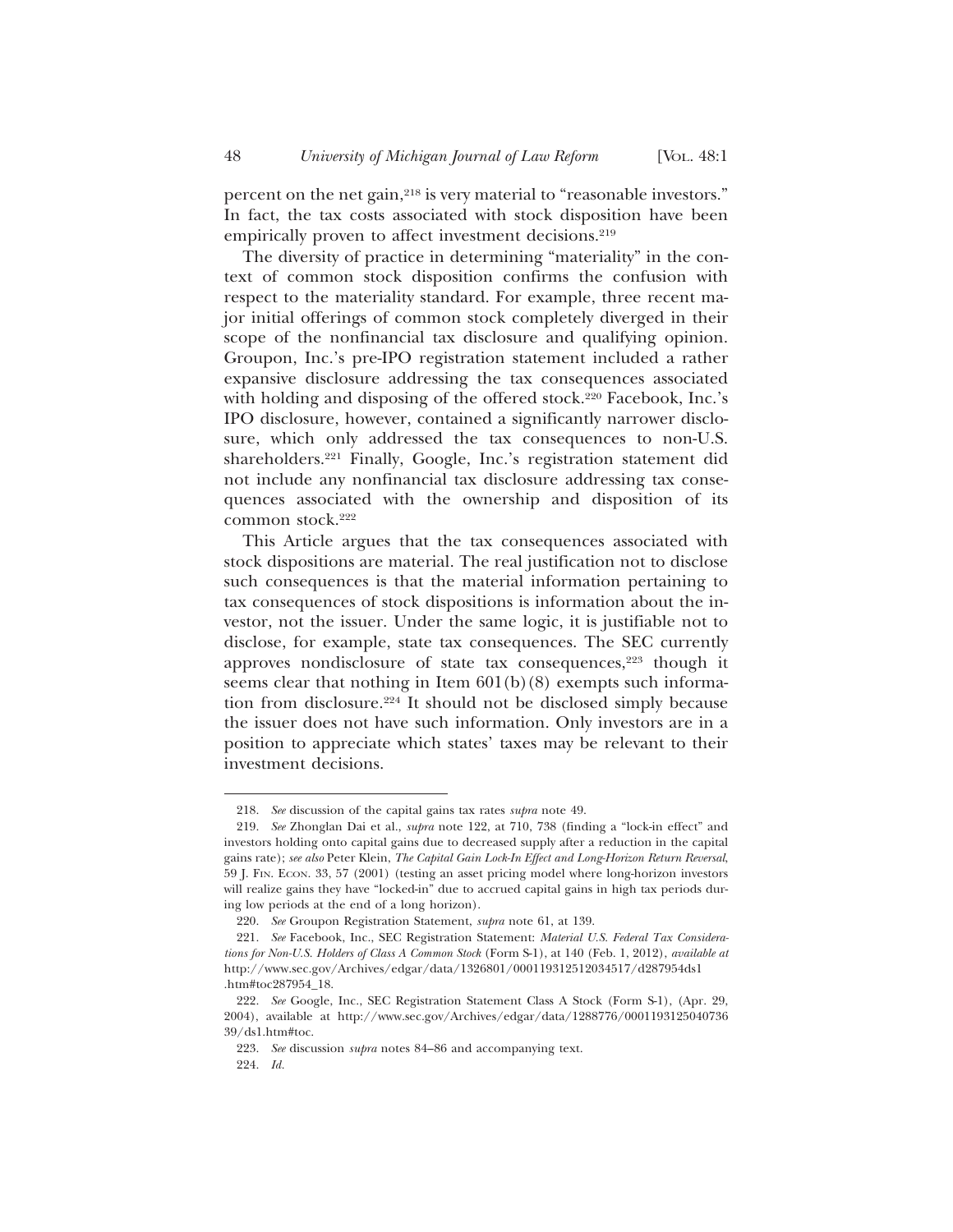percent on the net gain,[218] is very material to "reasonable investors." In fact, the tax costs associated with stock disposition have been empirically proven to affect investment decisions.[219]

The diversity of practice in determining "materiality" in the context of common stock disposition confirms the confusion with respect to the materiality standard. For example, three recent major initial offerings of common stock completely diverged in their scope of the nonfinancial tax disclosure and qualifying opinion. Groupon, Inc.'s pre-IPO registration statement included a rather expansive disclosure addressing the tax consequences associated with holding and disposing of the offered stock.[220] Facebook, Inc.'s IPO disclosure, however, contained a significantly narrower disclosure, which only addressed the tax consequences to non-U.S. shareholders.[221] Finally, Google, Inc.'s registration statement did not include any nonfinancial tax disclosure addressing tax consequences associated with the ownership and disposition of its common stock.[222]

This Article argues that the tax consequences associated with stock dispositions are material. The real justification not to disclose such consequences is that the material information pertaining to tax consequences of stock dispositions is information about the investor, not the issuer. Under the same logic, it is justifiable not to disclose, for example, state tax consequences. The SEC currently approves nondisclosure of state tax consequences,[223] though it seems clear that nothing in Item 601(b)(8) exempts such information from disclosure.[224] It should not be disclosed simply because the issuer does not have such information. Only investors are in a position to appreciate which states' taxes may be relevant to their investment decisions.

---

218. *See* discussion of the capital gains tax rates *supra* note 49.

219. *See* Zhonglan Dai et al., *supra* note 122, at 710, 738 (finding a "lock-in effect" and investors holding onto capital gains due to decreased supply after a reduction in the capital gains rate); *see also* Peter Klein, *The Capital Gain Lock-In Effect and Long-Horizon Return Reversal*, 59 J. Fin. Econ. 33, 57 (2001) (testing an asset pricing model where long-horizon investors will realize gains they have "locked-in" due to accrued capital gains in high tax periods during low periods at the end of a long horizon).

220. *See* Groupon Registration Statement, *supra* note 61, at 139.

221. *See* Facebook, Inc., SEC Registration Statement: *Material U.S. Federal Tax Considerations for Non-U.S. Holders of Class A Common Stock* (Form S-1), at 140 (Feb. 1, 2012), *available at* http://www.sec.gov/Archives/edgar/data/1326801/000119312512034517/d287954ds1.htm#toc287954_18.

222. *See* Google, Inc., SEC Registration Statement Class A Stock (Form S-1), (Apr. 29, 2004), available at http://www.sec.gov/Archives/edgar/data/1288776/000119312504073639/ds1.htm#toc.

223. *See* discussion *supra* notes 84–86 and accompanying text.

224. *Id.*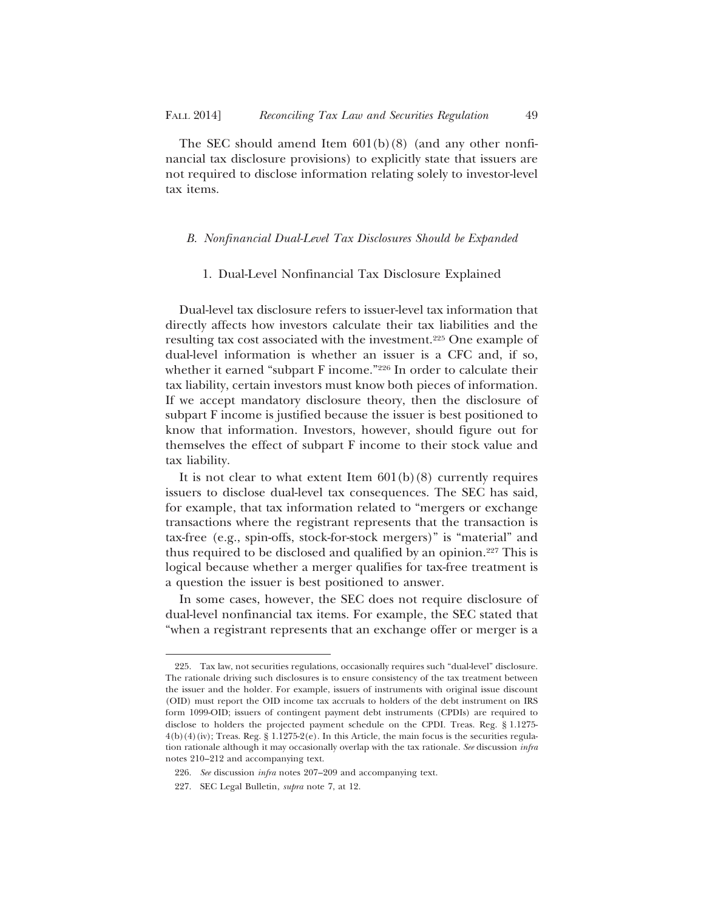The SEC should amend Item 601(b)(8) (and any other nonfinancial tax disclosure provisions) to explicitly state that issuers are not required to disclose information relating solely to investor-level tax items.

### *B. Nonfinancial Dual-Level Tax Disclosures Should be Expanded*

#### 1. Dual-Level Nonfinancial Tax Disclosure Explained

Dual-level tax disclosure refers to issuer-level tax information that directly affects how investors calculate their tax liabilities and the resulting tax cost associated with the investment.[225] One example of dual-level information is whether an issuer is a CFC and, if so, whether it earned "subpart F income."[226] In order to calculate their tax liability, certain investors must know both pieces of information. If we accept mandatory disclosure theory, then the disclosure of subpart F income is justified because the issuer is best positioned to know that information. Investors, however, should figure out for themselves the effect of subpart F income to their stock value and tax liability.

It is not clear to what extent Item 601(b)(8) currently requires issuers to disclose dual-level tax consequences. The SEC has said, for example, that tax information related to "mergers or exchange transactions where the registrant represents that the transaction is tax-free (e.g., spin-offs, stock-for-stock mergers)" is "material" and thus required to be disclosed and qualified by an opinion.[227] This is logical because whether a merger qualifies for tax-free treatment is a question the issuer is best positioned to answer.

In some cases, however, the SEC does not require disclosure of dual-level nonfinancial tax items. For example, the SEC stated that "when a registrant represents that an exchange offer or merger is a

---

225. Tax law, not securities regulations, occasionally requires such "dual-level" disclosure. The rationale driving such disclosures is to ensure consistency of the tax treatment between the issuer and the holder. For example, issuers of instruments with original issue discount (OID) must report the OID income tax accruals to holders of the debt instrument on IRS form 1099-OID; issuers of contingent payment debt instruments (CPDIs) are required to disclose to holders the projected payment schedule on the CPDI. Treas. Reg. § 1.1275-4(b)(4)(iv); Treas. Reg. § 1.1275-2(e). In this Article, the main focus is the securities regulation rationale although it may occasionally overlap with the tax rationale. *See* discussion *infra* notes 210–212 and accompanying text.

226. *See* discussion *infra* notes 207–209 and accompanying text.

227. SEC Legal Bulletin, *supra* note 7, at 12.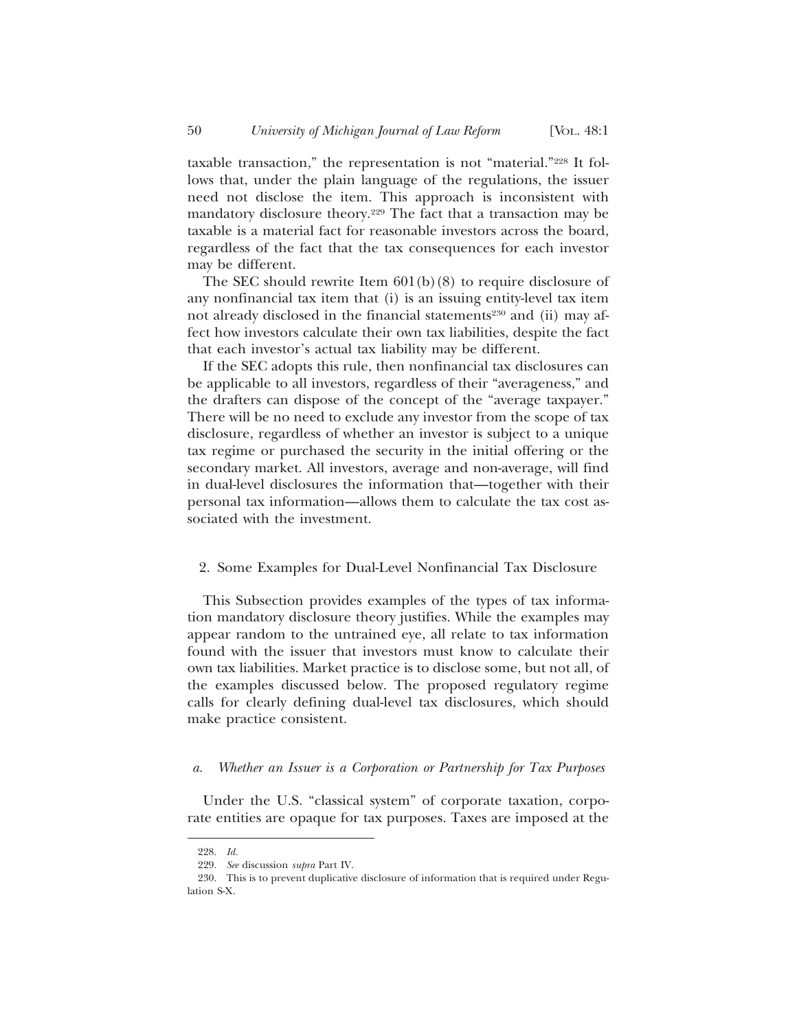taxable transaction," the representation is not "material."[228] It follows that, under the plain language of the regulations, the issuer need not disclose the item. This approach is inconsistent with mandatory disclosure theory.[229] The fact that a transaction may be taxable is a material fact for reasonable investors across the board, regardless of the fact that the tax consequences for each investor may be different.

The SEC should rewrite Item 601(b)(8) to require disclosure of any nonfinancial tax item that (i) is an issuing entity-level tax item not already disclosed in the financial statements[230] and (ii) may affect how investors calculate their own tax liabilities, despite the fact that each investor's actual tax liability may be different.

If the SEC adopts this rule, then nonfinancial tax disclosures can be applicable to all investors, regardless of their "averageness," and the drafters can dispose of the concept of the "average taxpayer." There will be no need to exclude any investor from the scope of tax disclosure, regardless of whether an investor is subject to a unique tax regime or purchased the security in the initial offering or the secondary market. All investors, average and non-average, will find in dual-level disclosures the information that—together with their personal tax information—allows them to calculate the tax cost associated with the investment.

### 2. Some Examples for Dual-Level Nonfinancial Tax Disclosure

This Subsection provides examples of the types of tax information mandatory disclosure theory justifies. While the examples may appear random to the untrained eye, all relate to tax information found with the issuer that investors must know to calculate their own tax liabilities. Market practice is to disclose some, but not all, of the examples discussed below. The proposed regulatory regime calls for clearly defining dual-level tax disclosures, which should make practice consistent.

#### *a. Whether an Issuer is a Corporation or Partnership for Tax Purposes*

Under the U.S. "classical system" of corporate taxation, corporate entities are opaque for tax purposes. Taxes are imposed at the

---

228. *Id.*

229. *See* discussion *supra* Part IV.

230. This is to prevent duplicative disclosure of information that is required under Regulation S-X.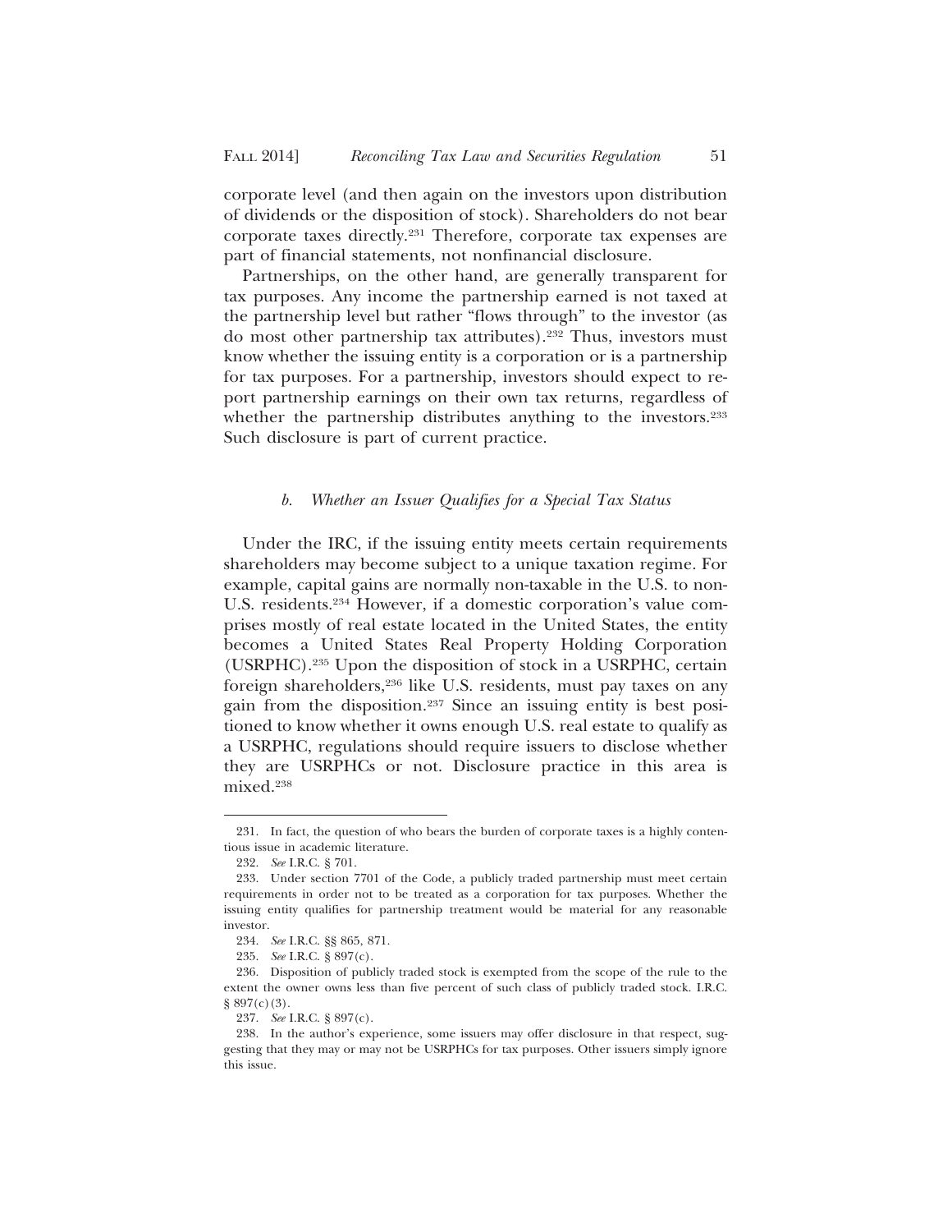corporate level (and then again on the investors upon distribution of dividends or the disposition of stock). Shareholders do not bear corporate taxes directly.[231] Therefore, corporate tax expenses are part of financial statements, not nonfinancial disclosure.

Partnerships, on the other hand, are generally transparent for tax purposes. Any income the partnership earned is not taxed at the partnership level but rather "flows through" to the investor (as do most other partnership tax attributes).[232] Thus, investors must know whether the issuing entity is a corporation or is a partnership for tax purposes. For a partnership, investors should expect to report partnership earnings on their own tax returns, regardless of whether the partnership distributes anything to the investors.[233] Such disclosure is part of current practice.

#### *b. Whether an Issuer Qualifies for a Special Tax Status*

Under the IRC, if the issuing entity meets certain requirements shareholders may become subject to a unique taxation regime. For example, capital gains are normally non-taxable in the U.S. to non-U.S. residents.[234] However, if a domestic corporation's value comprises mostly of real estate located in the United States, the entity becomes a United States Real Property Holding Corporation (USRPHC).[235] Upon the disposition of stock in a USRPHC, certain foreign shareholders,[236] like U.S. residents, must pay taxes on any gain from the disposition.[237] Since an issuing entity is best positioned to know whether it owns enough U.S. real estate to qualify as a USRPHC, regulations should require issuers to disclose whether they are USRPHCs or not. Disclosure practice in this area is mixed.[238]

---

231. In fact, the question of who bears the burden of corporate taxes is a highly contentious issue in academic literature.

232. *See* I.R.C. § 701.

233. Under section 7701 of the Code, a publicly traded partnership must meet certain requirements in order not to be treated as a corporation for tax purposes. Whether the issuing entity qualifies for partnership treatment would be material for any reasonable investor.

234. *See* I.R.C. §§ 865, 871.

235. *See* I.R.C. § 897(c).

236. Disposition of publicly traded stock is exempted from the scope of the rule to the extent the owner owns less than five percent of such class of publicly traded stock. I.R.C. § 897(c)(3).

237. *See* I.R.C. § 897(c).

238. In the author's experience, some issuers may offer disclosure in that respect, suggesting that they may or may not be USRPHCs for tax purposes. Other issuers simply ignore this issue.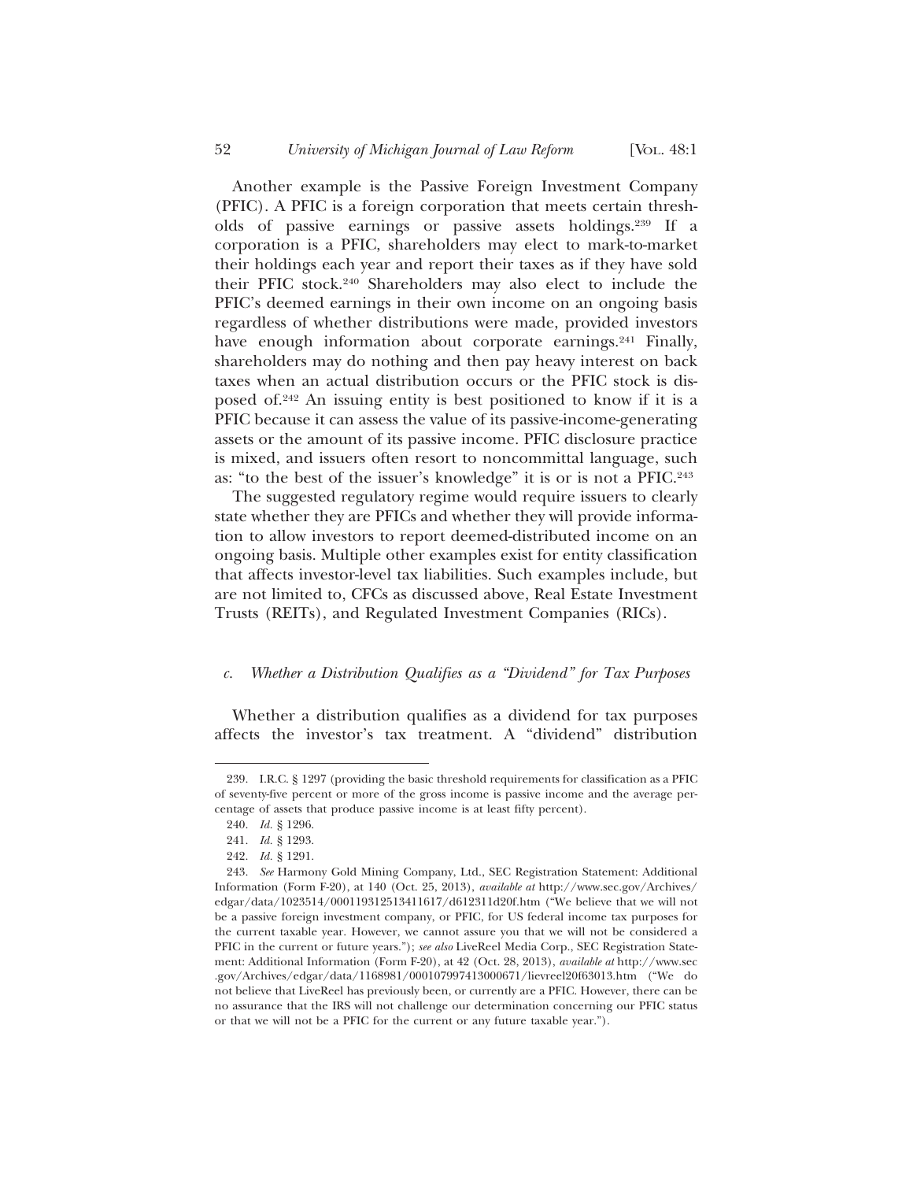Another example is the Passive Foreign Investment Company (PFIC). A PFIC is a foreign corporation that meets certain thresholds of passive earnings or passive assets holdings.[239] If a corporation is a PFIC, shareholders may elect to mark-to-market their holdings each year and report their taxes as if they have sold their PFIC stock.[240] Shareholders may also elect to include the PFIC's deemed earnings in their own income on an ongoing basis regardless of whether distributions were made, provided investors have enough information about corporate earnings.[241] Finally, shareholders may do nothing and then pay heavy interest on back taxes when an actual distribution occurs or the PFIC stock is disposed of.[242] An issuing entity is best positioned to know if it is a PFIC because it can assess the value of its passive-income-generating assets or the amount of its passive income. PFIC disclosure practice is mixed, and issuers often resort to noncommittal language, such as: "to the best of the issuer's knowledge" it is or is not a PFIC.[243]

The suggested regulatory regime would require issuers to clearly state whether they are PFICs and whether they will provide information to allow investors to report deemed-distributed income on an ongoing basis. Multiple other examples exist for entity classification that affects investor-level tax liabilities. Such examples include, but are not limited to, CFCs as discussed above, Real Estate Investment Trusts (REITs), and Regulated Investment Companies (RICs).

*c. Whether a Distribution Qualifies as a "Dividend" for Tax Purposes*

Whether a distribution qualifies as a dividend for tax purposes affects the investor's tax treatment. A "dividend" distribution

---

239. I.R.C. § 1297 (providing the basic threshold requirements for classification as a PFIC of seventy-five percent or more of the gross income is passive income and the average percentage of assets that produce passive income is at least fifty percent).

240. *Id.* § 1296.

241. *Id.* § 1293.

242. *Id.* § 1291.

243. *See* Harmony Gold Mining Company, Ltd., SEC Registration Statement: Additional Information (Form F-20), at 140 (Oct. 25, 2013), *available at* http://www.sec.gov/Archives/edgar/data/1023514/000119312513411617/d612311d20f.htm ("We believe that we will not be a passive foreign investment company, or PFIC, for US federal income tax purposes for the current taxable year. However, we cannot assure you that we will not be considered a PFIC in the current or future years."); *see also* LiveReel Media Corp., SEC Registration Statement: Additional Information (Form F-20), at 42 (Oct. 28, 2013), *available at* http://www.sec.gov/Archives/edgar/data/1168981/000107997413000671/lievreel20f63013.htm ("We do not believe that LiveReel has previously been, or currently are a PFIC. However, there can be no assurance that the IRS will not challenge our determination concerning our PFIC status or that we will not be a PFIC for the current or any future taxable year.").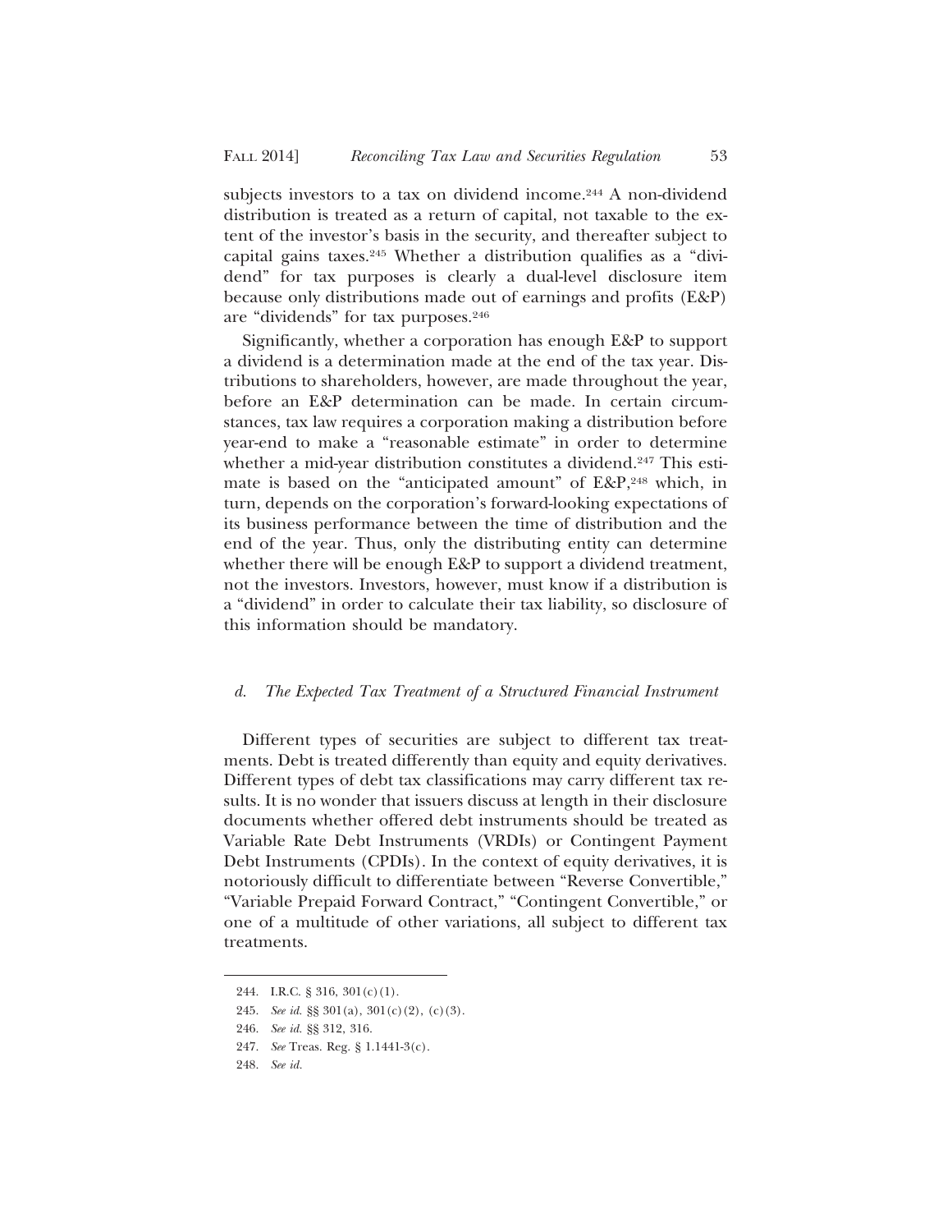subjects investors to a tax on dividend income.[244] A non-dividend distribution is treated as a return of capital, not taxable to the extent of the investor's basis in the security, and thereafter subject to capital gains taxes.[245] Whether a distribution qualifies as a "dividend" for tax purposes is clearly a dual-level disclosure item because only distributions made out of earnings and profits (E&P) are "dividends" for tax purposes.[246]

Significantly, whether a corporation has enough E&P to support a dividend is a determination made at the end of the tax year. Distributions to shareholders, however, are made throughout the year, before an E&P determination can be made. In certain circumstances, tax law requires a corporation making a distribution before year-end to make a "reasonable estimate" in order to determine whether a mid-year distribution constitutes a dividend.[247] This estimate is based on the "anticipated amount" of E&P,[248] which, in turn, depends on the corporation's forward-looking expectations of its business performance between the time of distribution and the end of the year. Thus, only the distributing entity can determine whether there will be enough E&P to support a dividend treatment, not the investors. Investors, however, must know if a distribution is a "dividend" in order to calculate their tax liability, so disclosure of this information should be mandatory.

#### *d. The Expected Tax Treatment of a Structured Financial Instrument*

Different types of securities are subject to different tax treatments. Debt is treated differently than equity and equity derivatives. Different types of debt tax classifications may carry different tax results. It is no wonder that issuers discuss at length in their disclosure documents whether offered debt instruments should be treated as Variable Rate Debt Instruments (VRDIs) or Contingent Payment Debt Instruments (CPDIs). In the context of equity derivatives, it is notoriously difficult to differentiate between "Reverse Convertible," "Variable Prepaid Forward Contract," "Contingent Convertible," or one of a multitude of other variations, all subject to different tax treatments.

---

244. I.R.C. § 316, 301(c)(1).

245. *See id.* §§ 301(a), 301(c)(2), (c)(3).

246. *See id.* §§ 312, 316.

247. *See* Treas. Reg. § 1.1441-3(c).

248. *See id.*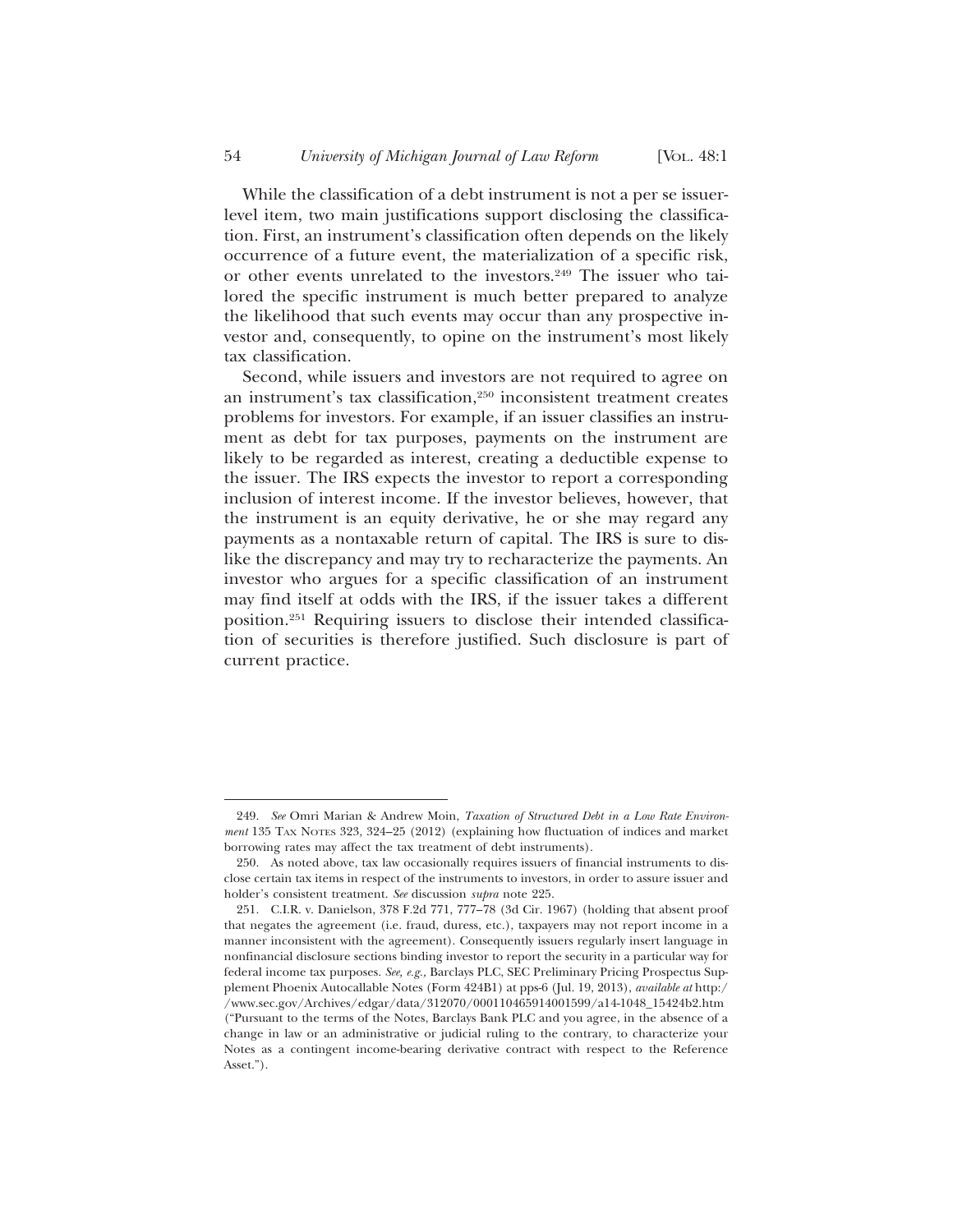While the classification of a debt instrument is not a per se issuer-level item, two main justifications support disclosing the classification. First, an instrument's classification often depends on the likely occurrence of a future event, the materialization of a specific risk, or other events unrelated to the investors.[249] The issuer who tailored the specific instrument is much better prepared to analyze the likelihood that such events may occur than any prospective investor and, consequently, to opine on the instrument's most likely tax classification.

Second, while issuers and investors are not required to agree on an instrument's tax classification,[250] inconsistent treatment creates problems for investors. For example, if an issuer classifies an instrument as debt for tax purposes, payments on the instrument are likely to be regarded as interest, creating a deductible expense to the issuer. The IRS expects the investor to report a corresponding inclusion of interest income. If the investor believes, however, that the instrument is an equity derivative, he or she may regard any payments as a nontaxable return of capital. The IRS is sure to dislike the discrepancy and may try to recharacterize the payments. An investor who argues for a specific classification of an instrument may find itself at odds with the IRS, if the issuer takes a different position.[251] Requiring issuers to disclose their intended classification of securities is therefore justified. Such disclosure is part of current practice.

---

249. *See* Omri Marian & Andrew Moin, *Taxation of Structured Debt in a Low Rate Environment* 135 TAX NOTES 323, 324–25 (2012) (explaining how fluctuation of indices and market borrowing rates may affect the tax treatment of debt instruments).

250. As noted above, tax law occasionally requires issuers of financial instruments to disclose certain tax items in respect of the instruments to investors, in order to assure issuer and holder's consistent treatment. *See* discussion *supra* note 225.

251. C.I.R. v. Danielson, 378 F.2d 771, 777–78 (3d Cir. 1967) (holding that absent proof that negates the agreement (i.e. fraud, duress, etc.), taxpayers may not report income in a manner inconsistent with the agreement). Consequently issuers regularly insert language in nonfinancial disclosure sections binding investor to report the security in a particular way for federal income tax purposes. *See, e.g.*, Barclays PLC, SEC Preliminary Pricing Prospectus Supplement Phoenix Autocallable Notes (Form 424B1) at pps-6 (Jul. 19, 2013), *available at* http://www.sec.gov/Archives/edgar/data/312070/000110465914001599/a14-1048_15424b2.htm ("Pursuant to the terms of the Notes, Barclays Bank PLC and you agree, in the absence of a change in law or an administrative or judicial ruling to the contrary, to characterize your Notes as a contingent income-bearing derivative contract with respect to the Reference Asset.").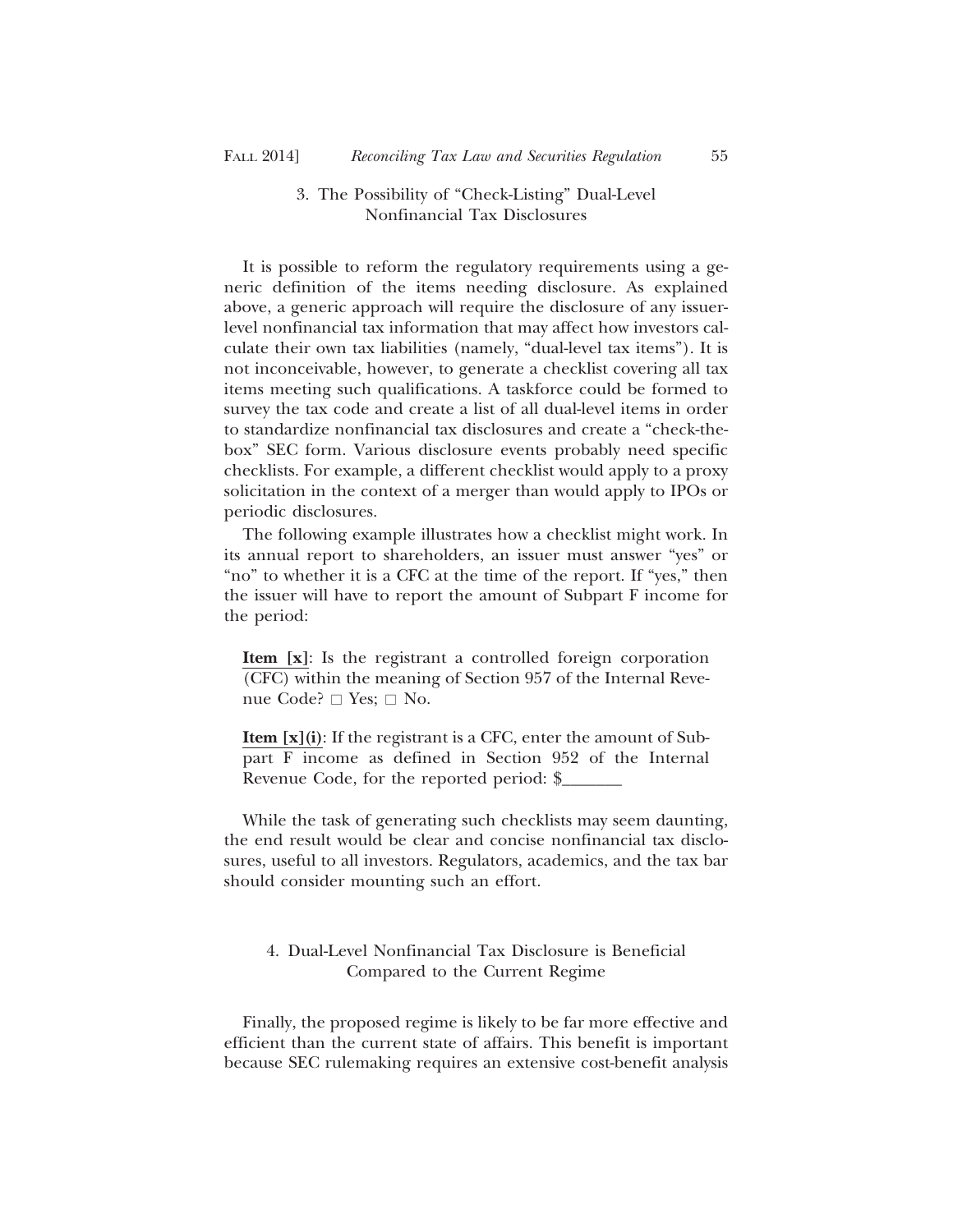### 3. The Possibility of "Check-Listing" Dual-Level Nonfinancial Tax Disclosures

It is possible to reform the regulatory requirements using a generic definition of the items needing disclosure. As explained above, a generic approach will require the disclosure of any issuer-level nonfinancial tax information that may affect how investors calculate their own tax liabilities (namely, "dual-level tax items"). It is not inconceivable, however, to generate a checklist covering all tax items meeting such qualifications. A taskforce could be formed to survey the tax code and create a list of all dual-level items in order to standardize nonfinancial tax disclosures and create a "check-the-box" SEC form. Various disclosure events probably need specific checklists. For example, a different checklist would apply to a proxy solicitation in the context of a merger than would apply to IPOs or periodic disclosures.

The following example illustrates how a checklist might work. In its annual report to shareholders, an issuer must answer "yes" or "no" to whether it is a CFC at the time of the report. If "yes," then the issuer will have to report the amount of Subpart F income for the period:

> **Item [x]**: Is the registrant a controlled foreign corporation (CFC) within the meaning of Section 957 of the Internal Revenue Code? □ Yes; □ No.
>
> **Item [x](i)**: If the registrant is a CFC, enter the amount of Subpart F income as defined in Section 952 of the Internal Revenue Code, for the reported period: $_______

While the task of generating such checklists may seem daunting, the end result would be clear and concise nonfinancial tax disclosures, useful to all investors. Regulators, academics, and the tax bar should consider mounting such an effort.

### 4. Dual-Level Nonfinancial Tax Disclosure is Beneficial Compared to the Current Regime

Finally, the proposed regime is likely to be far more effective and efficient than the current state of affairs. This benefit is important because SEC rulemaking requires an extensive cost-benefit analysis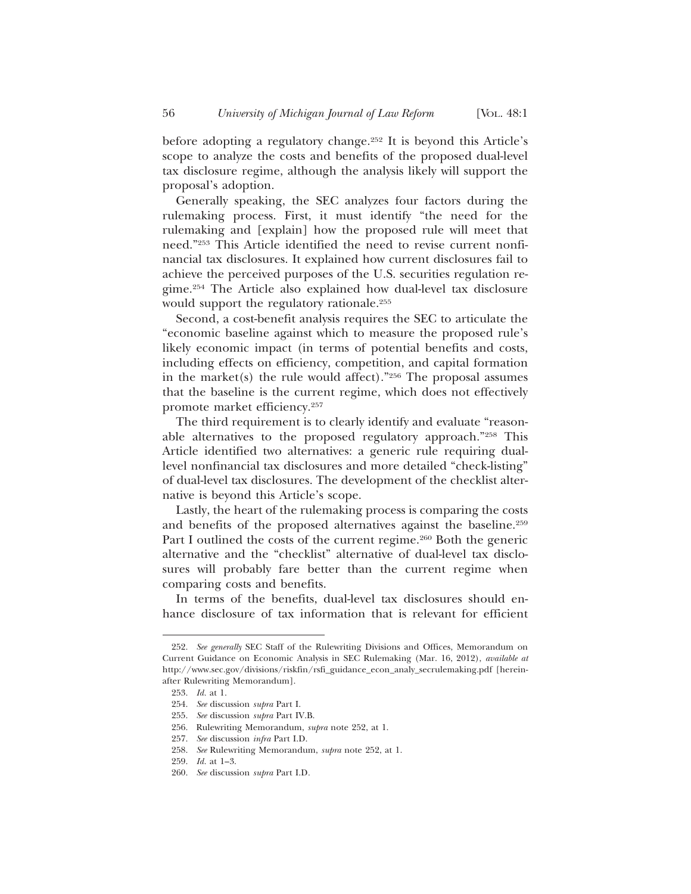before adopting a regulatory change.[252] It is beyond this Article's scope to analyze the costs and benefits of the proposed dual-level tax disclosure regime, although the analysis likely will support the proposal's adoption.

Generally speaking, the SEC analyzes four factors during the rulemaking process. First, it must identify "the need for the rulemaking and [explain] how the proposed rule will meet that need."[253] This Article identified the need to revise current nonfinancial tax disclosures. It explained how current disclosures fail to achieve the perceived purposes of the U.S. securities regulation regime.[254] The Article also explained how dual-level tax disclosure would support the regulatory rationale.[255]

Second, a cost-benefit analysis requires the SEC to articulate the "economic baseline against which to measure the proposed rule's likely economic impact (in terms of potential benefits and costs, including effects on efficiency, competition, and capital formation in the market(s) the rule would affect)."[256] The proposal assumes that the baseline is the current regime, which does not effectively promote market efficiency.[257]

The third requirement is to clearly identify and evaluate "reasonable alternatives to the proposed regulatory approach."[258] This Article identified two alternatives: a generic rule requiring dual-level nonfinancial tax disclosures and more detailed "check-listing" of dual-level tax disclosures. The development of the checklist alternative is beyond this Article's scope.

Lastly, the heart of the rulemaking process is comparing the costs and benefits of the proposed alternatives against the baseline.[259] Part I outlined the costs of the current regime.[260] Both the generic alternative and the "checklist" alternative of dual-level tax disclosures will probably fare better than the current regime when comparing costs and benefits.

In terms of the benefits, dual-level tax disclosures should enhance disclosure of tax information that is relevant for efficient

---

252. *See generally* SEC Staff of the Rulewriting Divisions and Offices, Memorandum on Current Guidance on Economic Analysis in SEC Rulemaking (Mar. 16, 2012), *available at* http://www.sec.gov/divisions/riskfin/rsfi_guidance_econ_analy_secrulemaking.pdf [hereinafter Rulewriting Memorandum].

253. *Id.* at 1.

254. *See* discussion *supra* Part I.

255. *See* discussion *supra* Part IV.B.

256. Rulewriting Memorandum, *supra* note 252, at 1.

257. *See* discussion *infra* Part I.D.

258. *See* Rulewriting Memorandum, *supra* note 252, at 1.

259. *Id.* at 1–3.

260. *See* discussion *supra* Part I.D.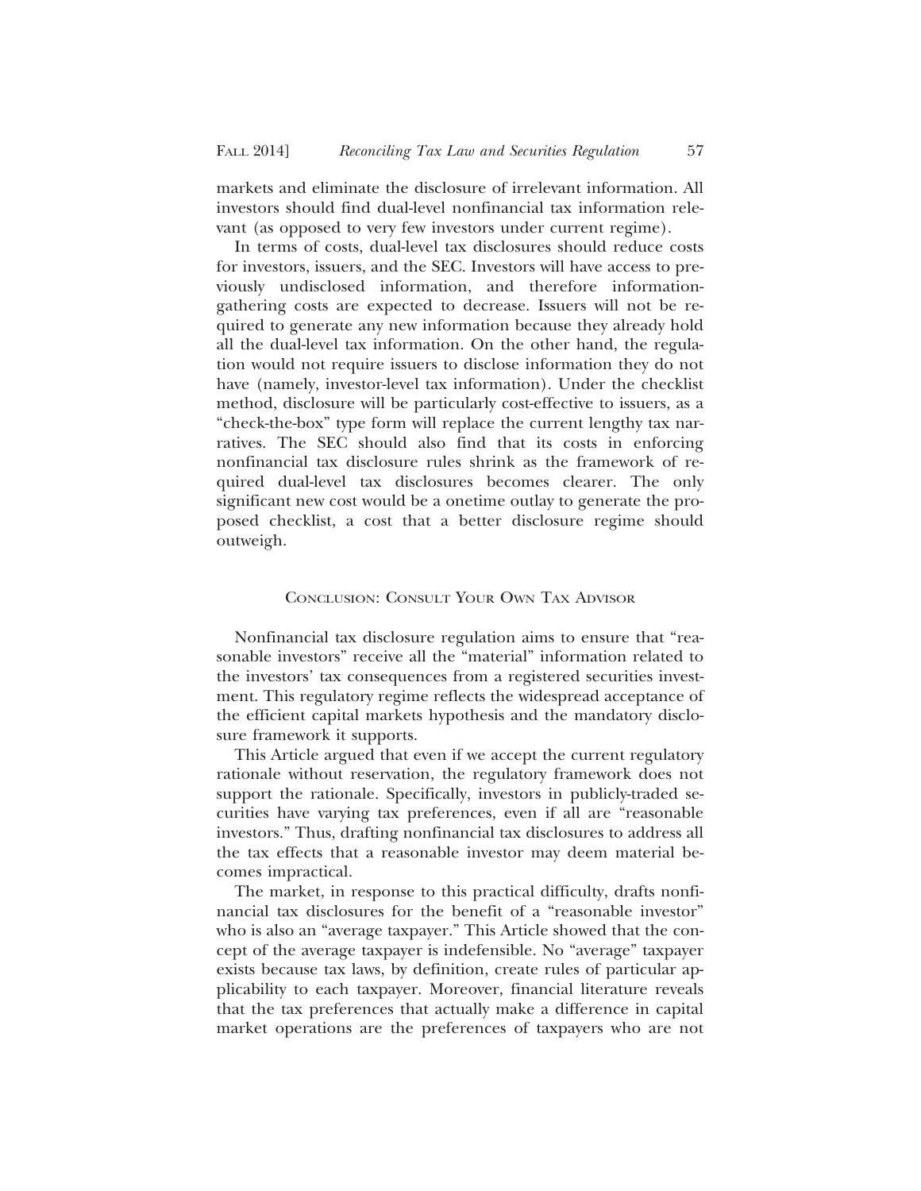markets and eliminate the disclosure of irrelevant information. All investors should find dual-level nonfinancial tax information relevant (as opposed to very few investors under current regime).

In terms of costs, dual-level tax disclosures should reduce costs for investors, issuers, and the SEC. Investors will have access to previously undisclosed information, and therefore information-gathering costs are expected to decrease. Issuers will not be required to generate any new information because they already hold all the dual-level tax information. On the other hand, the regulation would not require issuers to disclose information they do not have (namely, investor-level tax information). Under the checklist method, disclosure will be particularly cost-effective to issuers, as a "check-the-box" type form will replace the current lengthy tax narratives. The SEC should also find that its costs in enforcing nonfinancial tax disclosure rules shrink as the framework of required dual-level tax disclosures becomes clearer. The only significant new cost would be a onetime outlay to generate the proposed checklist, a cost that a better disclosure regime should outweigh.

## Conclusion: Consult Your Own Tax Advisor

Nonfinancial tax disclosure regulation aims to ensure that "reasonable investors" receive all the "material" information related to the investors' tax consequences from a registered securities investment. This regulatory regime reflects the widespread acceptance of the efficient capital markets hypothesis and the mandatory disclosure framework it supports.

This Article argued that even if we accept the current regulatory rationale without reservation, the regulatory framework does not support the rationale. Specifically, investors in publicly-traded securities have varying tax preferences, even if all are "reasonable investors." Thus, drafting nonfinancial tax disclosures to address all the tax effects that a reasonable investor may deem material becomes impractical.

The market, in response to this practical difficulty, drafts nonfinancial tax disclosures for the benefit of a "reasonable investor" who is also an "average taxpayer." This Article showed that the concept of the average taxpayer is indefensible. No "average" taxpayer exists because tax laws, by definition, create rules of particular applicability to each taxpayer. Moreover, financial literature reveals that the tax preferences that actually make a difference in capital market operations are the preferences of taxpayers who are not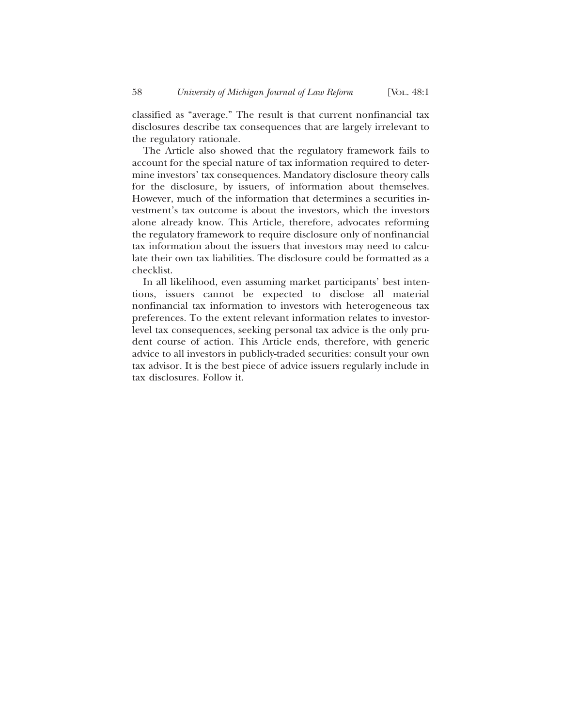classified as "average." The result is that current nonfinancial tax disclosures describe tax consequences that are largely irrelevant to the regulatory rationale.

The Article also showed that the regulatory framework fails to account for the special nature of tax information required to determine investors' tax consequences. Mandatory disclosure theory calls for the disclosure, by issuers, of information about themselves. However, much of the information that determines a securities investment's tax outcome is about the investors, which the investors alone already know. This Article, therefore, advocates reforming the regulatory framework to require disclosure only of nonfinancial tax information about the issuers that investors may need to calculate their own tax liabilities. The disclosure could be formatted as a checklist.

In all likelihood, even assuming market participants' best intentions, issuers cannot be expected to disclose all material nonfinancial tax information to investors with heterogeneous tax preferences. To the extent relevant information relates to investor-level tax consequences, seeking personal tax advice is the only prudent course of action. This Article ends, therefore, with generic advice to all investors in publicly-traded securities: consult your own tax advisor. It is the best piece of advice issuers regularly include in tax disclosures. Follow it.